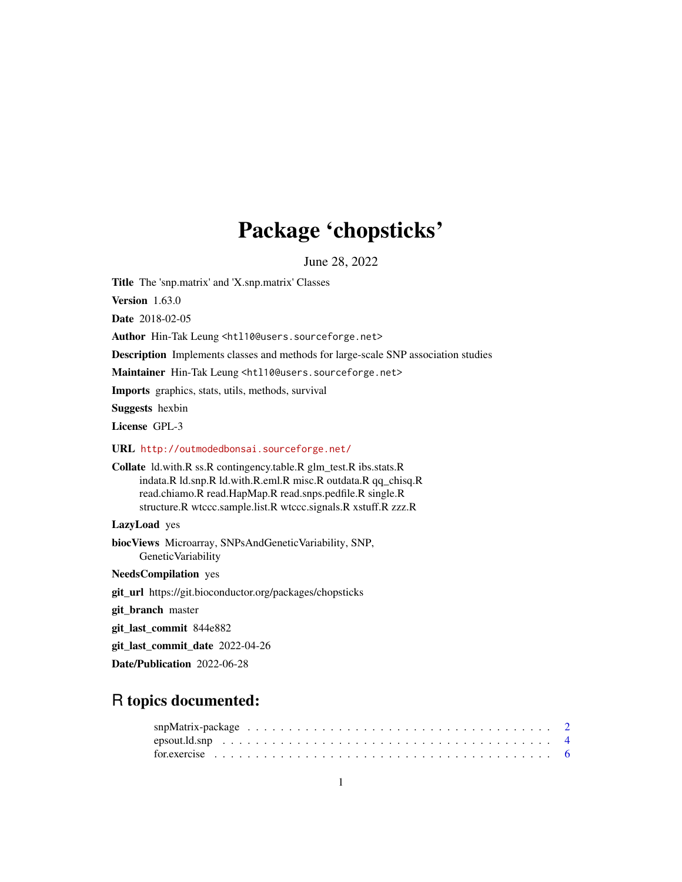# Package 'chopsticks'

June 28, 2022

**Title** The 'snp.matrix' and 'X.snp.matrix' Classes

**Version** 1.63.0

**Date** 2018-02-05

**Author** Hin-Tak Leung <htl10@users.sourceforge.net>

**Description** Implements classes and methods for large-scale SNP association studies

**Maintainer** Hin-Tak Leung <htl10@users.sourceforge.net>

**Imports** graphics, stats, utils, methods, survival

**Suggests** hexbin

**License** GPL-3

**URL** http://outmodedbonsai.sourceforge.net/

**Collate** ld.with.R ss.R contingency.table.R glm_test.R ibs.stats.R indata.R ld.snp.R ld.with.R.eml.R misc.R outdata.R qq_chisq.R read.chiamo.R read.HapMap.R read.snps.pedfile.R single.R structure.R wtccc.sample.list.R wtccc.signals.R xstuff.R zzz.R

**LazyLoad** yes

**biocViews** Microarray, SNPsAndGeneticVariability, SNP, GeneticVariability

**NeedsCompilation** yes

**git_url** https://git.bioconductor.org/packages/chopsticks

**git_branch** master

**git_last_commit** 844e882

**git_last_commit_date** 2022-04-26

**Date/Publication** 2022-06-28

## R topics documented:

snpMatrix-package . . . . . . . . . . . . . . . . . . . . . . . . . . . . . . . . . . . . 2
epsout.ld.snp . . . . . . . . . . . . . . . . . . . . . . . . . . . . . . . . . . . . . . . 4
for.exercise . . . . . . . . . . . . . . . . . . . . . . . . . . . . . . . . . . . . . . . . 6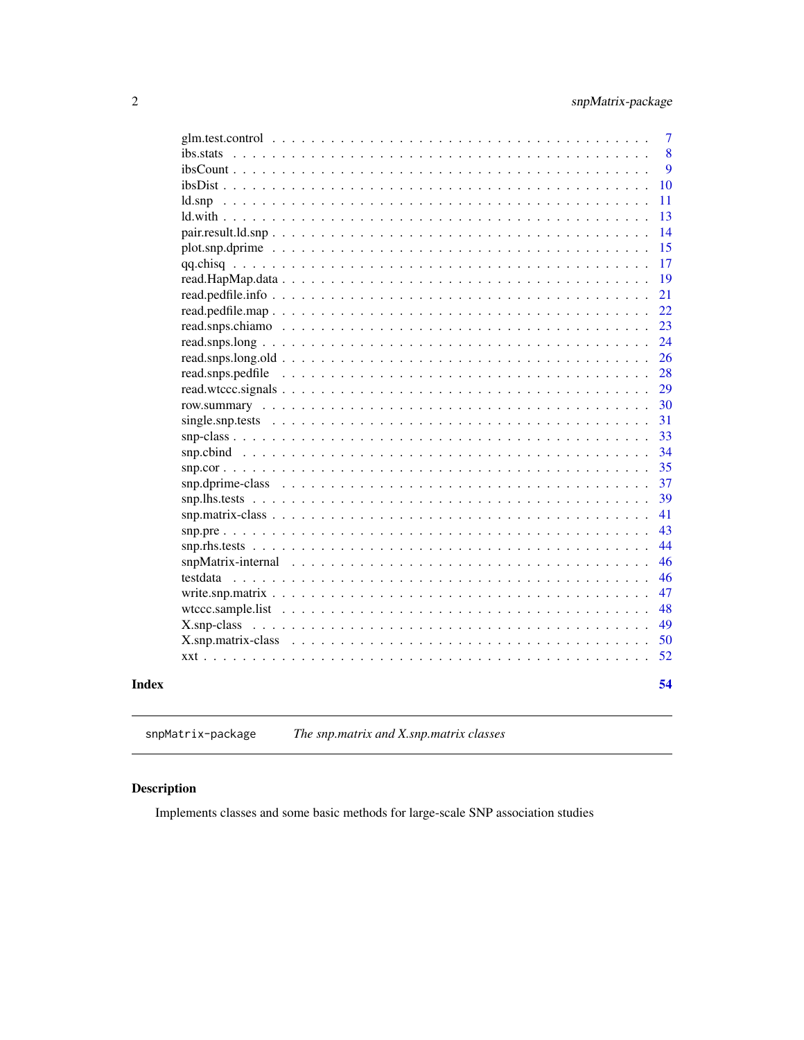| | |
|---|---|
| glm.test.control | 7 |
| ibs.stats | 8 |
| ibsCount | 9 |
| ibsDist | 10 |
| ld.snp | 11 |
| ld.with | 13 |
| pair.result.ld.snp | 14 |
| plot.snp.dprime | 15 |
| qq.chisq | 17 |
| read.HapMap.data | 19 |
| read.pedfile.info | 21 |
| read.pedfile.map | 22 |
| read.snps.chiamo | 23 |
| read.snps.long | 24 |
| read.snps.long.old | 26 |
| read.snps.pedfile | 28 |
| read.wtccc.signals | 29 |
| row.summary | 30 |
| single.snp.tests | 31 |
| snp-class | 33 |
| snp.cbind | 34 |
| snp.cor | 35 |
| snp.dprime-class | 37 |
| snp.lhs.tests | 39 |
| snp.matrix-class | 41 |
| snp.pre | 43 |
| snp.rhs.tests | 44 |
| snpMatrix-internal | 46 |
| testdata | 46 |
| write.snp.matrix | 47 |
| wtccc.sample.list | 48 |
| X.snp-class | 49 |
| X.snp.matrix-class | 50 |
| xxt | 52 |

**Index** **54**

---

snpMatrix-package *The snp.matrix and X.snp.matrix classes*

---

## Description

Implements classes and some basic methods for large-scale SNP association studies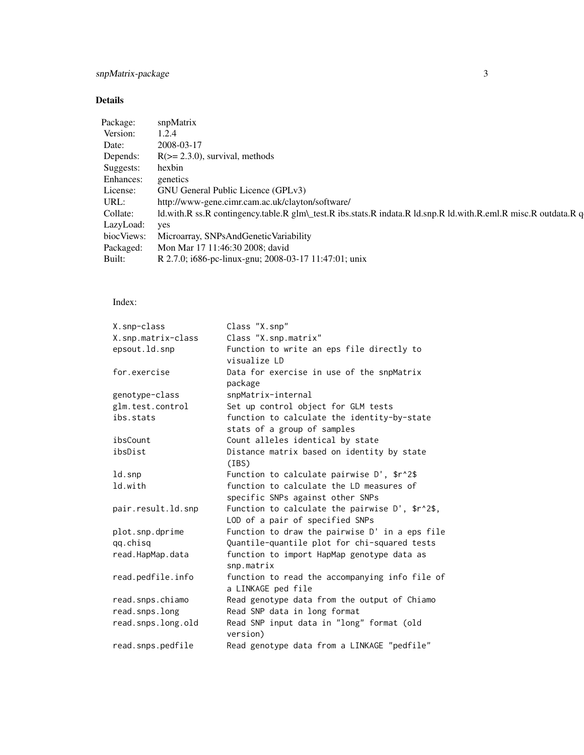## Details

| | |
|---|---|
| Package: | snpMatrix |
| Version: | 1.2.4 |
| Date: | 2008-03-17 |
| Depends: | R(>= 2.3.0), survival, methods |
| Suggests: | hexbin |
| Enhances: | genetics |
| License: | GNU General Public Licence (GPLv3) |
| URL: | http://www-gene.cimr.cam.ac.uk/clayton/software/ |
| Collate: | ld.with.R ss.R contingency.table.R glm\_test.R ibs.stats.R indata.R ld.snp.R ld.with.R.eml.R misc.R outdata.R q |
| LazyLoad: | yes |
| biocViews: | Microarray, SNPsAndGeneticVariability |
| Packaged: | Mon Mar 17 11:46:30 2008; david |
| Built: | R 2.7.0; i686-pc-linux-gnu; 2008-03-17 11:47:01; unix |

Index:

```
X.snp-class             Class "X.snp"
X.snp.matrix-class      Class "X.snp.matrix"
epsout.ld.snp           Function to write an eps file directly to
                        visualize LD
for.exercise            Data for exercise in use of the snpMatrix
                        package
genotype-class          snpMatrix-internal
glm.test.control        Set up control object for GLM tests
ibs.stats               function to calculate the identity-by-state
                        stats of a group of samples
ibsCount                Count alleles identical by state
ibsDist                 Distance matrix based on identity by state
                        (IBS)
ld.snp                  Function to calculate pairwise D', $r^2$
ld.with                 function to calculate the LD measures of
                        specific SNPs against other SNPs
pair.result.ld.snp      Function to calculate the pairwise D', $r^2$,
                        LOD of a pair of specified SNPs
plot.snp.dprime         Function to draw the pairwise D' in a eps file
qq.chisq                Quantile-quantile plot for chi-squared tests
read.HapMap.data        function to import HapMap genotype data as
                        snp.matrix
read.pedfile.info       function to read the accompanying info file of
                        a LINKAGE ped file
read.snps.chiamo        Read genotype data from the output of Chiamo
read.snps.long          Read SNP data in long format
read.snps.long.old      Read SNP input data in "long" format (old
                        version)
read.snps.pedfile       Read genotype data from a LINKAGE "pedfile"
```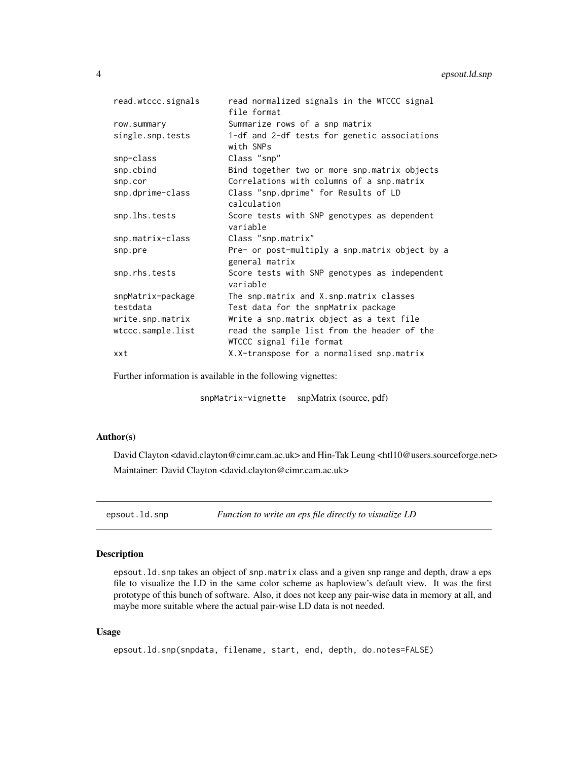| | |
|---|---|
| read.wtccc.signals | read normalized signals in the WTCCC signal file format |
| row.summary | Summarize rows of a snp matrix |
| single.snp.tests | 1-df and 2-df tests for genetic associations with SNPs |
| snp-class | Class "snp" |
| snp.cbind | Bind together two or more snp.matrix objects |
| snp.cor | Correlations with columns of a snp.matrix |
| snp.dprime-class | Class "snp.dprime" for Results of LD calculation |
| snp.lhs.tests | Score tests with SNP genotypes as dependent variable |
| snp.matrix-class | Class "snp.matrix" |
| snp.pre | Pre- or post-multiply a snp.matrix object by a general matrix |
| snp.rhs.tests | Score tests with SNP genotypes as independent variable |
| snpMatrix-package | The snp.matrix and X.snp.matrix classes |
| testdata | Test data for the snpMatrix package |
| write.snp.matrix | Write a snp.matrix object as a text file |
| wtccc.sample.list | read the sample list from the header of the WTCCC signal file format |
| xxt | X.X-transpose for a normalised snp.matrix |

Further information is available in the following vignettes:

| | |
|---|---|
| snpMatrix-vignette | snpMatrix (source, pdf) |

### Author(s)

David Clayton <david.clayton@cimr.cam.ac.uk> and Hin-Tak Leung <htl10@users.sourceforge.net>

Maintainer: David Clayton <david.clayton@cimr.cam.ac.uk>

---

## epsout.ld.snp — *Function to write an eps file directly to visualize LD*

### Description

epsout.ld.snp takes an object of snp.matrix class and a given snp range and depth, draw a eps file to visualize the LD in the same color scheme as haploview's default view. It was the first prototype of this bunch of software. Also, it does not keep any pair-wise data in memory at all, and maybe more suitable where the actual pair-wise LD data is not needed.

### Usage

```
epsout.ld.snp(snpdata, filename, start, end, depth, do.notes=FALSE)
```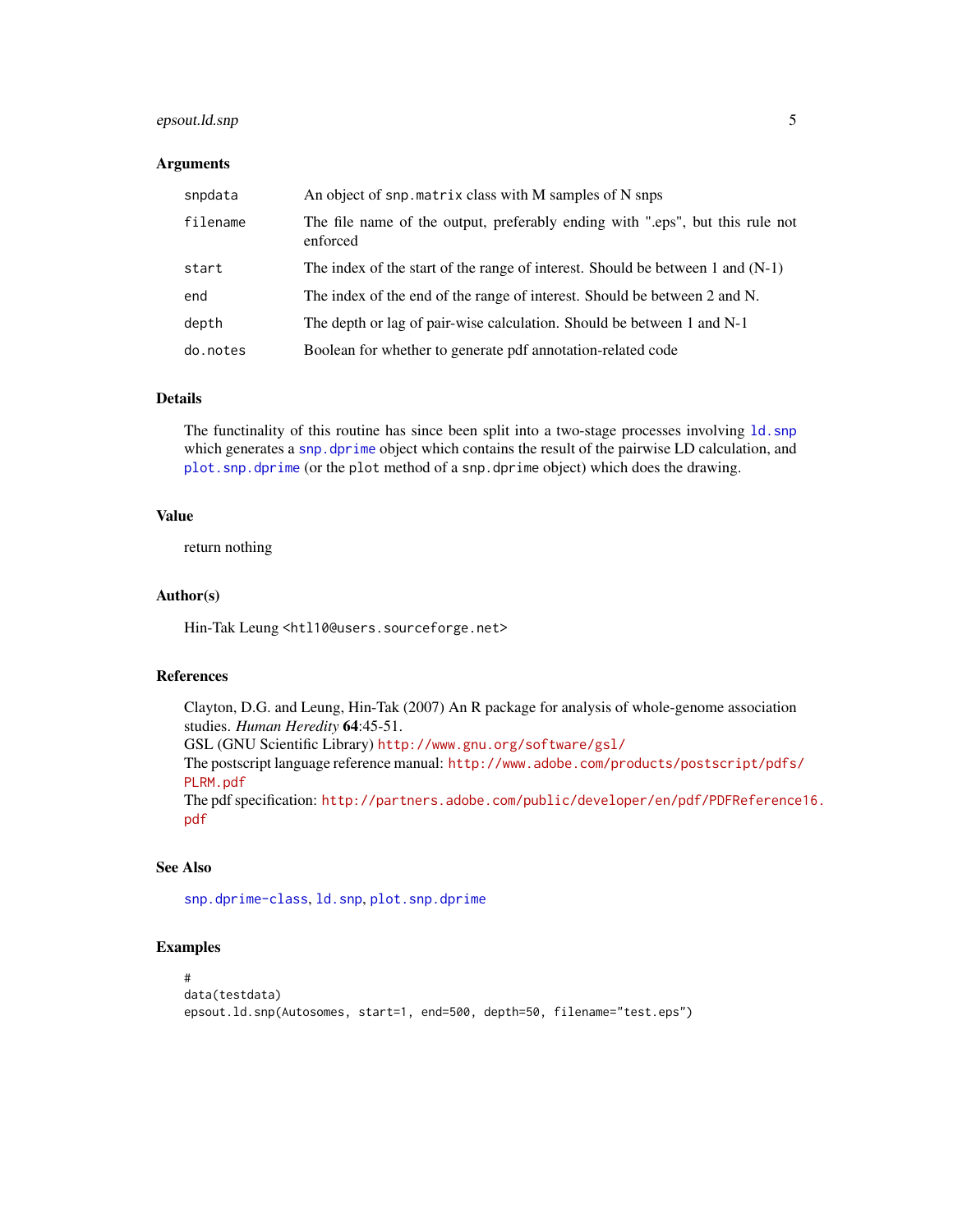### Arguments

| | |
|---|---|
| `snpdata` | An object of `snp.matrix` class with M samples of N snps |
| `filename` | The file name of the output, preferably ending with ".eps", but this rule not enforced |
| `start` | The index of the start of the range of interest. Should be between 1 and (N-1) |
| `end` | The index of the end of the range of interest. Should be between 2 and N. |
| `depth` | The depth or lag of pair-wise calculation. Should be between 1 and N-1 |
| `do.notes` | Boolean for whether to generate pdf annotation-related code |

### Details

The functinality of this routine has since been split into a two-stage processes involving `ld.snp` which generates a `snp.dprime` object which contains the result of the pairwise LD calculation, and `plot.snp.dprime` (or the `plot` method of a `snp.dprime` object) which does the drawing.

### Value

return nothing

### Author(s)

Hin-Tak Leung <htl10@users.sourceforge.net>

### References

Clayton, D.G. and Leung, Hin-Tak (2007) An R package for analysis of whole-genome association studies. *Human Heredity* **64**:45-51.
GSL (GNU Scientific Library) http://www.gnu.org/software/gsl/
The postscript language reference manual: http://www.adobe.com/products/postscript/pdfs/PLRM.pdf
The pdf specification: http://partners.adobe.com/public/developer/en/pdf/PDFReference16.pdf

### See Also

`snp.dprime-class`, `ld.snp`, `plot.snp.dprime`

### Examples

```
#
data(testdata)
epsout.ld.snp(Autosomes, start=1, end=500, depth=50, filename="test.eps")
```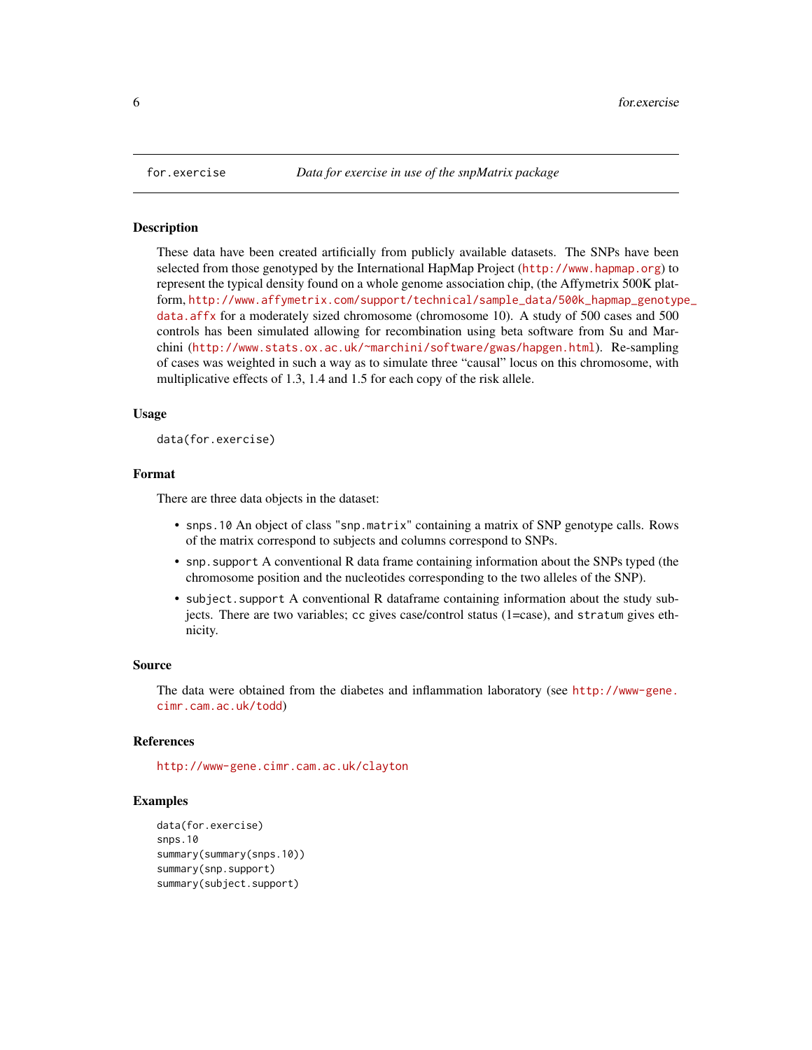## for.exercise — *Data for exercise in use of the snpMatrix package*

### Description

These data have been created artificially from publicly available datasets. The SNPs have been selected from those genotyped by the International HapMap Project (http://www.hapmap.org) to represent the typical density found on a whole genome association chip, (the Affymetrix 500K platform, http://www.affymetrix.com/support/technical/sample_data/500k_hapmap_genotype_data.affx for a moderately sized chromosome (chromosome 10). A study of 500 cases and 500 controls has been simulated allowing for recombination using beta software from Su and Marchini (http://www.stats.ox.ac.uk/~marchini/software/gwas/hapgen.html). Re-sampling of cases was weighted in such a way as to simulate three "causal" locus on this chromosome, with multiplicative effects of 1.3, 1.4 and 1.5 for each copy of the risk allele.

### Usage

```
data(for.exercise)
```

### Format

There are three data objects in the dataset:

- `snps.10` An object of class "`snp.matrix`" containing a matrix of SNP genotype calls. Rows of the matrix correspond to subjects and columns correspond to SNPs.
- `snp.support` A conventional R data frame containing information about the SNPs typed (the chromosome position and the nucleotides corresponding to the two alleles of the SNP).
- `subject.support` A conventional R dataframe containing information about the study subjects. There are two variables; `cc` gives case/control status (1=case), and `stratum` gives ethnicity.

### Source

The data were obtained from the diabetes and inflammation laboratory (see http://www-gene.cimr.cam.ac.uk/todd)

### References

http://www-gene.cimr.cam.ac.uk/clayton

### Examples

```
data(for.exercise)
snps.10
summary(summary(snps.10))
summary(snp.support)
summary(subject.support)
```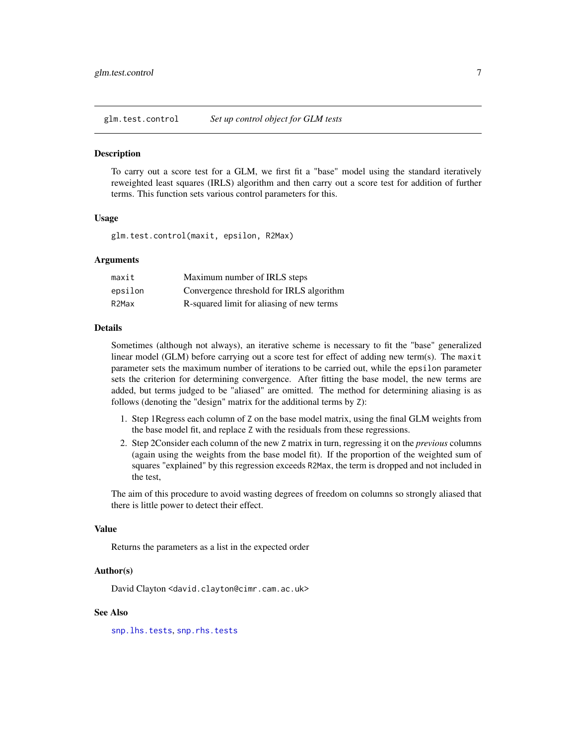## glm.test.control — *Set up control object for GLM tests*

### Description

To carry out a score test for a GLM, we first fit a "base" model using the standard iteratively reweighted least squares (IRLS) algorithm and then carry out a score test for addition of further terms. This function sets various control parameters for this.

### Usage

```
glm.test.control(maxit, epsilon, R2Max)
```

### Arguments

| | |
|---|---|
| `maxit` | Maximum number of IRLS steps |
| `epsilon` | Convergence threshold for IRLS algorithm |
| `R2Max` | R-squared limit for aliasing of new terms |

### Details

Sometimes (although not always), an iterative scheme is necessary to fit the "base" generalized linear model (GLM) before carrying out a score test for effect of adding new term(s). The `maxit` parameter sets the maximum number of iterations to be carried out, while the `epsilon` parameter sets the criterion for determining convergence. After fitting the base model, the new terms are added, but terms judged to be "aliased" are omitted. The method for determining aliasing is as follows (denoting the "design" matrix for the additional terms by `Z`):

1. Step 1Regress each column of `Z` on the base model matrix, using the final GLM weights from the base model fit, and replace `Z` with the residuals from these regressions.
2. Step 2Consider each column of the new `Z` matrix in turn, regressing it on the *previous* columns (again using the weights from the base model fit). If the proportion of the weighted sum of squares "explained" by this regression exceeds `R2Max`, the term is dropped and not included in the test,

The aim of this procedure to avoid wasting degrees of freedom on columns so strongly aliased that there is little power to detect their effect.

### Value

Returns the parameters as a list in the expected order

### Author(s)

David Clayton <david.clayton@cimr.cam.ac.uk>

### See Also

`snp.lhs.tests`, `snp.rhs.tests`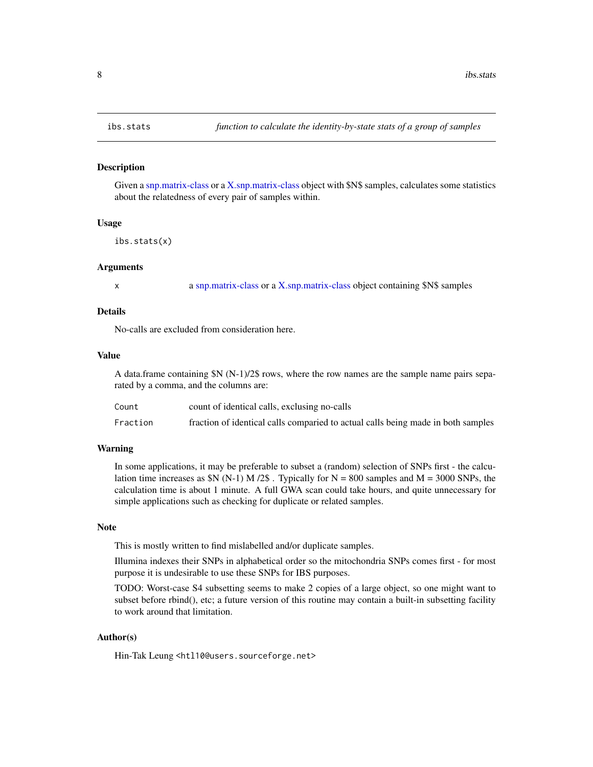# ibs.stats — *function to calculate the identity-by-state stats of a group of samples*

## Description

Given a snp.matrix-class or a X.snp.matrix-class object with $N$ samples, calculates some statistics about the relatedness of every pair of samples within.

## Usage

```
ibs.stats(x)
```

## Arguments

| | |
|---|---|
| x | a snp.matrix-class or a X.snp.matrix-class object containing $N$ samples |

## Details

No-calls are excluded from consideration here.

## Value

A data.frame containing $N (N-1)/2$ rows, where the row names are the sample name pairs separated by a comma, and the columns are:

| | |
|---|---|
| Count | count of identical calls, exclusing no-calls |
| Fraction | fraction of identical calls comparied to actual calls being made in both samples |

## Warning

In some applications, it may be preferable to subset a (random) selection of SNPs first - the calculation time increases as $N (N-1) M /2$ . Typically for N = 800 samples and M = 3000 SNPs, the calculation time is about 1 minute. A full GWA scan could take hours, and quite unnecessary for simple applications such as checking for duplicate or related samples.

## Note

This is mostly written to find mislabelled and/or duplicate samples.

Illumina indexes their SNPs in alphabetical order so the mitochondria SNPs comes first - for most purpose it is undesirable to use these SNPs for IBS purposes.

TODO: Worst-case S4 subsetting seems to make 2 copies of a large object, so one might want to subset before rbind(), etc; a future version of this routine may contain a built-in subsetting facility to work around that limitation.

## Author(s)

Hin-Tak Leung <htl10@users.sourceforge.net>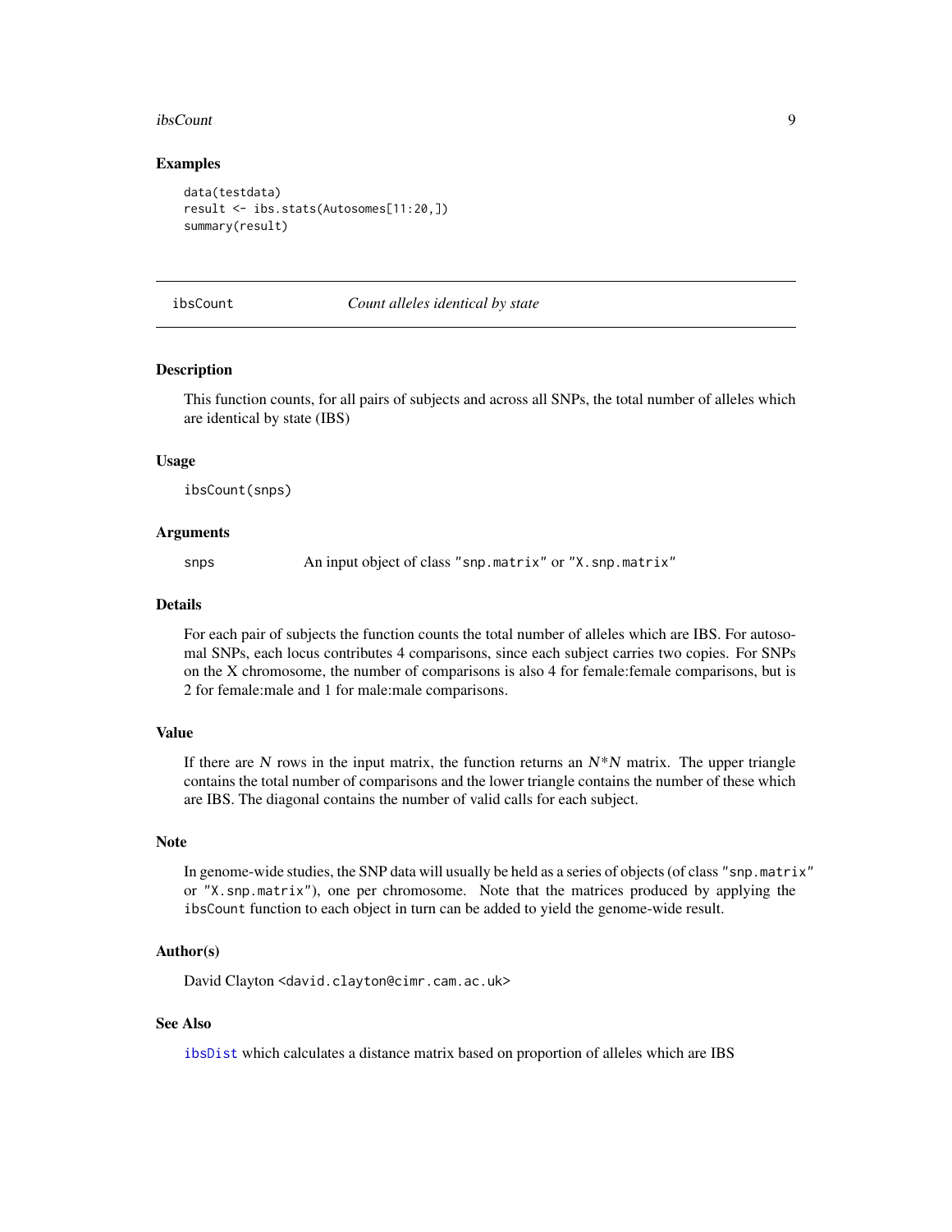## Examples

```
data(testdata)
result <- ibs.stats(Autosomes[11:20,])
summary(result)
```

---

# ibsCount — *Count alleles identical by state*

## Description

This function counts, for all pairs of subjects and across all SNPs, the total number of alleles which are identical by state (IBS)

## Usage

```
ibsCount(snps)
```

## Arguments

| | |
|---|---|
| `snps` | An input object of class `"snp.matrix"` or `"X.snp.matrix"` |

## Details

For each pair of subjects the function counts the total number of alleles which are IBS. For autosomal SNPs, each locus contributes 4 comparisons, since each subject carries two copies. For SNPs on the X chromosome, the number of comparisons is also 4 for female:female comparisons, but is 2 for female:male and 1 for male:male comparisons.

## Value

If there are $N$ rows in the input matrix, the function returns an $N*N$ matrix. The upper triangle contains the total number of comparisons and the lower triangle contains the number of these which are IBS. The diagonal contains the number of valid calls for each subject.

## Note

In genome-wide studies, the SNP data will usually be held as a series of objects (of class `"snp.matrix"` or `"X.snp.matrix"`), one per chromosome. Note that the matrices produced by applying the `ibsCount` function to each object in turn can be added to yield the genome-wide result.

## Author(s)

David Clayton <david.clayton@cimr.cam.ac.uk>

## See Also

`ibsDist` which calculates a distance matrix based on proportion of alleles which are IBS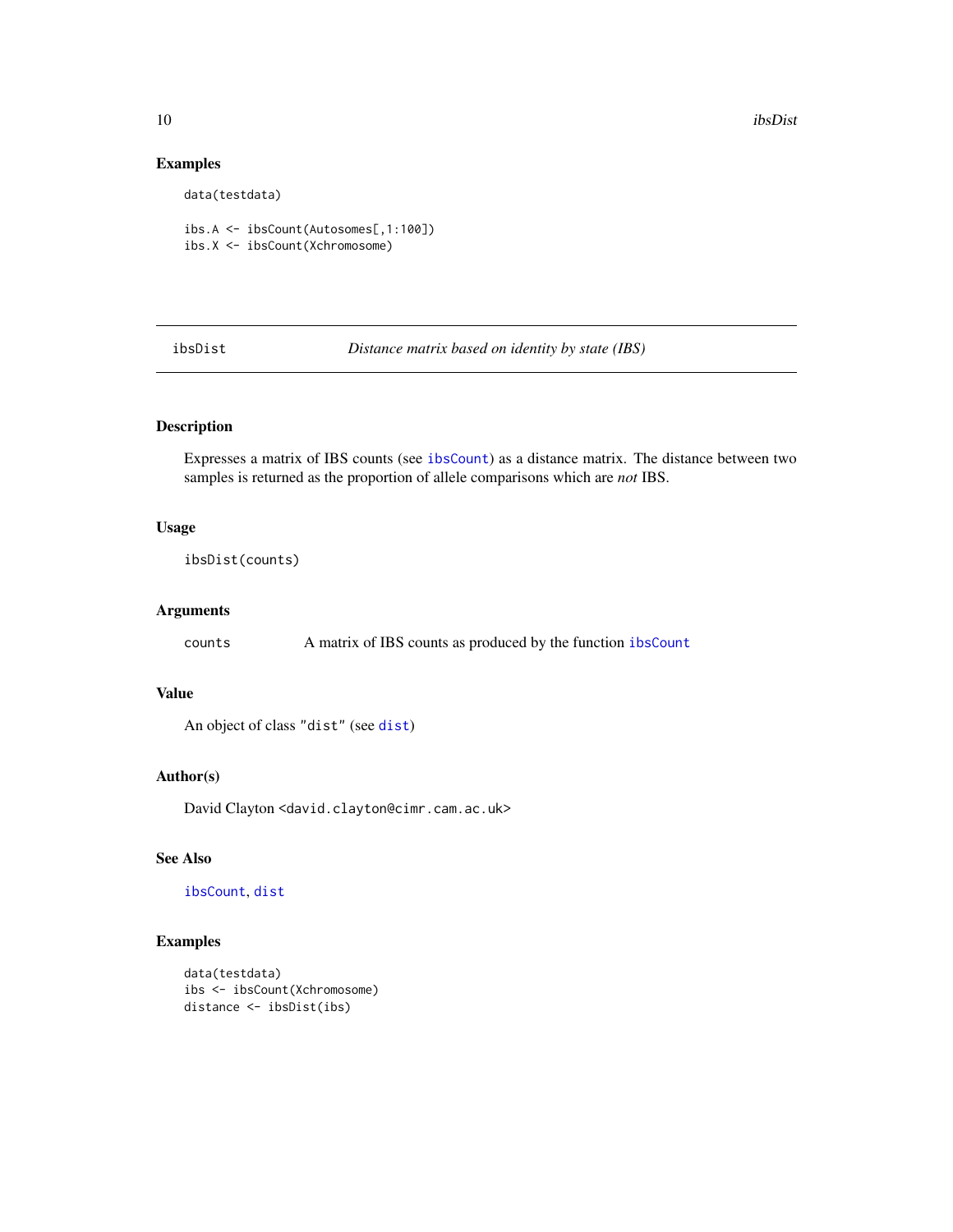## Examples

```
data(testdata)

ibs.A <- ibsCount(Autosomes[,1:100])
ibs.X <- ibsCount(Xchromosome)
```

---

# ibsDist — *Distance matrix based on identity by state (IBS)*

---

## Description

Expresses a matrix of IBS counts (see `ibsCount`) as a distance matrix. The distance between two samples is returned as the proportion of allele comparisons which are *not* IBS.

## Usage

```
ibsDist(counts)
```

## Arguments

`counts` A matrix of IBS counts as produced by the function `ibsCount`

## Value

An object of class `"dist"` (see `dist`)

## Author(s)

David Clayton <david.clayton@cimr.cam.ac.uk>

## See Also

`ibsCount`, `dist`

## Examples

```
data(testdata)
ibs <- ibsCount(Xchromosome)
distance <- ibsDist(ibs)
```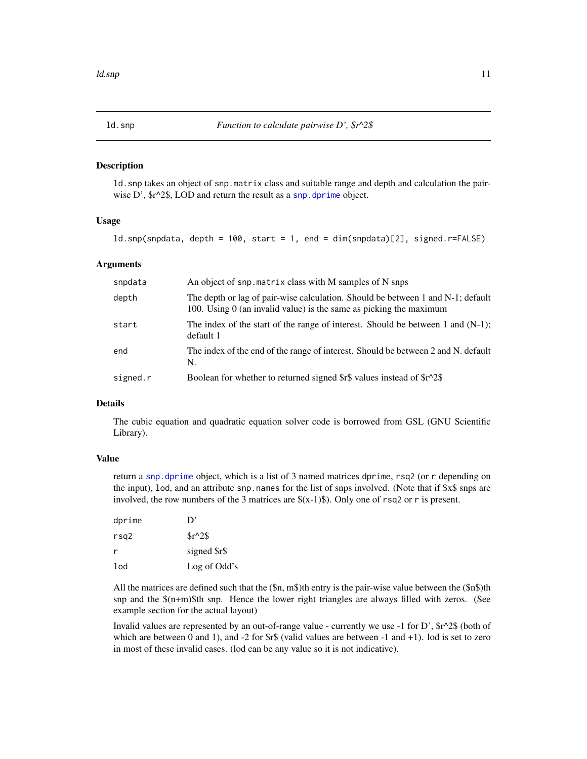ld.snp *Function to calculate pairwise D', $r^2$*

## Description

ld.snp takes an object of snp.matrix class and suitable range and depth and calculation the pairwise D', $r^2$, LOD and return the result as a snp.dprime object.

## Usage

```
ld.snp(snpdata, depth = 100, start = 1, end = dim(snpdata)[2], signed.r=FALSE)
```

## Arguments

| | |
|---|---|
| snpdata | An object of snp.matrix class with M samples of N snps |
| depth | The depth or lag of pair-wise calculation. Should be between 1 and N-1; default 100. Using 0 (an invalid value) is the same as picking the maximum |
| start | The index of the start of the range of interest. Should be between 1 and (N-1); default 1 |
| end | The index of the end of the range of interest. Should be between 2 and N. default N. |
| signed.r | Boolean for whether to returned signed $r$ values instead of $r^2$ |

## Details

The cubic equation and quadratic equation solver code is borrowed from GSL (GNU Scientific Library).

## Value

return a snp.dprime object, which is a list of 3 named matrices dprime, rsq2 (or r depending on the input), lod, and an attribute snp.names for the list of snps involved. (Note that if $x$ snps are involved, the row numbers of the 3 matrices are $(x-1)$). Only one of rsq2 or r is present.

| | |
|---|---|
| dprime | D' |
| rsq2 | $r^2$ |
| r | signed $r$ |
| lod | Log of Odd's |

All the matrices are defined such that the ($n, m$)th entry is the pair-wise value between the ($n$)th snp and the $(n+m)$th snp. Hence the lower right triangles are always filled with zeros. (See example section for the actual layout)

Invalid values are represented by an out-of-range value - currently we use -1 for D', $r^2$ (both of which are between 0 and 1), and -2 for $r$ (valid values are between -1 and +1). lod is set to zero in most of these invalid cases. (lod can be any value so it is not indicative).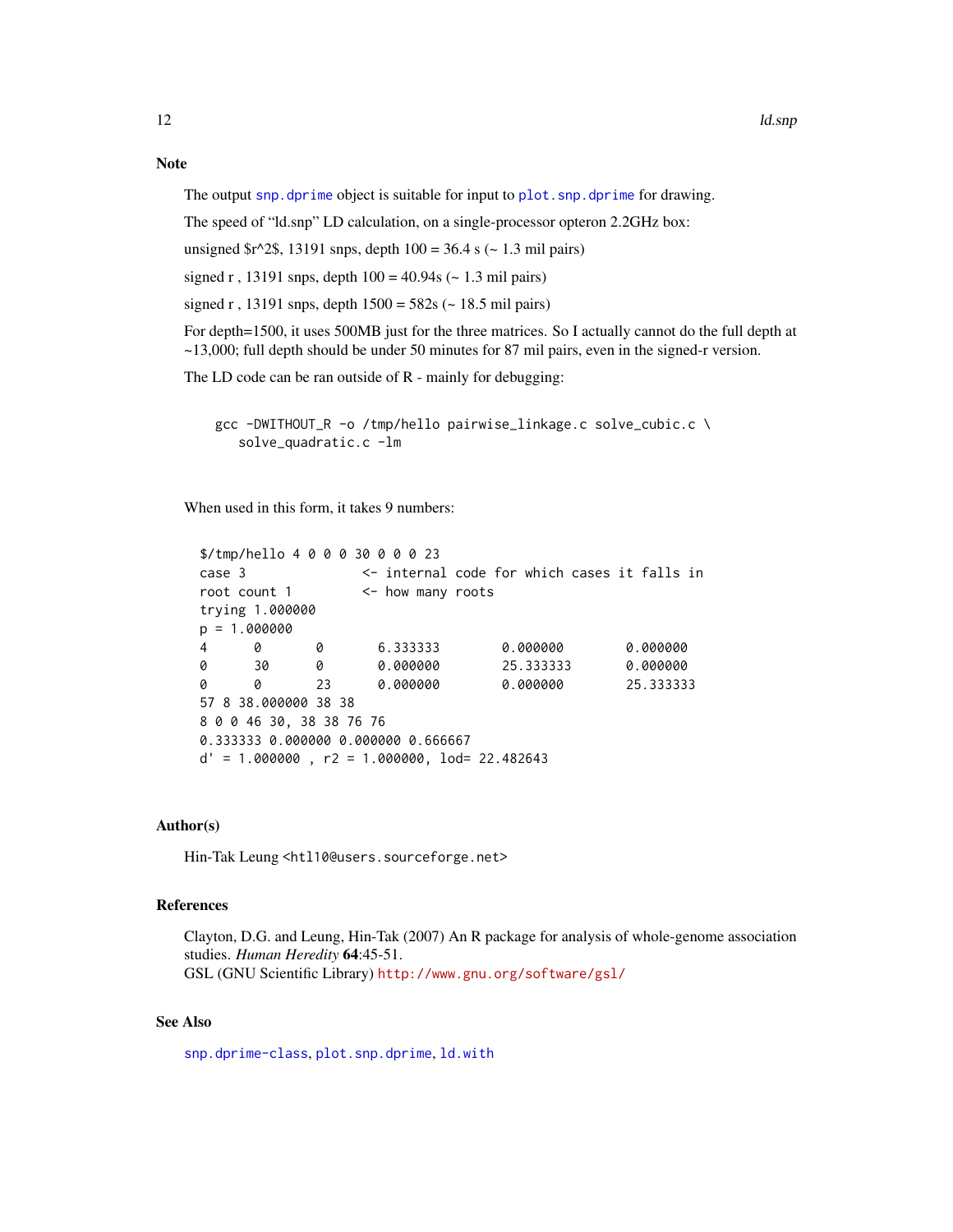## Note

The output snp.dprime object is suitable for input to plot.snp.dprime for drawing.

The speed of "ld.snp" LD calculation, on a single-processor opteron 2.2GHz box:

unsigned $r^2$, 13191 snps, depth 100 = 36.4 s (~ 1.3 mil pairs)

signed r , 13191 snps, depth 100 = 40.94s (~ 1.3 mil pairs)

signed r , 13191 snps, depth 1500 = 582s (~ 18.5 mil pairs)

For depth=1500, it uses 500MB just for the three matrices. So I actually cannot do the full depth at ~13,000; full depth should be under 50 minutes for 87 mil pairs, even in the signed-r version.

The LD code can be ran outside of R - mainly for debugging:

```
gcc -DWITHOUT_R -o /tmp/hello pairwise_linkage.c solve_cubic.c \
   solve_quadratic.c -lm
```

When used in this form, it takes 9 numbers:

```
$/tmp/hello 4 0 0 0 30 0 0 0 23
case 3              <- internal code for which cases it falls in
root count 1        <- how many roots
trying 1.000000
p = 1.000000
4      0       0       6.333333        0.000000        0.000000
0      30      0       0.000000        25.333333       0.000000
0      0       23      0.000000        0.000000        25.333333
57 8 38.000000 38 38
8 0 0 46 30, 38 38 76 76
0.333333 0.000000 0.000000 0.666667
d' = 1.000000 , r2 = 1.000000, lod= 22.482643
```

## Author(s)

Hin-Tak Leung <htl10@users.sourceforge.net>

## References

Clayton, D.G. and Leung, Hin-Tak (2007) An R package for analysis of whole-genome association studies. *Human Heredity* **64**:45-51.
GSL (GNU Scientific Library) http://www.gnu.org/software/gsl/

## See Also

snp.dprime-class, plot.snp.dprime, ld.with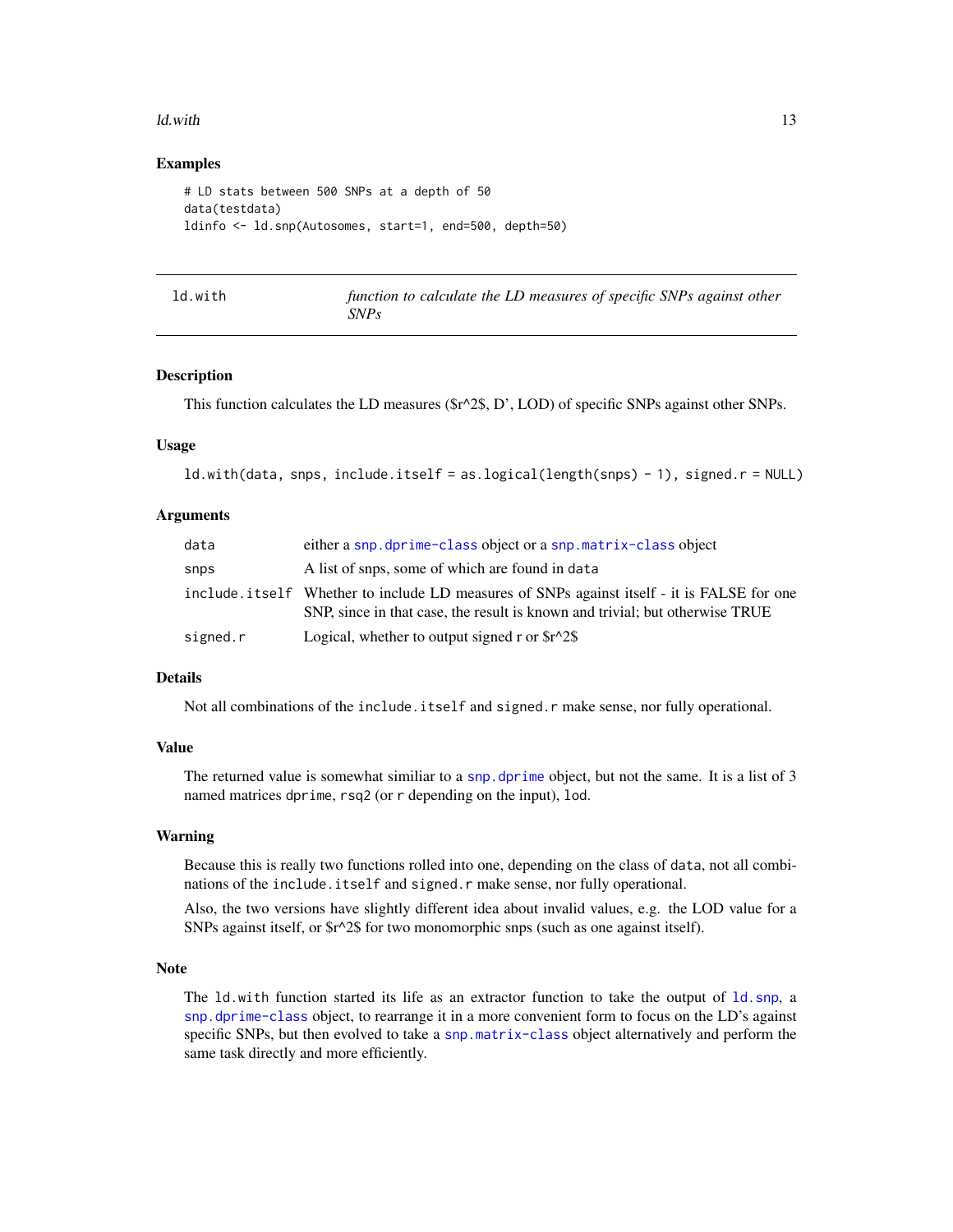### Examples

```
# LD stats between 500 SNPs at a depth of 50
data(testdata)
ldinfo <- ld.snp(Autosomes, start=1, end=500, depth=50)
```

---

## ld.with

*function to calculate the LD measures of specific SNPs against other SNPs*

---

### Description

This function calculates the LD measures ($r^2$, D', LOD) of specific SNPs against other SNPs.

### Usage

```
ld.with(data, snps, include.itself = as.logical(length(snps) - 1), signed.r = NULL)
```

### Arguments

| | |
|---|---|
| `data` | either a `snp.dprime-class` object or a `snp.matrix-class` object |
| `snps` | A list of snps, some of which are found in `data` |
| `include.itself` | Whether to include LD measures of SNPs against itself - it is FALSE for one SNP, since in that case, the result is known and trivial; but otherwise TRUE |
| `signed.r` | Logical, whether to output signed r or $r^2$ |

### Details

Not all combinations of the `include.itself` and `signed.r` make sense, nor fully operational.

### Value

The returned value is somewhat similiar to a `snp.dprime` object, but not the same. It is a list of 3 named matrices `dprime`, `rsq2` (or `r` depending on the input), `lod`.

### Warning

Because this is really two functions rolled into one, depending on the class of `data`, not all combinations of the `include.itself` and `signed.r` make sense, nor fully operational.

Also, the two versions have slightly different idea about invalid values, e.g. the LOD value for a SNPs against itself, or $r^2$ for two monomorphic snps (such as one against itself).

### Note

The `ld.with` function started its life as an extractor function to take the output of `ld.snp`, a `snp.dprime-class` object, to rearrange it in a more convenient form to focus on the LD's against specific SNPs, but then evolved to take a `snp.matrix-class` object alternatively and perform the same task directly and more efficiently.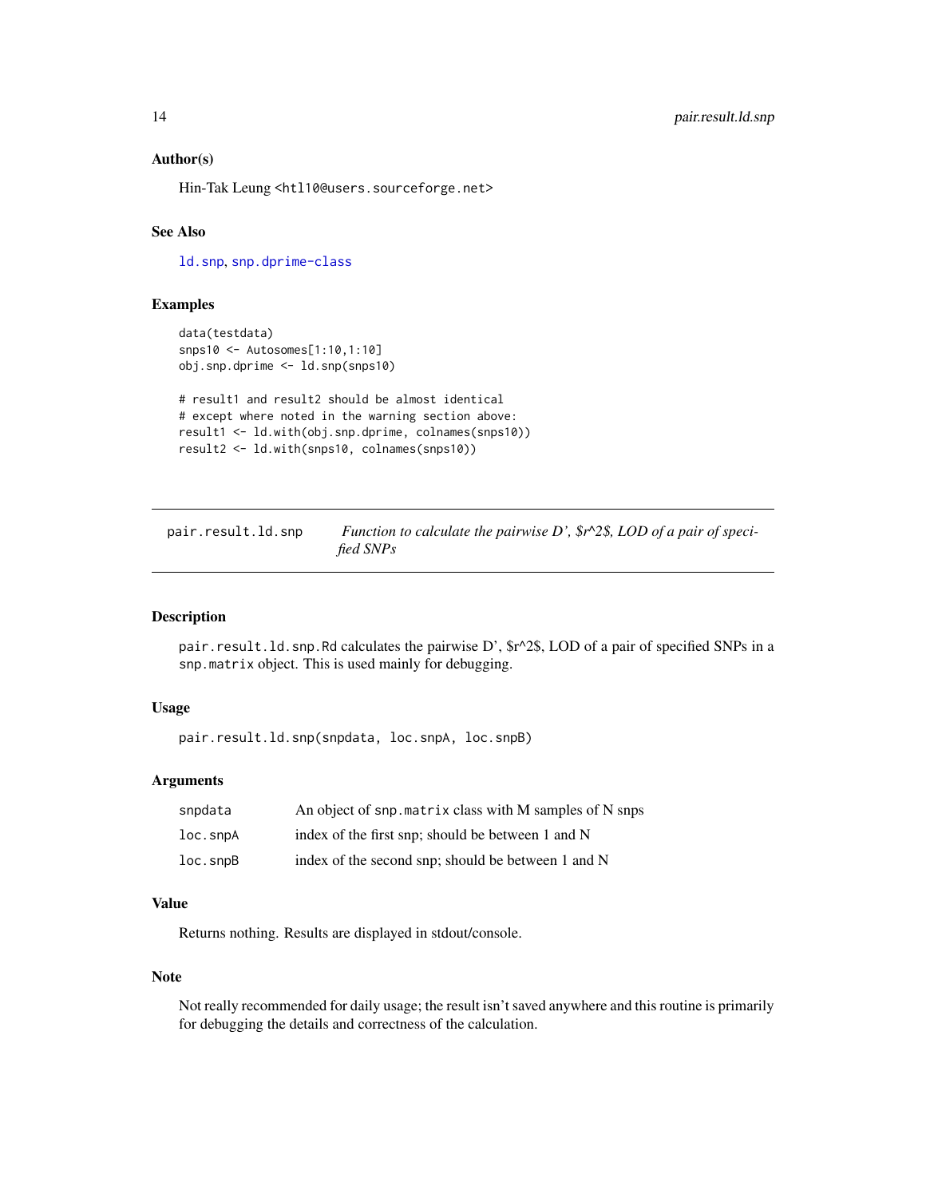### Author(s)

Hin-Tak Leung <htl10@users.sourceforge.net>

### See Also

ld.snp, snp.dprime-class

### Examples

```
data(testdata)
snps10 <- Autosomes[1:10,1:10]
obj.snp.dprime <- ld.snp(snps10)

# result1 and result2 should be almost identical
# except where noted in the warning section above:
result1 <- ld.with(obj.snp.dprime, colnames(snps10))
result2 <- ld.with(snps10, colnames(snps10))
```

---

## pair.result.ld.snp    *Function to calculate the pairwise D', $r^2$, LOD of a pair of specified SNPs*

---

### Description

pair.result.ld.snp.Rd calculates the pairwise D', $r^2$, LOD of a pair of specified SNPs in a snp.matrix object. This is used mainly for debugging.

### Usage

```
pair.result.ld.snp(snpdata, loc.snpA, loc.snpB)
```

### Arguments

| | |
|---|---|
| snpdata | An object of snp.matrix class with M samples of N snps |
| loc.snpA | index of the first snp; should be between 1 and N |
| loc.snpB | index of the second snp; should be between 1 and N |

### Value

Returns nothing. Results are displayed in stdout/console.

### Note

Not really recommended for daily usage; the result isn't saved anywhere and this routine is primarily for debugging the details and correctness of the calculation.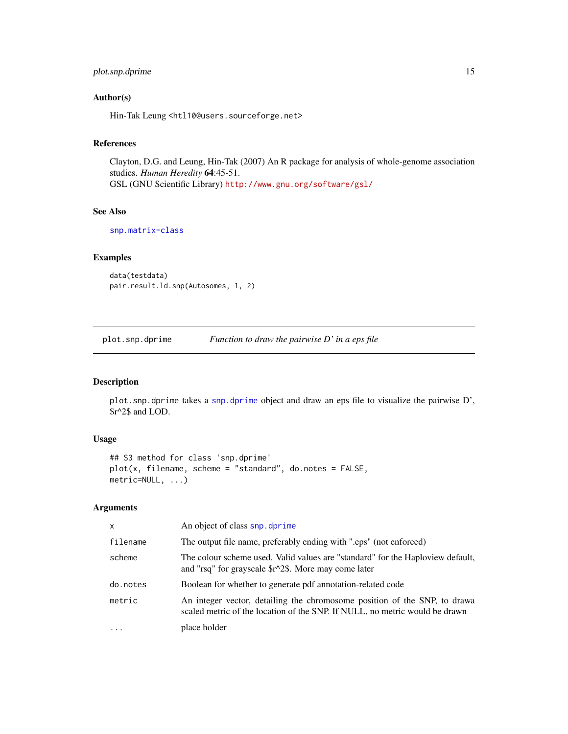### Author(s)

Hin-Tak Leung <htl10@users.sourceforge.net>

### References

Clayton, D.G. and Leung, Hin-Tak (2007) An R package for analysis of whole-genome association studies. *Human Heredity* **64**:45-51.
GSL (GNU Scientific Library) http://www.gnu.org/software/gsl/

### See Also

snp.matrix-class

### Examples

```
data(testdata)
pair.result.ld.snp(Autosomes, 1, 2)
```

---

## plot.snp.dprime &nbsp;&nbsp;&nbsp;&nbsp; *Function to draw the pairwise D' in a eps file*

---

### Description

plot.snp.dprime takes a snp.dprime object and draw an eps file to visualize the pairwise D', $r^2$ and LOD.

### Usage

```
## S3 method for class 'snp.dprime'
plot(x, filename, scheme = "standard", do.notes = FALSE,
metric=NULL, ...)
```

### Arguments

| | |
|---|---|
| x | An object of class snp.dprime |
| filename | The output file name, preferably ending with ".eps" (not enforced) |
| scheme | The colour scheme used. Valid values are "standard" for the Haploview default, and "rsq" for grayscale $r^2$. More may come later |
| do.notes | Boolean for whether to generate pdf annotation-related code |
| metric | An integer vector, detailing the chromosome position of the SNP, to drawa scaled metric of the location of the SNP. If NULL, no metric would be drawn |
| ... | place holder |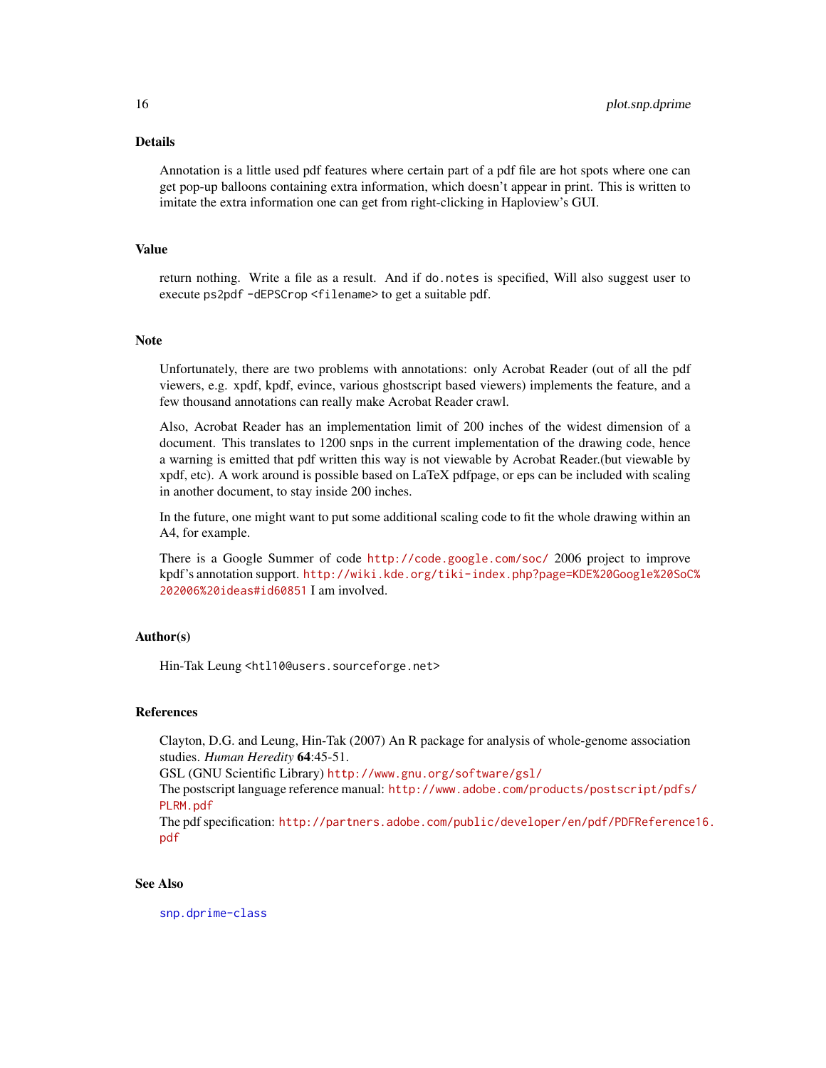## Details

Annotation is a little used pdf features where certain part of a pdf file are hot spots where one can get pop-up balloons containing extra information, which doesn't appear in print. This is written to imitate the extra information one can get from right-clicking in Haploview's GUI.

## Value

return nothing. Write a file as a result. And if `do.notes` is specified, Will also suggest user to execute `ps2pdf -dEPSCrop <filename>` to get a suitable pdf.

## Note

Unfortunately, there are two problems with annotations: only Acrobat Reader (out of all the pdf viewers, e.g. xpdf, kpdf, evince, various ghostscript based viewers) implements the feature, and a few thousand annotations can really make Acrobat Reader crawl.

Also, Acrobat Reader has an implementation limit of 200 inches of the widest dimension of a document. This translates to 1200 snps in the current implementation of the drawing code, hence a warning is emitted that pdf written this way is not viewable by Acrobat Reader.(but viewable by xpdf, etc). A work around is possible based on LaTeX pdfpage, or eps can be included with scaling in another document, to stay inside 200 inches.

In the future, one might want to put some additional scaling code to fit the whole drawing within an A4, for example.

There is a Google Summer of code http://code.google.com/soc/ 2006 project to improve kpdf's annotation support. http://wiki.kde.org/tiki-index.php?page=KDE%20Google%20SoC%202006%20ideas#id60851 I am involved.

## Author(s)

Hin-Tak Leung <htl10@users.sourceforge.net>

## References

Clayton, D.G. and Leung, Hin-Tak (2007) An R package for analysis of whole-genome association studies. *Human Heredity* **64**:45-51.
GSL (GNU Scientific Library) http://www.gnu.org/software/gsl/
The postscript language reference manual: http://www.adobe.com/products/postscript/pdfs/PLRM.pdf
The pdf specification: http://partners.adobe.com/public/developer/en/pdf/PDFReference16.pdf

## See Also

snp.dprime-class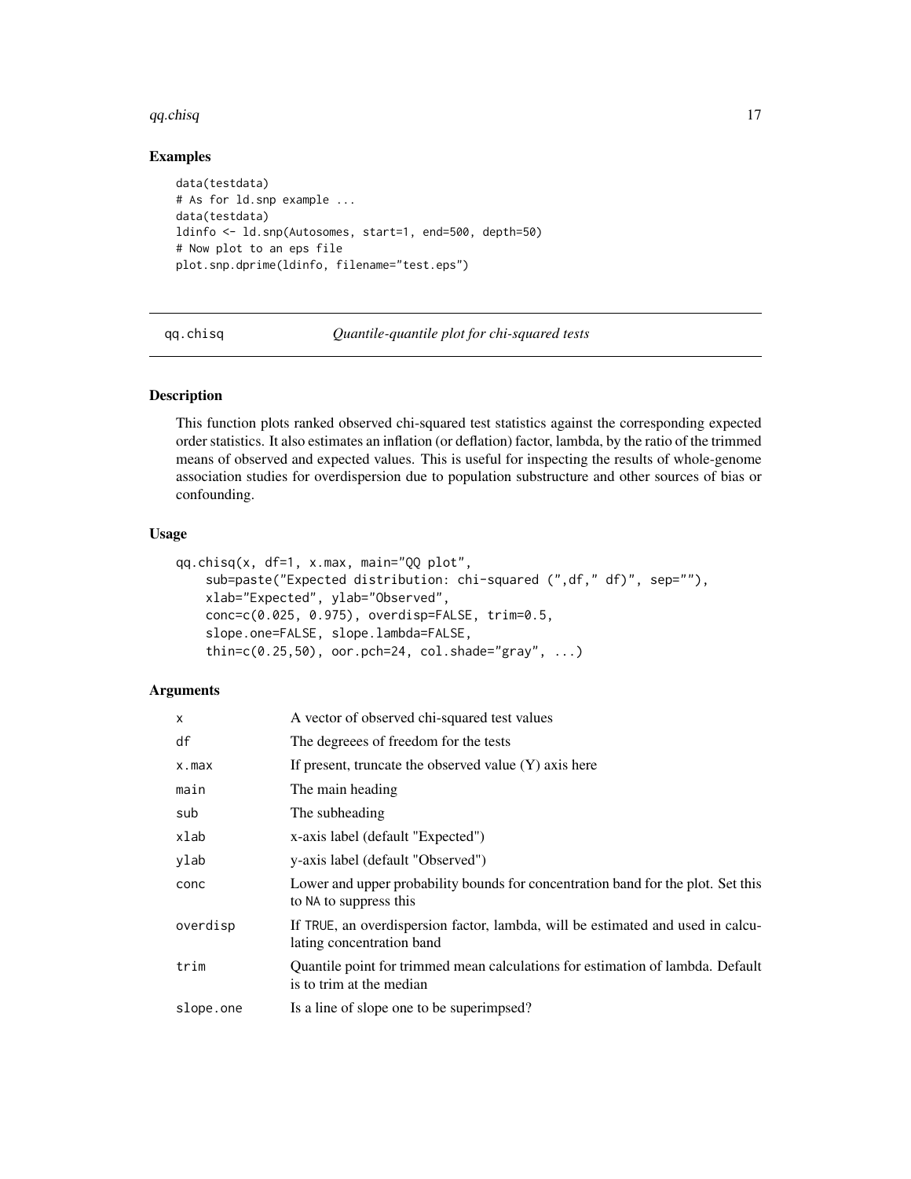## Examples

```
data(testdata)
# As for ld.snp example ...
data(testdata)
ldinfo <- ld.snp(Autosomes, start=1, end=500, depth=50)
# Now plot to an eps file
plot.snp.dprime(ldinfo, filename="test.eps")
```

---

# qq.chisq *Quantile-quantile plot for chi-squared tests*

---

## Description

This function plots ranked observed chi-squared test statistics against the corresponding expected order statistics. It also estimates an inflation (or deflation) factor, lambda, by the ratio of the trimmed means of observed and expected values. This is useful for inspecting the results of whole-genome association studies for overdispersion due to population substructure and other sources of bias or confounding.

## Usage

```
qq.chisq(x, df=1, x.max, main="QQ plot",
    sub=paste("Expected distribution: chi-squared (",df," df)", sep=""),
    xlab="Expected", ylab="Observed",
    conc=c(0.025, 0.975), overdisp=FALSE, trim=0.5,
    slope.one=FALSE, slope.lambda=FALSE,
    thin=c(0.25,50), oor.pch=24, col.shade="gray", ...)
```

## Arguments

| | |
|---|---|
| `x` | A vector of observed chi-squared test values |
| `df` | The degreees of freedom for the tests |
| `x.max` | If present, truncate the observed value (Y) axis here |
| `main` | The main heading |
| `sub` | The subheading |
| `xlab` | x-axis label (default "Expected") |
| `ylab` | y-axis label (default "Observed") |
| `conc` | Lower and upper probability bounds for concentration band for the plot. Set this to `NA` to suppress this |
| `overdisp` | If `TRUE`, an overdispersion factor, lambda, will be estimated and used in calculating concentration band |
| `trim` | Quantile point for trimmed mean calculations for estimation of lambda. Default is to trim at the median |
| `slope.one` | Is a line of slope one to be superimpsed? |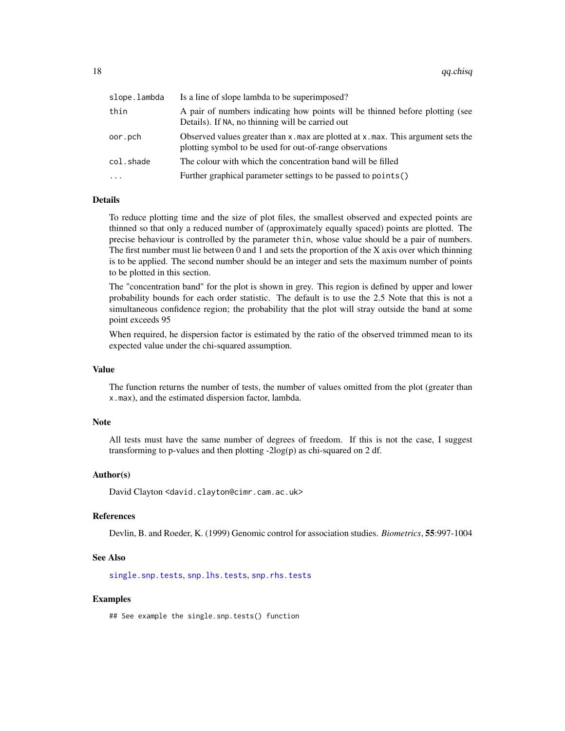| | |
|---|---|
| slope.lambda | Is a line of slope lambda to be superimposed? |
| thin | A pair of numbers indicating how points will be thinned before plotting (see Details). If NA, no thinning will be carried out |
| oor.pch | Observed values greater than x.max are plotted at x.max. This argument sets the plotting symbol to be used for out-of-range observations |
| col.shade | The colour with which the concentration band will be filled |
| ... | Further graphical parameter settings to be passed to points() |

## Details

To reduce plotting time and the size of plot files, the smallest observed and expected points are thinned so that only a reduced number of (approximately equally spaced) points are plotted. The precise behaviour is controlled by the parameter thin, whose value should be a pair of numbers. The first number must lie between 0 and 1 and sets the proportion of the X axis over which thinning is to be applied. The second number should be an integer and sets the maximum number of points to be plotted in this section.

The "concentration band" for the plot is shown in grey. This region is defined by upper and lower probability bounds for each order statistic. The default is to use the 2.5 Note that this is not a simultaneous confidence region; the probability that the plot will stray outside the band at some point exceeds 95

When required, he dispersion factor is estimated by the ratio of the observed trimmed mean to its expected value under the chi-squared assumption.

## Value

The function returns the number of tests, the number of values omitted from the plot (greater than x.max), and the estimated dispersion factor, lambda.

## Note

All tests must have the same number of degrees of freedom. If this is not the case, I suggest transforming to p-values and then plotting -2log(p) as chi-squared on 2 df.

## Author(s)

David Clayton <david.clayton@cimr.cam.ac.uk>

## References

Devlin, B. and Roeder, K. (1999) Genomic control for association studies. *Biometrics*, **55**:997-1004

## See Also

single.snp.tests, snp.lhs.tests, snp.rhs.tests

## Examples

```
## See example the single.snp.tests() function
```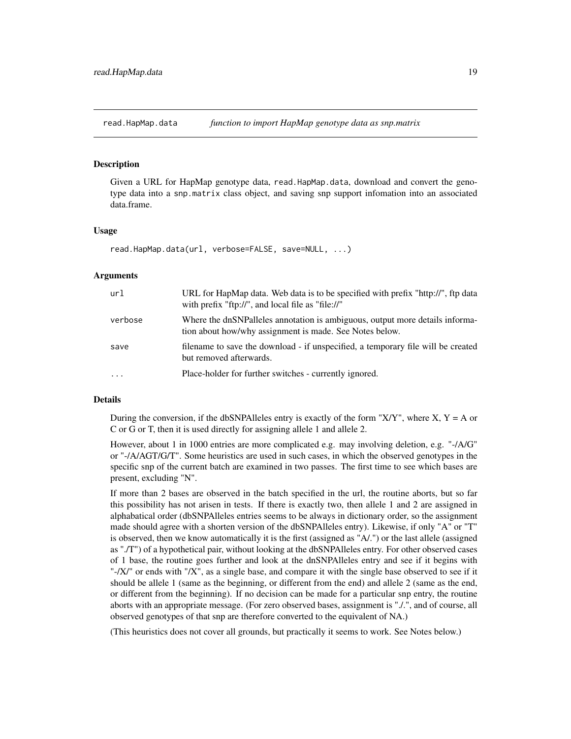read.HapMap.data *function to import HapMap genotype data as snp.matrix*

## Description

Given a URL for HapMap genotype data, read.HapMap.data, download and convert the genotype data into a snp.matrix class object, and saving snp support infomation into an associated data.frame.

## Usage

```
read.HapMap.data(url, verbose=FALSE, save=NULL, ...)
```

## Arguments

| | |
|---|---|
| url | URL for HapMap data. Web data is to be specified with prefix "http://", ftp data with prefix "ftp://", and local file as "file://" |
| verbose | Where the dnSNPalleles annotation is ambiguous, output more details information about how/why assignment is made. See Notes below. |
| save | filename to save the download - if unspecified, a temporary file will be created but removed afterwards. |
| ... | Place-holder for further switches - currently ignored. |

## Details

During the conversion, if the dbSNPAlleles entry is exactly of the form "X/Y", where X, Y = A or C or G or T, then it is used directly for assigning allele 1 and allele 2.

However, about 1 in 1000 entries are more complicated e.g. may involving deletion, e.g. "-/A/G" or "-/A/AGT/G/T". Some heuristics are used in such cases, in which the observed genotypes in the specific snp of the current batch are examined in two passes. The first time to see which bases are present, excluding "N".

If more than 2 bases are observed in the batch specified in the url, the routine aborts, but so far this possibility has not arisen in tests. If there is exactly two, then allele 1 and 2 are assigned in alphabatical order (dbSNPAlleles entries seems to be always in dictionary order, so the assignment made should agree with a shorten version of the dbSNPAlleles entry). Likewise, if only "A" or "T" is observed, then we know automatically it is the first (assigned as "A/.") or the last allele (assigned as "./T") of a hypothetical pair, without looking at the dbSNPAlleles entry. For other observed cases of 1 base, the routine goes further and look at the dnSNPAlleles entry and see if it begins with "-/X/" or ends with "/X", as a single base, and compare it with the single base observed to see if it should be allele 1 (same as the beginning, or different from the end) and allele 2 (same as the end, or different from the beginning). If no decision can be made for a particular snp entry, the routine aborts with an appropriate message. (For zero observed bases, assignment is "./.", and of course, all observed genotypes of that snp are therefore converted to the equivalent of NA.)

(This heuristics does not cover all grounds, but practically it seems to work. See Notes below.)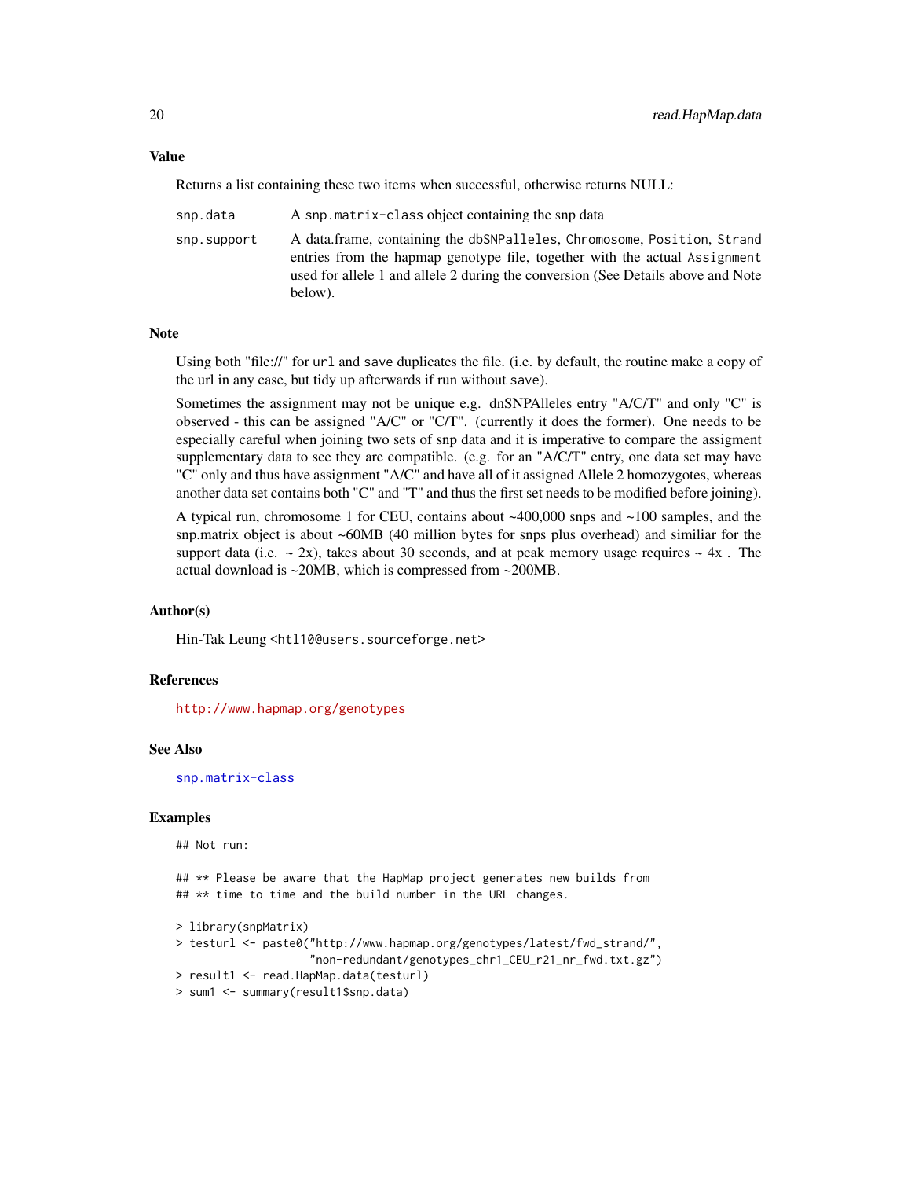### Value

Returns a list containing these two items when successful, otherwise returns NULL:

snp.data
: A `snp.matrix-class` object containing the snp data

snp.support
: A data.frame, containing the `dbSNPalleles`, `Chromosome`, `Position`, `Strand` entries from the hapmap genotype file, together with the actual `Assignment` used for allele 1 and allele 2 during the conversion (See Details above and Note below).

### Note

Using both "file://" for `url` and `save` duplicates the file. (i.e. by default, the routine make a copy of the url in any case, but tidy up afterwards if run without `save`).

Sometimes the assignment may not be unique e.g. dnSNPAlleles entry "A/C/T" and only "C" is observed - this can be assigned "A/C" or "C/T". (currently it does the former). One needs to be especially careful when joining two sets of snp data and it is imperative to compare the assigment supplementary data to see they are compatible. (e.g. for an "A/C/T" entry, one data set may have "C" only and thus have assignment "A/C" and have all of it assigned Allele 2 homozygotes, whereas another data set contains both "C" and "T" and thus the first set needs to be modified before joining).

A typical run, chromosome 1 for CEU, contains about ~400,000 snps and ~100 samples, and the snp.matrix object is about ~60MB (40 million bytes for snps plus overhead) and similiar for the support data (i.e. ~ 2x), takes about 30 seconds, and at peak memory usage requires ~ 4x . The actual download is ~20MB, which is compressed from ~200MB.

### Author(s)

Hin-Tak Leung <htl10@users.sourceforge.net>

### References

http://www.hapmap.org/genotypes

### See Also

`snp.matrix-class`

### Examples

```
## Not run:

## ** Please be aware that the HapMap project generates new builds from
## ** time to time and the build number in the URL changes.

> library(snpMatrix)
> testurl <- paste0("http://www.hapmap.org/genotypes/latest/fwd_strand/",
                    "non-redundant/genotypes_chr1_CEU_r21_nr_fwd.txt.gz")
> result1 <- read.HapMap.data(testurl)
> sum1 <- summary(result1$snp.data)
```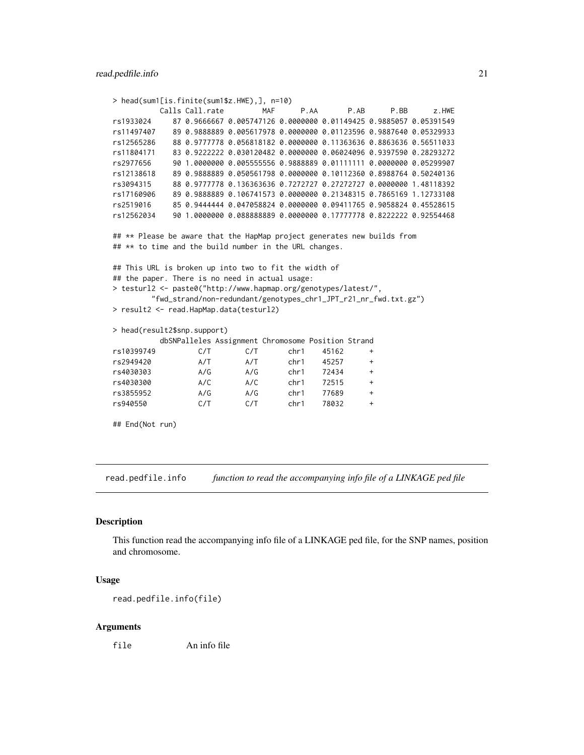```
> head(sum1[is.finite(sum1$z.HWE),], n=10)
           Calls Call.rate         MAF      P.AA       P.AB      P.BB      z.HWE
rs1933024     87 0.9666667 0.005747126 0.0000000 0.01149425 0.9885057 0.05391549
rs11497407    89 0.9888889 0.005617978 0.0000000 0.01123596 0.9887640 0.05329933
rs12565286    88 0.9777778 0.056818182 0.0000000 0.11363636 0.8863636 0.56511033
rs11804171    83 0.9222222 0.030120482 0.0000000 0.06024096 0.9397590 0.28293272
rs2977656     90 1.0000000 0.005555556 0.9888889 0.01111111 0.0000000 0.05299907
rs12138618    89 0.9888889 0.050561798 0.0000000 0.10112360 0.8988764 0.50240136
rs3094315     88 0.9777778 0.136363636 0.7272727 0.27272727 0.0000000 1.48118392
rs17160906    89 0.9888889 0.106741573 0.0000000 0.21348315 0.7865169 1.12733108
rs2519016     85 0.9444444 0.047058824 0.0000000 0.09411765 0.9058824 0.45528615
rs12562034    90 1.0000000 0.088888889 0.0000000 0.17777778 0.8222222 0.92554468

## ** Please be aware that the HapMap project generates new builds from
## ** to time and the build number in the URL changes.

## This URL is broken up into two to fit the width of
## the paper. There is no need in actual usage:
> testurl2 <- paste0("http://www.hapmap.org/genotypes/latest/",
        "fwd_strand/non-redundant/genotypes_chr1_JPT_r21_nr_fwd.txt.gz")
> result2 <- read.HapMap.data(testurl2)

> head(result2$snp.support)
           dbSNPalleles Assignment Chromosome Position Strand
rs10399749          C/T        C/T       chr1    45162      +
rs2949420           A/T        A/T       chr1    45257      +
rs4030303           A/G        A/G       chr1    72434      +
rs4030300           A/C        A/C       chr1    72515      +
rs3855952           A/G        A/G       chr1    77689      +
rs940550            C/T        C/T       chr1    78032      +

## End(Not run)
```

---

`read.pedfile.info` *function to read the accompanying info file of a LINKAGE ped file*

---

### Description

This function read the accompanying info file of a LINKAGE ped file, for the SNP names, position and chromosome.

### Usage

```
read.pedfile.info(file)
```

### Arguments

`file` An info file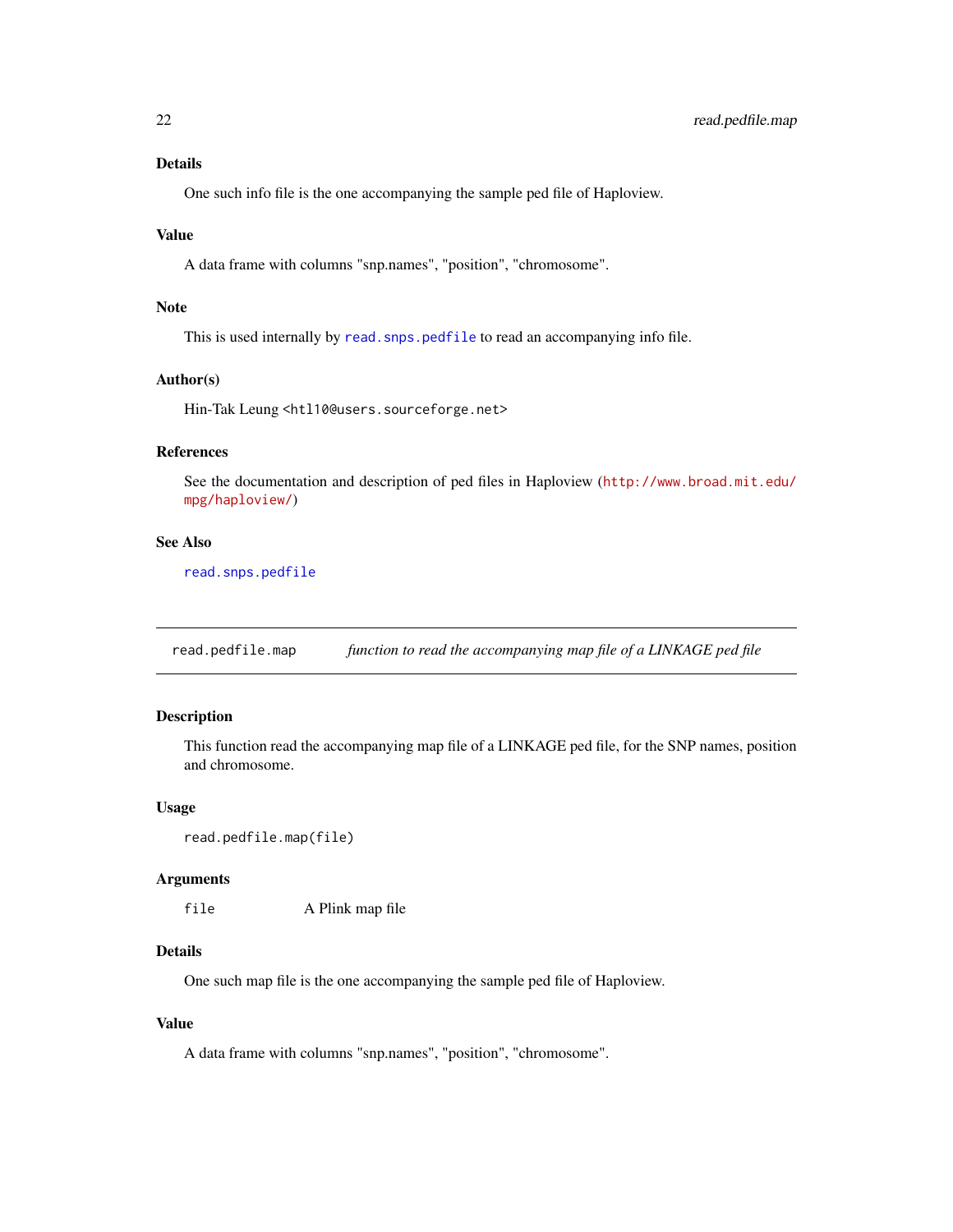### Details

One such info file is the one accompanying the sample ped file of Haploview.

### Value

A data frame with columns "snp.names", "position", "chromosome".

### Note

This is used internally by `read.snps.pedfile` to read an accompanying info file.

### Author(s)

Hin-Tak Leung <htl10@users.sourceforge.net>

### References

See the documentation and description of ped files in Haploview (http://www.broad.mit.edu/mpg/haploview/)

### See Also

`read.snps.pedfile`

---

## read.pedfile.map — *function to read the accompanying map file of a LINKAGE ped file*

---

### Description

This function read the accompanying map file of a LINKAGE ped file, for the SNP names, position and chromosome.

### Usage

```
read.pedfile.map(file)
```

### Arguments

| | |
|---|---|
| `file` | A Plink map file |

### Details

One such map file is the one accompanying the sample ped file of Haploview.

### Value

A data frame with columns "snp.names", "position", "chromosome".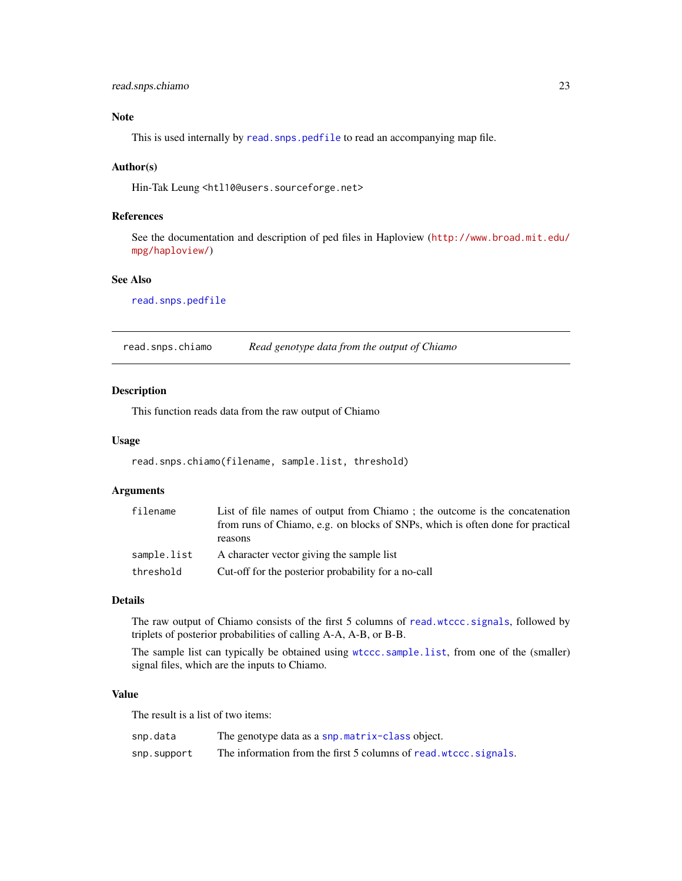### Note

This is used internally by `read.snps.pedfile` to read an accompanying map file.

### Author(s)

Hin-Tak Leung <htl10@users.sourceforge.net>

### References

See the documentation and description of ped files in Haploview (http://www.broad.mit.edu/mpg/haploview/)

### See Also

`read.snps.pedfile`

---

## read.snps.chiamo    *Read genotype data from the output of Chiamo*

---

### Description

This function reads data from the raw output of Chiamo

### Usage

```
read.snps.chiamo(filename, sample.list, threshold)
```

### Arguments

| | |
|---|---|
| `filename` | List of file names of output from Chiamo ; the outcome is the concatenation from runs of Chiamo, e.g. on blocks of SNPs, which is often done for practical reasons |
| `sample.list` | A character vector giving the sample list |
| `threshold` | Cut-off for the posterior probability for a no-call |

### Details

The raw output of Chiamo consists of the first 5 columns of `read.wtccc.signals`, followed by triplets of posterior probabilities of calling A-A, A-B, or B-B.

The sample list can typically be obtained using `wtccc.sample.list`, from one of the (smaller) signal files, which are the inputs to Chiamo.

### Value

The result is a list of two items:

| | |
|---|---|
| `snp.data` | The genotype data as a `snp.matrix-class` object. |
| `snp.support` | The information from the first 5 columns of `read.wtccc.signals`. |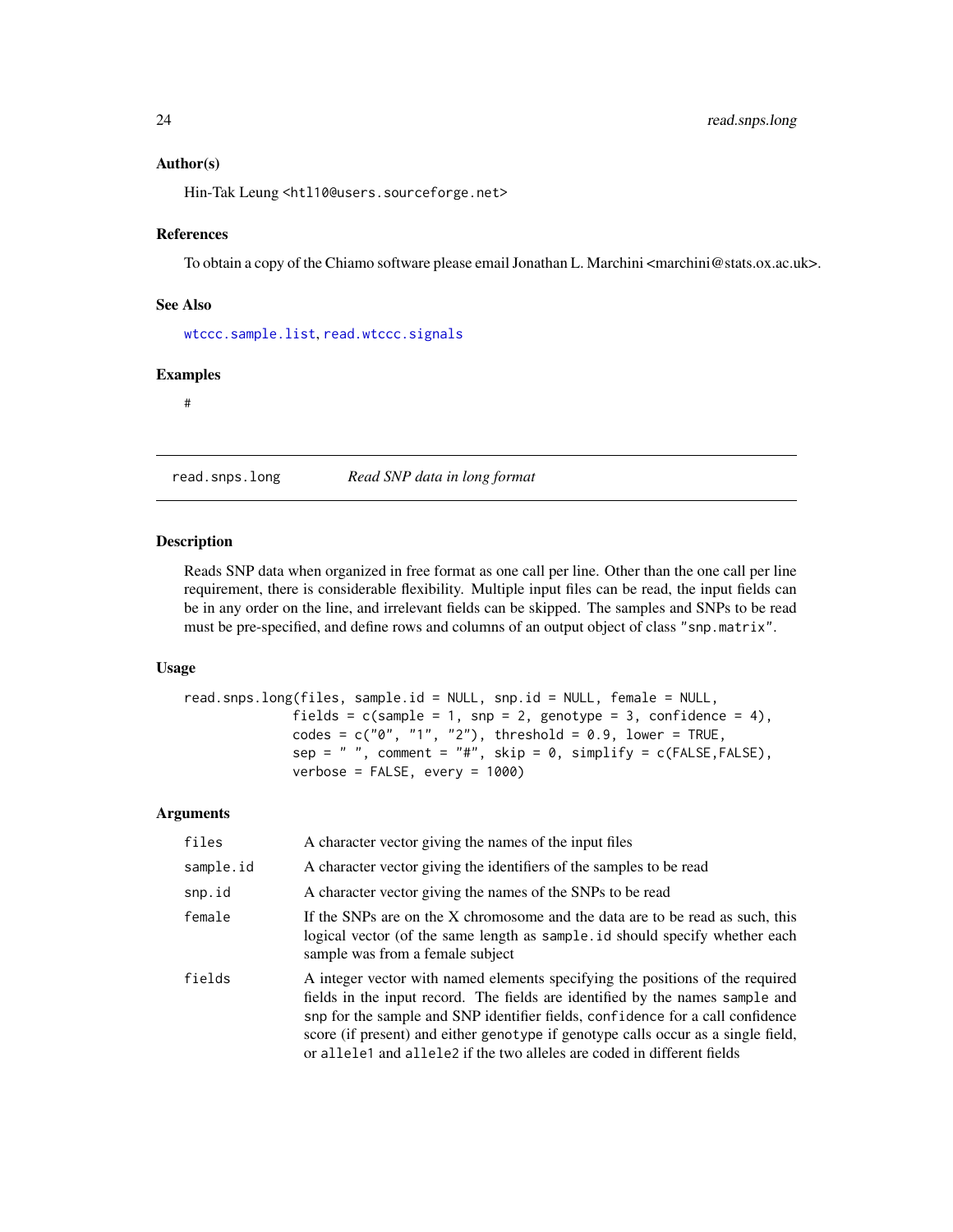### Author(s)

Hin-Tak Leung <htl10@users.sourceforge.net>

### References

To obtain a copy of the Chiamo software please email Jonathan L. Marchini <marchini@stats.ox.ac.uk>.

### See Also

wtccc.sample.list, read.wtccc.signals

### Examples

```
#
```

---

## read.snps.long — *Read SNP data in long format*

### Description

Reads SNP data when organized in free format as one call per line. Other than the one call per line requirement, there is considerable flexibility. Multiple input files can be read, the input fields can be in any order on the line, and irrelevant fields can be skipped. The samples and SNPs to be read must be pre-specified, and define rows and columns of an output object of class "snp.matrix".

### Usage

```
read.snps.long(files, sample.id = NULL, snp.id = NULL, female = NULL,
           fields = c(sample = 1, snp = 2, genotype = 3, confidence = 4),
           codes = c("0", "1", "2"), threshold = 0.9, lower = TRUE,
           sep = " ", comment = "#", skip = 0, simplify = c(FALSE,FALSE),
           verbose = FALSE, every = 1000)
```

### Arguments

| | |
|---|---|
| files | A character vector giving the names of the input files |
| sample.id | A character vector giving the identifiers of the samples to be read |
| snp.id | A character vector giving the names of the SNPs to be read |
| female | If the SNPs are on the X chromosome and the data are to be read as such, this logical vector (of the same length as sample.id should specify whether each sample was from a female subject |
| fields | A integer vector with named elements specifying the positions of the required fields in the input record. The fields are identified by the names sample and snp for the sample and SNP identifier fields, confidence for a call confidence score (if present) and either genotype if genotype calls occur as a single field, or allele1 and allele2 if the two alleles are coded in different fields |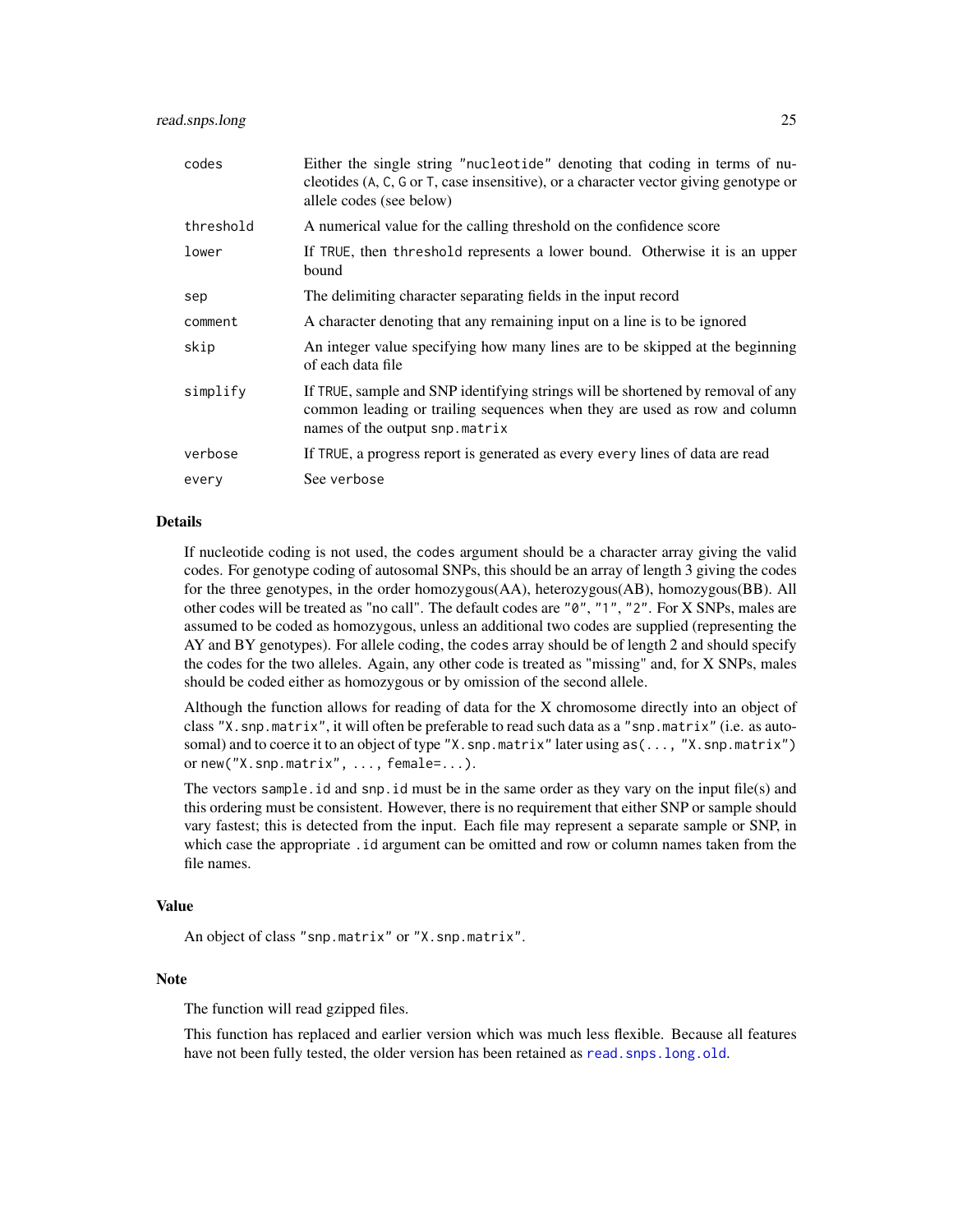| | |
|---|---|
| codes | Either the single string "nucleotide" denoting that coding in terms of nucleotides (A, C, G or T, case insensitive), or a character vector giving genotype or allele codes (see below) |
| threshold | A numerical value for the calling threshold on the confidence score |
| lower | If TRUE, then threshold represents a lower bound. Otherwise it is an upper bound |
| sep | The delimiting character separating fields in the input record |
| comment | A character denoting that any remaining input on a line is to be ignored |
| skip | An integer value specifying how many lines are to be skipped at the beginning of each data file |
| simplify | If TRUE, sample and SNP identifying strings will be shortened by removal of any common leading or trailing sequences when they are used as row and column names of the output snp.matrix |
| verbose | If TRUE, a progress report is generated as every every lines of data are read |
| every | See verbose |

## Details

If nucleotide coding is not used, the codes argument should be a character array giving the valid codes. For genotype coding of autosomal SNPs, this should be an array of length 3 giving the codes for the three genotypes, in the order homozygous(AA), heterozygous(AB), homozygous(BB). All other codes will be treated as "no call". The default codes are "0", "1", "2". For X SNPs, males are assumed to be coded as homozygous, unless an additional two codes are supplied (representing the AY and BY genotypes). For allele coding, the codes array should be of length 2 and should specify the codes for the two alleles. Again, any other code is treated as "missing" and, for X SNPs, males should be coded either as homozygous or by omission of the second allele.

Although the function allows for reading of data for the X chromosome directly into an object of class "X.snp.matrix", it will often be preferable to read such data as a "snp.matrix" (i.e. as autosomal) and to coerce it to an object of type "X.snp.matrix" later using as(..., "X.snp.matrix") or new("X.snp.matrix", ..., female=...).

The vectors sample.id and snp.id must be in the same order as they vary on the input file(s) and this ordering must be consistent. However, there is no requirement that either SNP or sample should vary fastest; this is detected from the input. Each file may represent a separate sample or SNP, in which case the appropriate .id argument can be omitted and row or column names taken from the file names.

## Value

An object of class "snp.matrix" or "X.snp.matrix".

## Note

The function will read gzipped files.

This function has replaced and earlier version which was much less flexible. Because all features have not been fully tested, the older version has been retained as read.snps.long.old.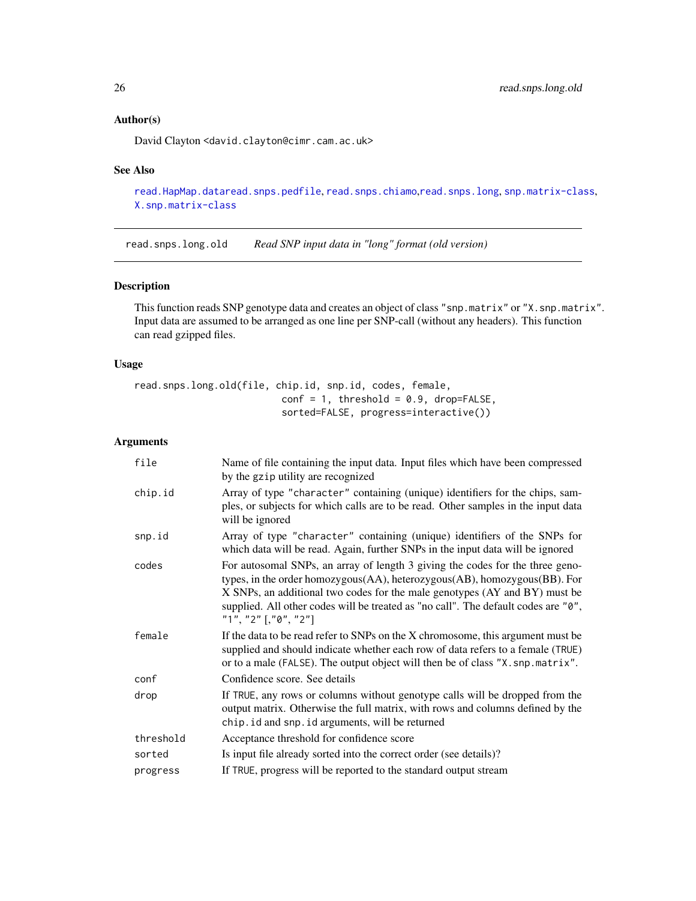### Author(s)

David Clayton <david.clayton@cimr.cam.ac.uk>

### See Also

read.HapMap.dataread.snps.pedfile, read.snps.chiamo,read.snps.long, snp.matrix-class, X.snp.matrix-class

---

## read.snps.long.old *Read SNP input data in "long" format (old version)*

---

### Description

This function reads SNP genotype data and creates an object of class "snp.matrix" or "X.snp.matrix". Input data are assumed to be arranged as one line per SNP-call (without any headers). This function can read gzipped files.

### Usage

```
read.snps.long.old(file, chip.id, snp.id, codes, female,
                          conf = 1, threshold = 0.9, drop=FALSE,
                          sorted=FALSE, progress=interactive())
```

### Arguments

| | |
|---|---|
| file | Name of file containing the input data. Input files which have been compressed by the gzip utility are recognized |
| chip.id | Array of type "character" containing (unique) identifiers for the chips, samples, or subjects for which calls are to be read. Other samples in the input data will be ignored |
| snp.id | Array of type "character" containing (unique) identifiers of the SNPs for which data will be read. Again, further SNPs in the input data will be ignored |
| codes | For autosomal SNPs, an array of length 3 giving the codes for the three genotypes, in the order homozygous(AA), heterozygous(AB), homozygous(BB). For X SNPs, an additional two codes for the male genotypes (AY and BY) must be supplied. All other codes will be treated as "no call". The default codes are "0", "1", "2" [,"0", "2"] |
| female | If the data to be read refer to SNPs on the X chromosome, this argument must be supplied and should indicate whether each row of data refers to a female (TRUE) or to a male (FALSE). The output object will then be of class "X.snp.matrix". |
| conf | Confidence score. See details |
| drop | If TRUE, any rows or columns without genotype calls will be dropped from the output matrix. Otherwise the full matrix, with rows and columns defined by the chip.id and snp.id arguments, will be returned |
| threshold | Acceptance threshold for confidence score |
| sorted | Is input file already sorted into the correct order (see details)? |
| progress | If TRUE, progress will be reported to the standard output stream |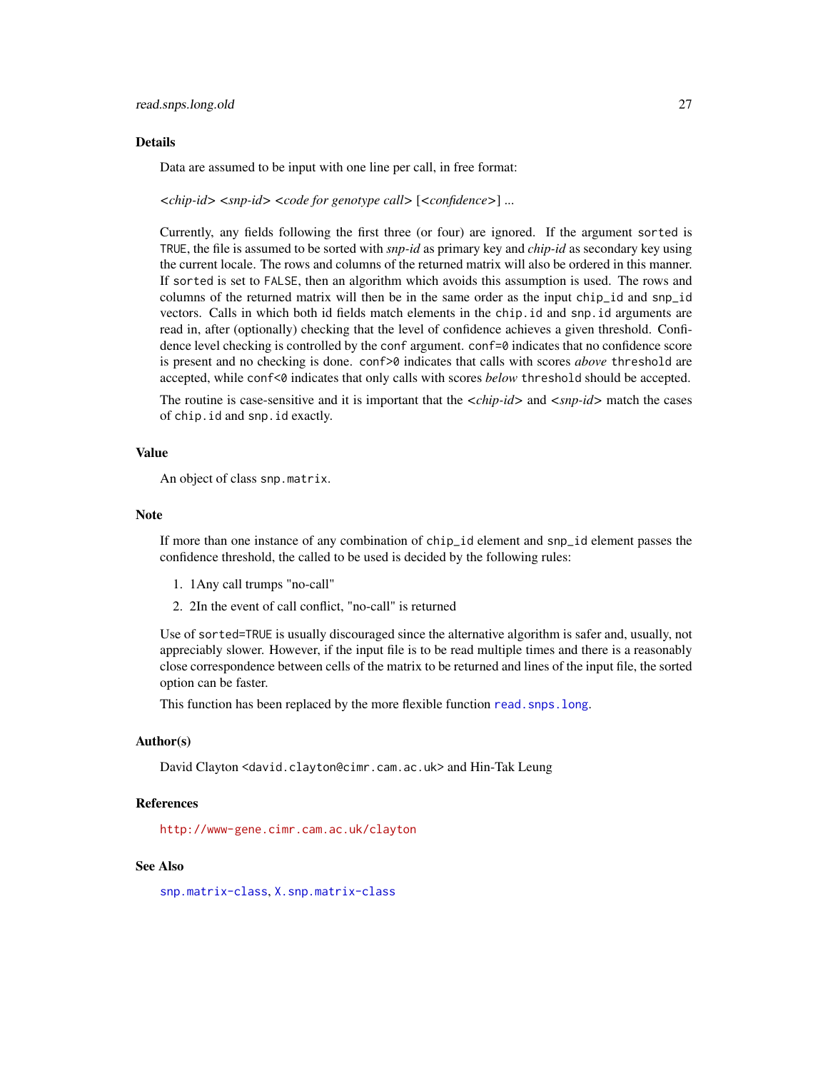## Details

Data are assumed to be input with one line per call, in free format:

*<chip-id> <snp-id> <code for genotype call>* [*<confidence>*] *...*

Currently, any fields following the first three (or four) are ignored. If the argument `sorted` is `TRUE`, the file is assumed to be sorted with *snp-id* as primary key and *chip-id* as secondary key using the current locale. The rows and columns of the returned matrix will also be ordered in this manner. If `sorted` is set to `FALSE`, then an algorithm which avoids this assumption is used. The rows and columns of the returned matrix will then be in the same order as the input `chip_id` and `snp_id` vectors. Calls in which both id fields match elements in the `chip.id` and `snp.id` arguments are read in, after (optionally) checking that the level of confidence achieves a given threshold. Confidence level checking is controlled by the `conf` argument. `conf=0` indicates that no confidence score is present and no checking is done. `conf>0` indicates that calls with scores *above* `threshold` are accepted, while `conf<0` indicates that only calls with scores *below* `threshold` should be accepted.

The routine is case-sensitive and it is important that the *<chip-id>* and *<snp-id>* match the cases of `chip.id` and `snp.id` exactly.

## Value

An object of class `snp.matrix`.

## Note

If more than one instance of any combination of `chip_id` element and `snp_id` element passes the confidence threshold, the called to be used is decided by the following rules:

1. 1Any call trumps "no-call"
2. 2In the event of call conflict, "no-call" is returned

Use of `sorted=TRUE` is usually discouraged since the alternative algorithm is safer and, usually, not appreciably slower. However, if the input file is to be read multiple times and there is a reasonably close correspondence between cells of the matrix to be returned and lines of the input file, the sorted option can be faster.

This function has been replaced by the more flexible function `read.snps.long`.

## Author(s)

David Clayton <david.clayton@cimr.cam.ac.uk> and Hin-Tak Leung

## References

http://www-gene.cimr.cam.ac.uk/clayton

## See Also

`snp.matrix-class`, `X.snp.matrix-class`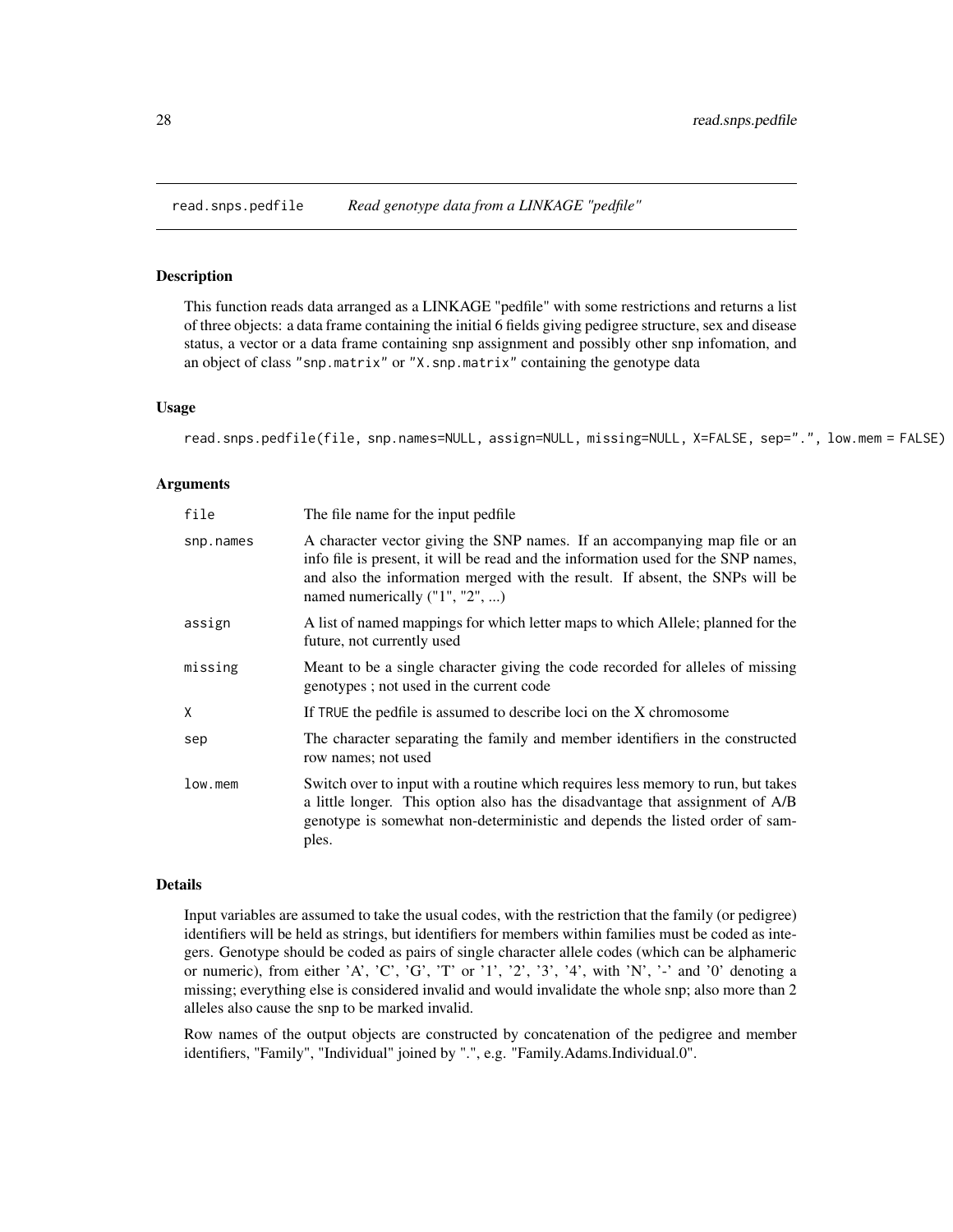# read.snps.pedfile — *Read genotype data from a LINKAGE "pedfile"*

## Description

This function reads data arranged as a LINKAGE "pedfile" with some restrictions and returns a list of three objects: a data frame containing the initial 6 fields giving pedigree structure, sex and disease status, a vector or a data frame containing snp assignment and possibly other snp infomation, and an object of class `"snp.matrix"` or `"X.snp.matrix"` containing the genotype data

## Usage

```
read.snps.pedfile(file, snp.names=NULL, assign=NULL, missing=NULL, X=FALSE, sep=".", low.mem = FALSE)
```

## Arguments

| | |
|---|---|
| `file` | The file name for the input pedfile |
| `snp.names` | A character vector giving the SNP names. If an accompanying map file or an info file is present, it will be read and the information used for the SNP names, and also the information merged with the result. If absent, the SNPs will be named numerically ("1", "2", ...) |
| `assign` | A list of named mappings for which letter maps to which Allele; planned for the future, not currently used |
| `missing` | Meant to be a single character giving the code recorded for alleles of missing genotypes ; not used in the current code |
| `X` | If `TRUE` the pedfile is assumed to describe loci on the X chromosome |
| `sep` | The character separating the family and member identifiers in the constructed row names; not used |
| `low.mem` | Switch over to input with a routine which requires less memory to run, but takes a little longer. This option also has the disadvantage that assignment of A/B genotype is somewhat non-deterministic and depends the listed order of samples. |

## Details

Input variables are assumed to take the usual codes, with the restriction that the family (or pedigree) identifiers will be held as strings, but identifiers for members within families must be coded as integers. Genotype should be coded as pairs of single character allele codes (which can be alphameric or numeric), from either 'A', 'C', 'G', 'T' or '1', '2', '3', '4', with 'N', '-' and '0' denoting a missing; everything else is considered invalid and would invalidate the whole snp; also more than 2 alleles also cause the snp to be marked invalid.

Row names of the output objects are constructed by concatenation of the pedigree and member identifiers, "Family", "Individual" joined by ".", e.g. "Family.Adams.Individual.0".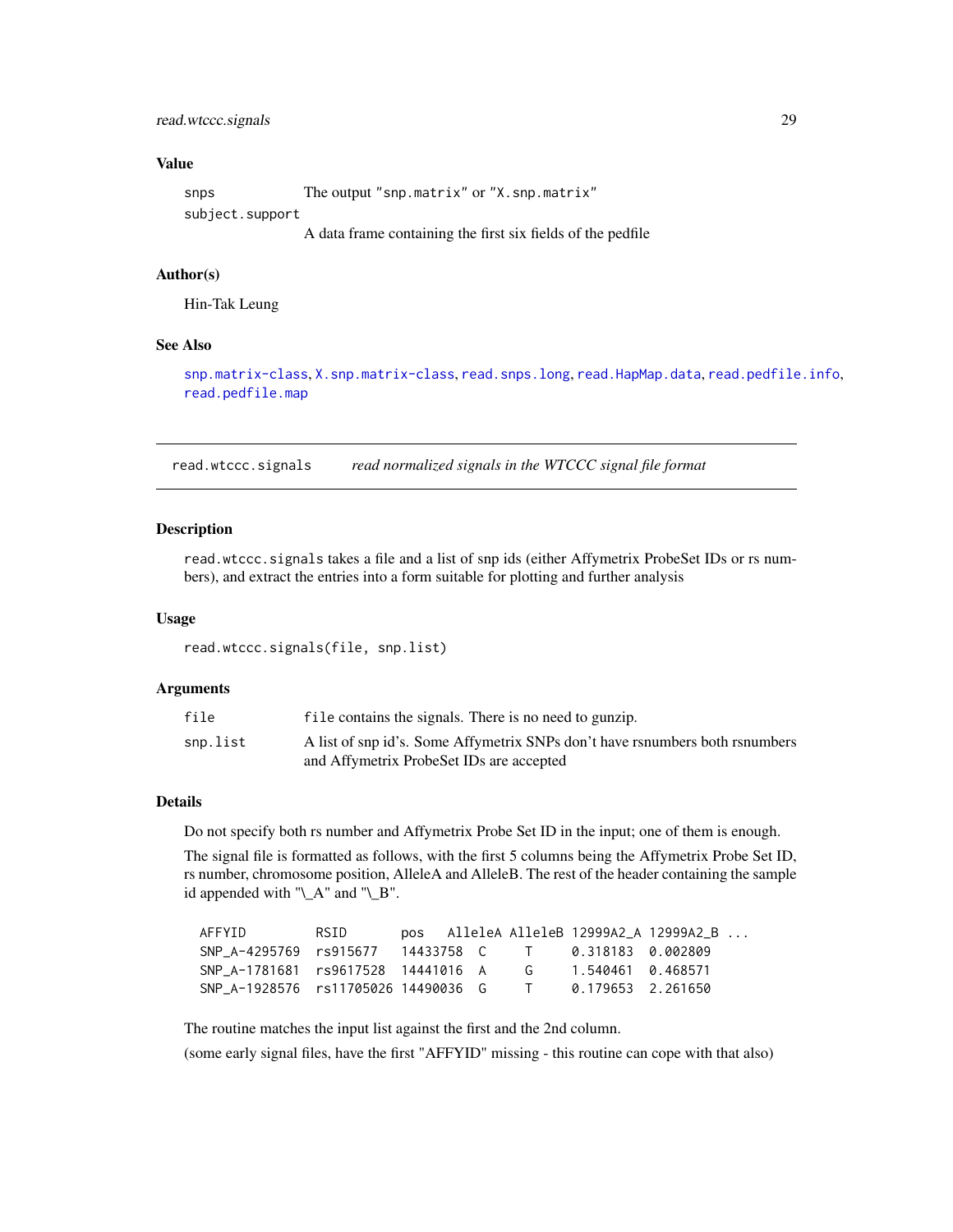### Value

snps — The output "snp.matrix" or "X.snp.matrix"

subject.support — A data frame containing the first six fields of the pedfile

### Author(s)

Hin-Tak Leung

### See Also

snp.matrix-class, X.snp.matrix-class, read.snps.long, read.HapMap.data, read.pedfile.info, read.pedfile.map

---

## read.wtccc.signals — *read normalized signals in the WTCCC signal file format*

---

### Description

read.wtccc.signals takes a file and a list of snp ids (either Affymetrix ProbeSet IDs or rs numbers), and extract the entries into a form suitable for plotting and further analysis

### Usage

```
read.wtccc.signals(file, snp.list)
```

### Arguments

file — file contains the signals. There is no need to gunzip.

snp.list — A list of snp id's. Some Affymetrix SNPs don't have rsnumbers both rsnumbers and Affymetrix ProbeSet IDs are accepted

### Details

Do not specify both rs number and Affymetrix Probe Set ID in the input; one of them is enough.

The signal file is formatted as follows, with the first 5 columns being the Affymetrix Probe Set ID, rs number, chromosome position, AlleleA and AlleleB. The rest of the header containing the sample id appended with "\_A" and "\_B".

```
AFFYID         RSID       pos    AlleleA AlleleB 12999A2_A 12999A2_B ...
SNP_A-4295769  rs915677   14433758  C      T     0.318183  0.002809
SNP_A-1781681  rs9617528  14441016  A      G     1.540461  0.468571
SNP_A-1928576  rs11705026 14490036  G      T     0.179653  2.261650
```

The routine matches the input list against the first and the 2nd column.

(some early signal files, have the first "AFFYID" missing - this routine can cope with that also)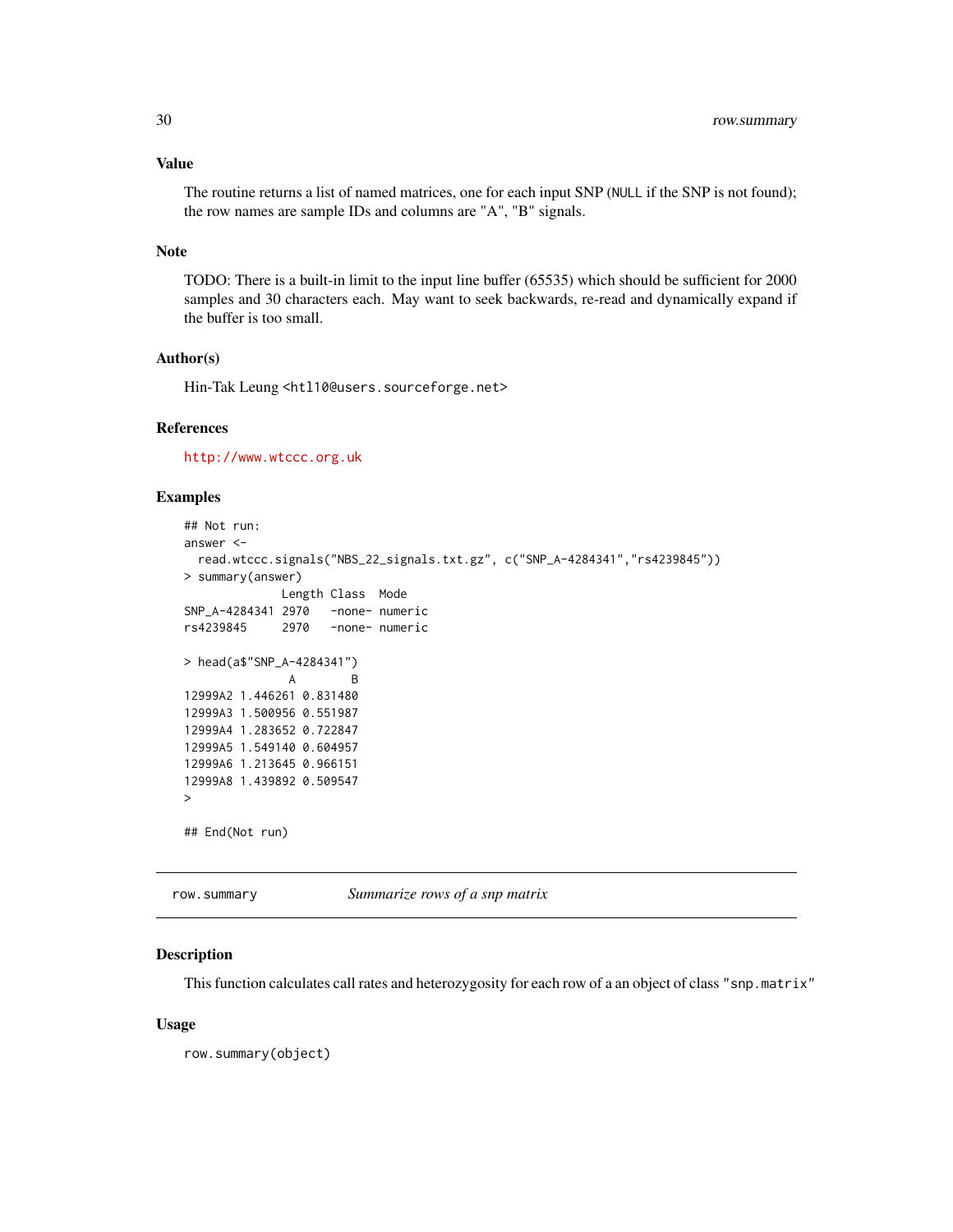### Value

The routine returns a list of named matrices, one for each input SNP (`NULL` if the SNP is not found); the row names are sample IDs and columns are "A", "B" signals.

### Note

TODO: There is a built-in limit to the input line buffer (65535) which should be sufficient for 2000 samples and 30 characters each. May want to seek backwards, re-read and dynamically expand if the buffer is too small.

### Author(s)

Hin-Tak Leung <htl10@users.sourceforge.net>

### References

http://www.wtccc.org.uk

### Examples

```
## Not run:
answer <-
  read.wtccc.signals("NBS_22_signals.txt.gz", c("SNP_A-4284341","rs4239845"))
> summary(answer)
              Length Class  Mode
SNP_A-4284341 2970   -none- numeric
rs4239845     2970   -none- numeric

> head(a$"SNP_A-4284341")
               A        B
12999A2 1.446261 0.831480
12999A3 1.500956 0.551987
12999A4 1.283652 0.722847
12999A5 1.549140 0.604957
12999A6 1.213645 0.966151
12999A8 1.439892 0.509547
>

## End(Not run)
```

---

## row.summary *Summarize rows of a snp matrix*

### Description

This function calculates call rates and heterozygosity for each row of a an object of class "snp.matrix"

### Usage

```
row.summary(object)
```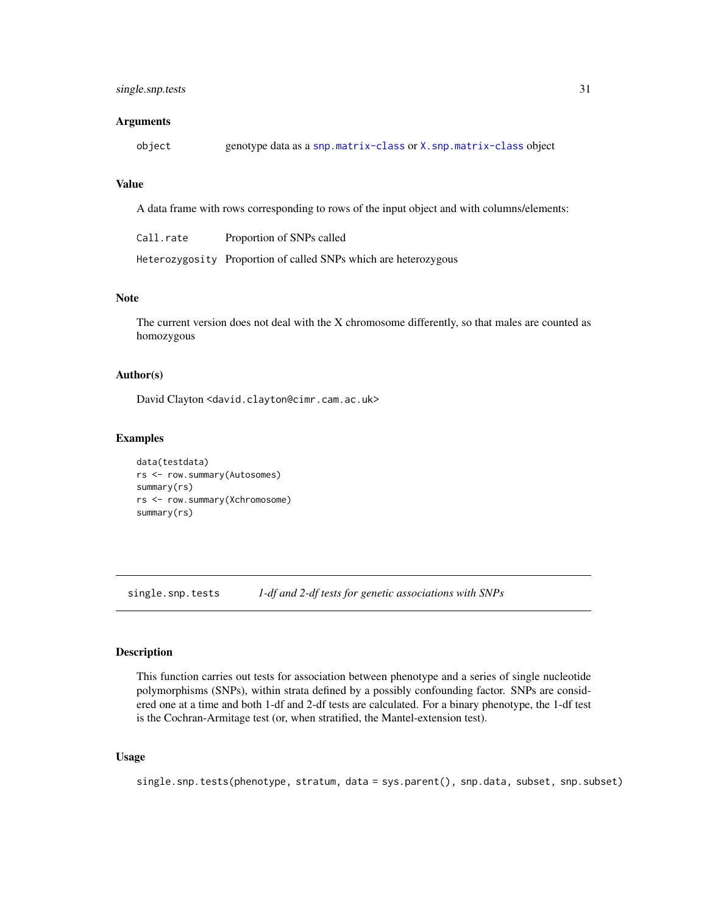### Arguments

| | |
|---|---|
| `object` | genotype data as a `snp.matrix-class` or `X.snp.matrix-class` object |

### Value

A data frame with rows corresponding to rows of the input object and with columns/elements:

| | |
|---|---|
| `Call.rate` | Proportion of SNPs called |
| `Heterozygosity` | Proportion of called SNPs which are heterozygous |

### Note

The current version does not deal with the X chromosome differently, so that males are counted as homozygous

### Author(s)

David Clayton <david.clayton@cimr.cam.ac.uk>

### Examples

```
data(testdata)
rs <- row.summary(Autosomes)
summary(rs)
rs <- row.summary(Xchromosome)
summary(rs)
```

---

## single.snp.tests — *1-df and 2-df tests for genetic associations with SNPs*

---

### Description

This function carries out tests for association between phenotype and a series of single nucleotide polymorphisms (SNPs), within strata defined by a possibly confounding factor. SNPs are considered one at a time and both 1-df and 2-df tests are calculated. For a binary phenotype, the 1-df test is the Cochran-Armitage test (or, when stratified, the Mantel-extension test).

### Usage

```
single.snp.tests(phenotype, stratum, data = sys.parent(), snp.data, subset, snp.subset)
```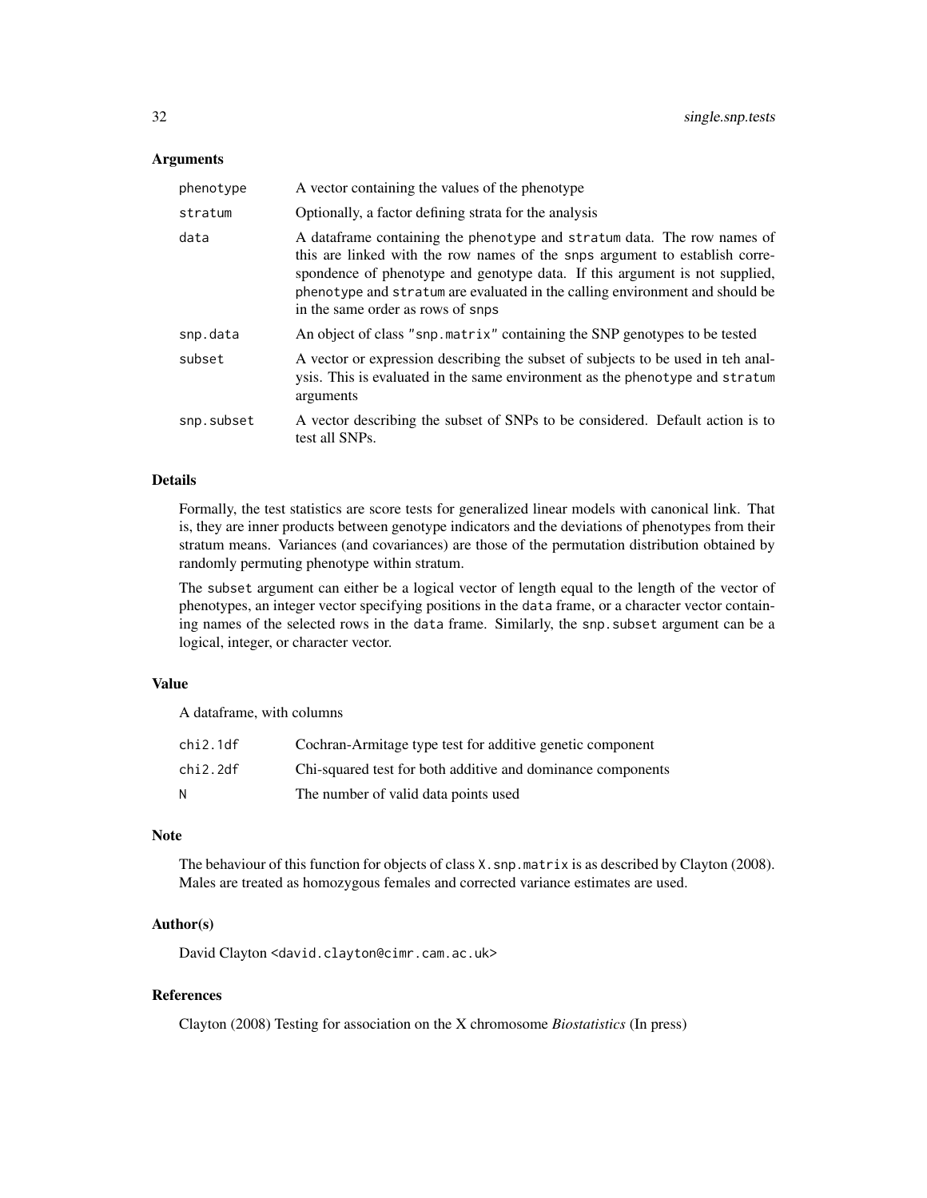## Arguments

| | |
|---|---|
| phenotype | A vector containing the values of the phenotype |
| stratum | Optionally, a factor defining strata for the analysis |
| data | A dataframe containing the phenotype and stratum data. The row names of this are linked with the row names of the snps argument to establish correspondence of phenotype and genotype data. If this argument is not supplied, phenotype and stratum are evaluated in the calling environment and should be in the same order as rows of snps |
| snp.data | An object of class "snp.matrix" containing the SNP genotypes to be tested |
| subset | A vector or expression describing the subset of subjects to be used in teh analysis. This is evaluated in the same environment as the phenotype and stratum arguments |
| snp.subset | A vector describing the subset of SNPs to be considered. Default action is to test all SNPs. |

## Details

Formally, the test statistics are score tests for generalized linear models with canonical link. That is, they are inner products between genotype indicators and the deviations of phenotypes from their stratum means. Variances (and covariances) are those of the permutation distribution obtained by randomly permuting phenotype within stratum.

The subset argument can either be a logical vector of length equal to the length of the vector of phenotypes, an integer vector specifying positions in the data frame, or a character vector containing names of the selected rows in the data frame. Similarly, the snp.subset argument can be a logical, integer, or character vector.

## Value

A dataframe, with columns

| | |
|---|---|
| chi2.1df | Cochran-Armitage type test for additive genetic component |
| chi2.2df | Chi-squared test for both additive and dominance components |
| N | The number of valid data points used |

## Note

The behaviour of this function for objects of class X.snp.matrix is as described by Clayton (2008). Males are treated as homozygous females and corrected variance estimates are used.

## Author(s)

David Clayton <david.clayton@cimr.cam.ac.uk>

## References

Clayton (2008) Testing for association on the X chromosome *Biostatistics* (In press)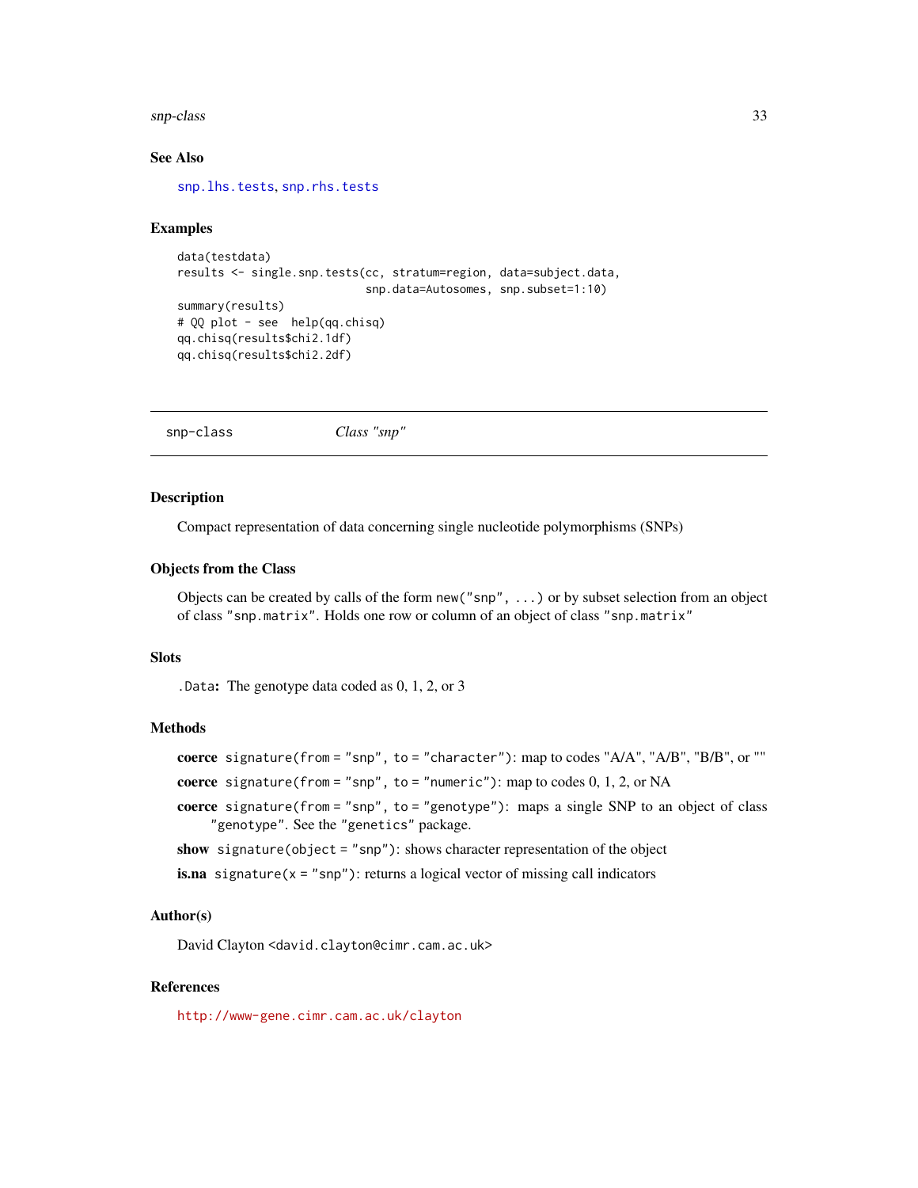### See Also

snp.lhs.tests, snp.rhs.tests

### Examples

```
data(testdata)
results <- single.snp.tests(cc, stratum=region, data=subject.data,
                            snp.data=Autosomes, snp.subset=1:10)
summary(results)
# QQ plot - see  help(qq.chisq)
qq.chisq(results$chi2.1df)
qq.chisq(results$chi2.2df)
```

---

## snp-class *Class "snp"*

---

### Description

Compact representation of data concerning single nucleotide polymorphisms (SNPs)

### Objects from the Class

Objects can be created by calls of the form `new("snp", ...)` or by subset selection from an object of class `"snp.matrix"`. Holds one row or column of an object of class `"snp.matrix"`

### Slots

**`.Data`:** The genotype data coded as 0, 1, 2, or 3

### Methods

**coerce** `signature(from = "snp", to = "character")`: map to codes "A/A", "A/B", "B/B", or ""

**coerce** `signature(from = "snp", to = "numeric")`: map to codes 0, 1, 2, or NA

**coerce** `signature(from = "snp", to = "genotype")`: maps a single SNP to an object of class `"genotype"`. See the `"genetics"` package.

**show** `signature(object = "snp")`: shows character representation of the object

**is.na** `signature(x = "snp")`: returns a logical vector of missing call indicators

### Author(s)

David Clayton <david.clayton@cimr.cam.ac.uk>

### References

http://www-gene.cimr.cam.ac.uk/clayton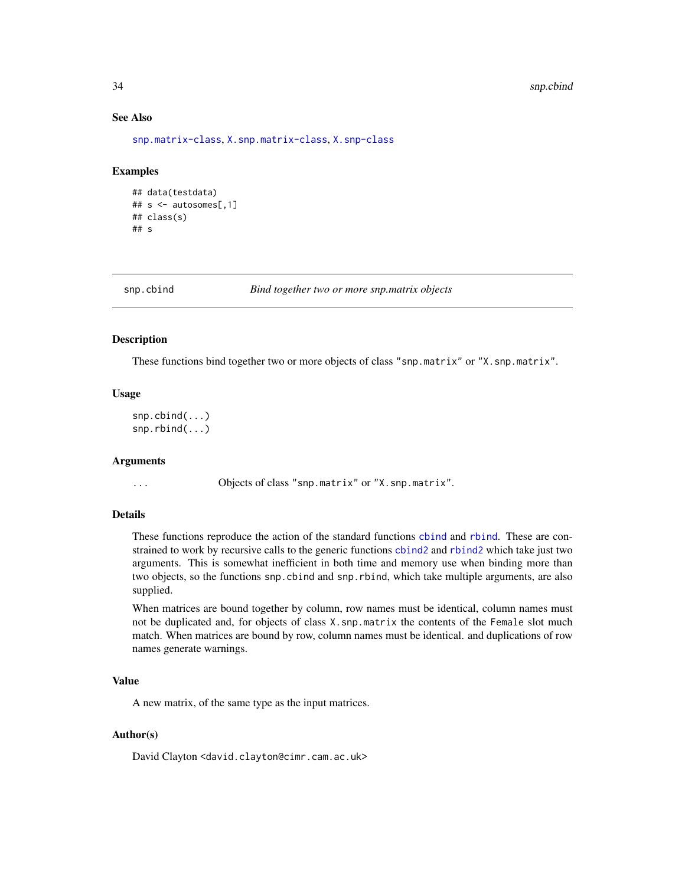## See Also

snp.matrix-class, X.snp.matrix-class, X.snp-class

## Examples

```
## data(testdata)
## s <- autosomes[,1]
## class(s)
## s
```

---

snp.cbind *Bind together two or more snp.matrix objects*

---

## Description

These functions bind together two or more objects of class "snp.matrix" or "X.snp.matrix".

## Usage

```
snp.cbind(...)
snp.rbind(...)
```

## Arguments

... Objects of class "snp.matrix" or "X.snp.matrix".

## Details

These functions reproduce the action of the standard functions cbind and rbind. These are constrained to work by recursive calls to the generic functions cbind2 and rbind2 which take just two arguments. This is somewhat inefficient in both time and memory use when binding more than two objects, so the functions snp.cbind and snp.rbind, which take multiple arguments, are also supplied.

When matrices are bound together by column, row names must be identical, column names must not be duplicated and, for objects of class X.snp.matrix the contents of the Female slot much match. When matrices are bound by row, column names must be identical. and duplications of row names generate warnings.

## Value

A new matrix, of the same type as the input matrices.

## Author(s)

David Clayton <david.clayton@cimr.cam.ac.uk>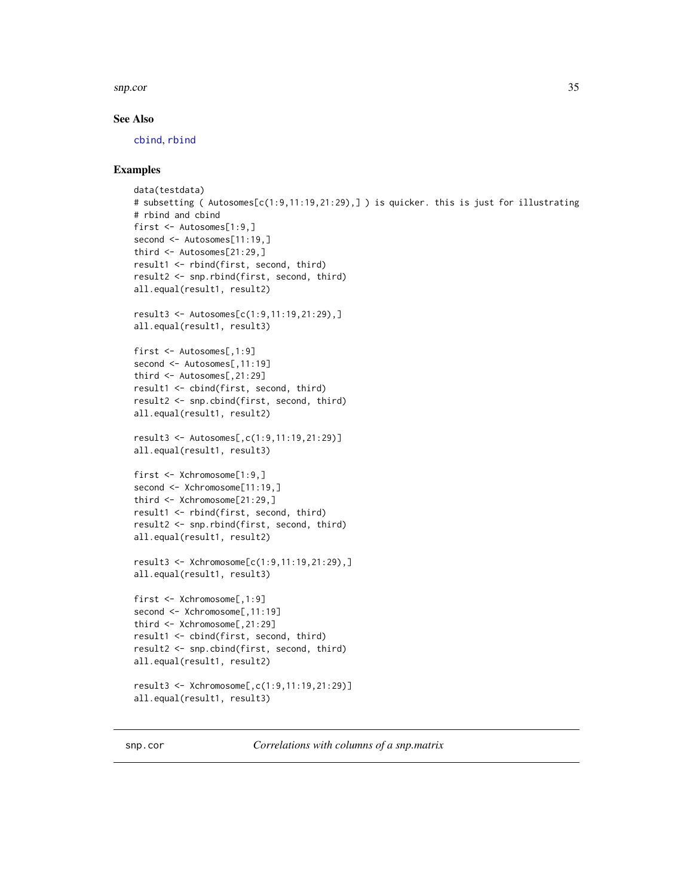### See Also

cbind, rbind

### Examples

```
data(testdata)
# subsetting ( Autosomes[c(1:9,11:19,21:29),] ) is quicker. this is just for illustrating
# rbind and cbind
first <- Autosomes[1:9,]
second <- Autosomes[11:19,]
third <- Autosomes[21:29,]
result1 <- rbind(first, second, third)
result2 <- snp.rbind(first, second, third)
all.equal(result1, result2)

result3 <- Autosomes[c(1:9,11:19,21:29),]
all.equal(result1, result3)

first <- Autosomes[,1:9]
second <- Autosomes[,11:19]
third <- Autosomes[,21:29]
result1 <- cbind(first, second, third)
result2 <- snp.cbind(first, second, third)
all.equal(result1, result2)

result3 <- Autosomes[,c(1:9,11:19,21:29)]
all.equal(result1, result3)

first <- Xchromosome[1:9,]
second <- Xchromosome[11:19,]
third <- Xchromosome[21:29,]
result1 <- rbind(first, second, third)
result2 <- snp.rbind(first, second, third)
all.equal(result1, result2)

result3 <- Xchromosome[c(1:9,11:19,21:29),]
all.equal(result1, result3)

first <- Xchromosome[,1:9]
second <- Xchromosome[,11:19]
third <- Xchromosome[,21:29]
result1 <- cbind(first, second, third)
result2 <- snp.cbind(first, second, third)
all.equal(result1, result2)

result3 <- Xchromosome[,c(1:9,11:19,21:29)]
all.equal(result1, result3)
```

---

## snp.cor    *Correlations with columns of a snp.matrix*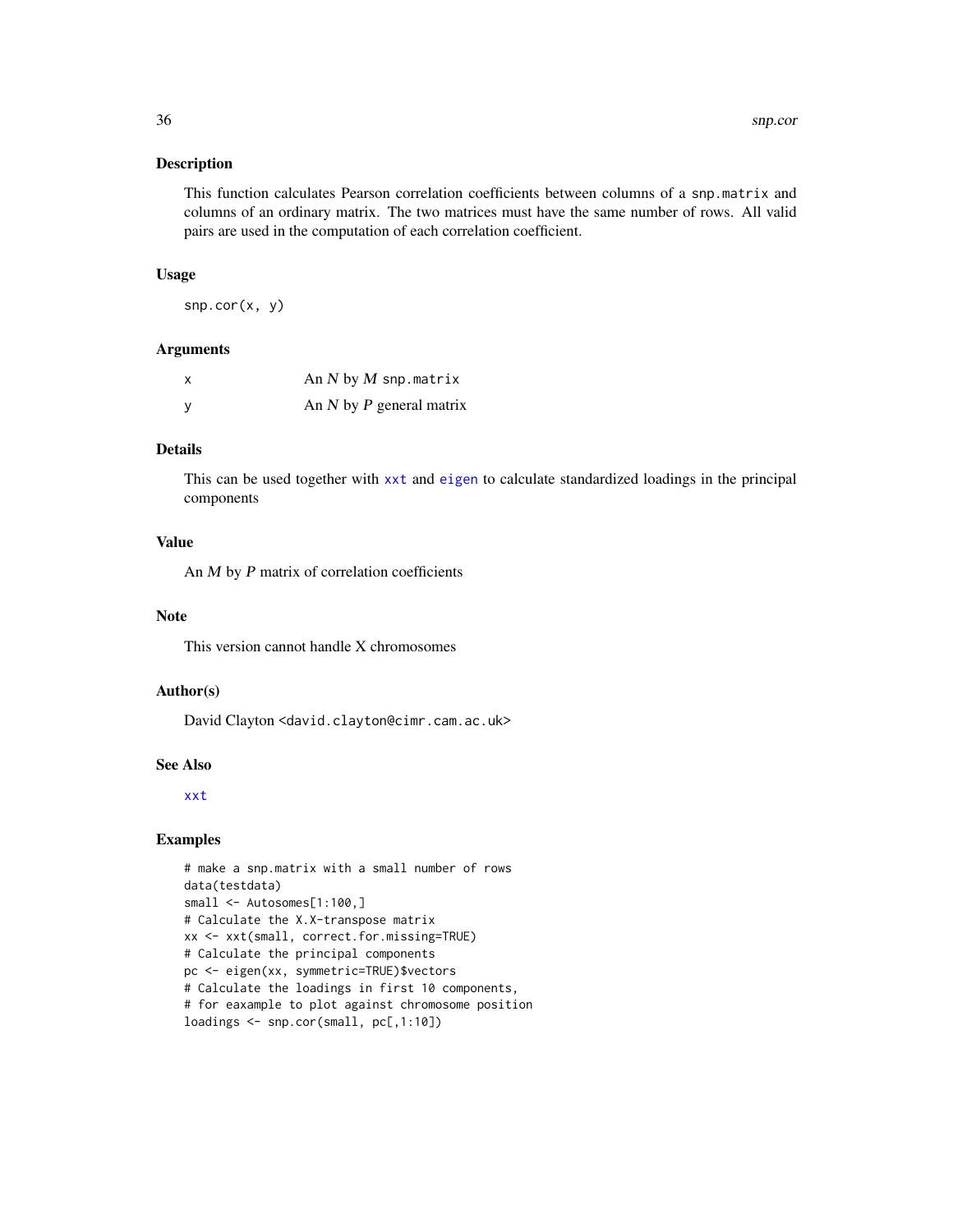## Description

This function calculates Pearson correlation coefficients between columns of a `snp.matrix` and columns of an ordinary matrix. The two matrices must have the same number of rows. All valid pairs are used in the computation of each correlation coefficient.

## Usage

```
snp.cor(x, y)
```

## Arguments

| | |
|---|---|
| x | An $N$ by $M$ `snp.matrix` |
| y | An $N$ by $P$ general matrix |

## Details

This can be used together with `xxt` and `eigen` to calculate standardized loadings in the principal components

## Value

An $M$ by $P$ matrix of correlation coefficients

## Note

This version cannot handle X chromosomes

## Author(s)

David Clayton <david.clayton@cimr.cam.ac.uk>

## See Also

`xxt`

## Examples

```
# make a snp.matrix with a small number of rows
data(testdata)
small <- Autosomes[1:100,]
# Calculate the X.X-transpose matrix
xx <- xxt(small, correct.for.missing=TRUE)
# Calculate the principal components
pc <- eigen(xx, symmetric=TRUE)$vectors
# Calculate the loadings in first 10 components,
# for eaxample to plot against chromosome position
loadings <- snp.cor(small, pc[,1:10])
```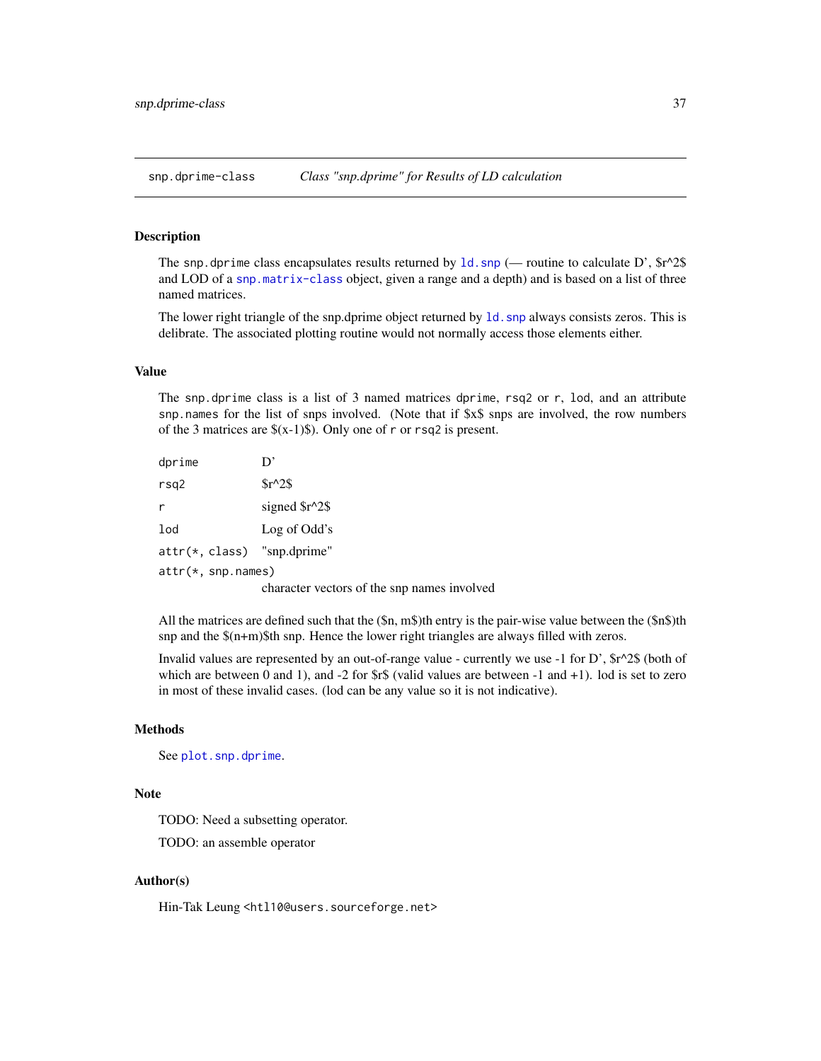## snp.dprime-class    *Class "snp.dprime" for Results of LD calculation*

### Description

The `snp.dprime` class encapsulates results returned by `ld.snp` (— routine to calculate D', $r^2$ and LOD of a `snp.matrix-class` object, given a range and a depth) and is based on a list of three named matrices.

The lower right triangle of the snp.dprime object returned by `ld.snp` always consists zeros. This is delibrate. The associated plotting routine would not normally access those elements either.

### Value

The `snp.dprime` class is a list of 3 named matrices `dprime`, `rsq2` or `r`, `lod`, and an attribute `snp.names` for the list of snps involved. (Note that if $x$ snps are involved, the row numbers of the 3 matrices are $(x-1)$). Only one of `r` or `rsq2` is present.

| | |
|---|---|
| `dprime` | D' |
| `rsq2` | $r^2$ |
| `r` | signed $r^2$ |
| `lod` | Log of Odd's |
| `attr(*, class)` | "snp.dprime" |
| `attr(*, snp.names)` | character vectors of the snp names involved |

All the matrices are defined such that the ($n$, $m$)th entry is the pair-wise value between the ($n$)th snp and the $(n+m)$th snp. Hence the lower right triangles are always filled with zeros.

Invalid values are represented by an out-of-range value - currently we use -1 for D', $r^2$ (both of which are between 0 and 1), and -2 for $r$ (valid values are between -1 and +1). lod is set to zero in most of these invalid cases. (lod can be any value so it is not indicative).

### Methods

See `plot.snp.dprime`.

### Note

TODO: Need a subsetting operator.

TODO: an assemble operator

### Author(s)

Hin-Tak Leung <`htl10@users.sourceforge.net`>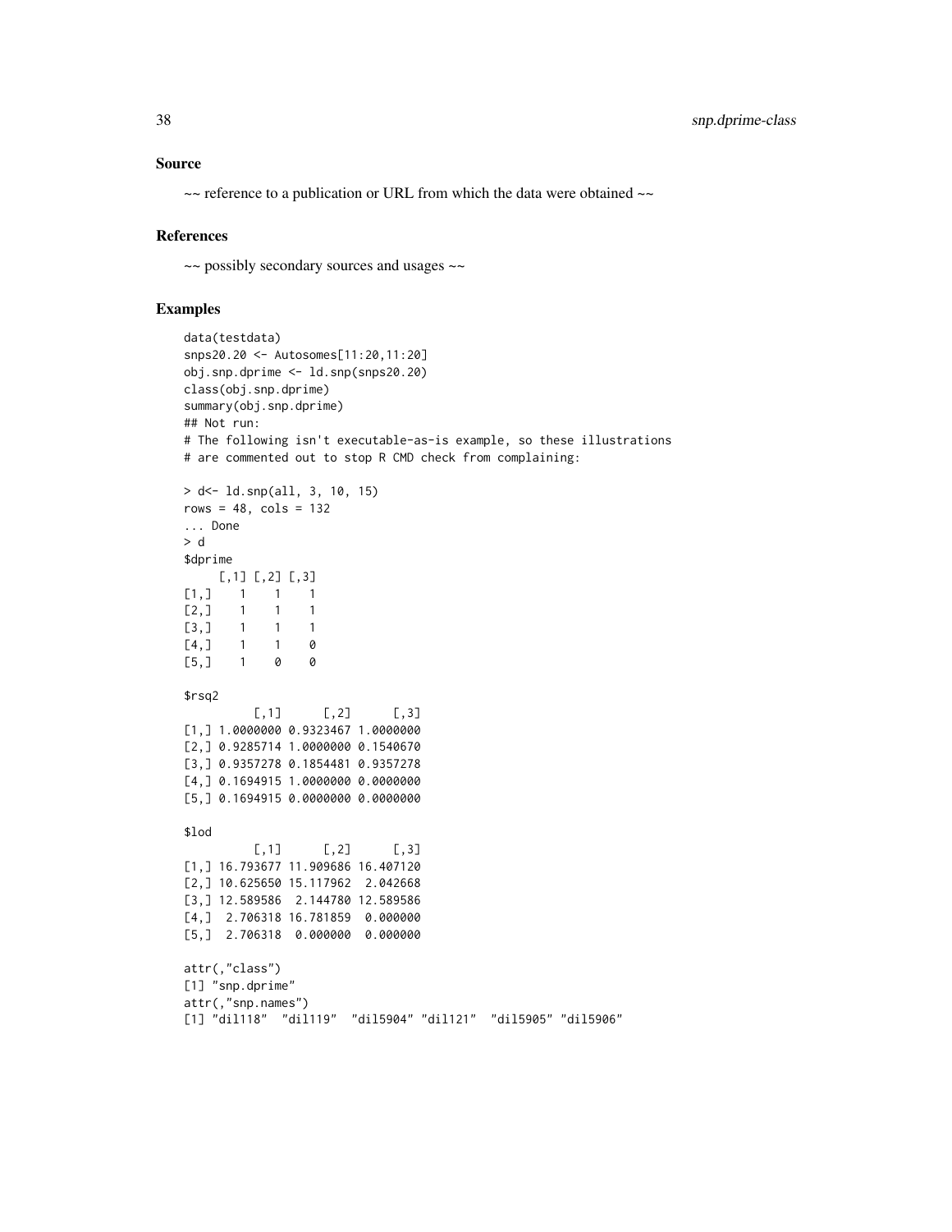## Source

~~ reference to a publication or URL from which the data were obtained ~~

## References

~~ possibly secondary sources and usages ~~

## Examples

```
data(testdata)
snps20.20 <- Autosomes[11:20,11:20]
obj.snp.dprime <- ld.snp(snps20.20)
class(obj.snp.dprime)
summary(obj.snp.dprime)
## Not run:
# The following isn't executable-as-is example, so these illustrations
# are commented out to stop R CMD check from complaining:

> d<- ld.snp(all, 3, 10, 15)
rows = 48, cols = 132
... Done
> d
$dprime
     [,1] [,2] [,3]
[1,]    1    1    1
[2,]    1    1    1
[3,]    1    1    1
[4,]    1    1    0
[5,]    1    0    0

$rsq2
          [,1]      [,2]      [,3]
[1,] 1.0000000 0.9323467 1.0000000
[2,] 0.9285714 1.0000000 0.1540670
[3,] 0.9357278 0.1854481 0.9357278
[4,] 0.1694915 1.0000000 0.0000000
[5,] 0.1694915 0.0000000 0.0000000

$lod
          [,1]      [,2]      [,3]
[1,] 16.793677 11.909686 16.407120
[2,] 10.625650 15.117962  2.042668
[3,] 12.589586  2.144780 12.589586
[4,]  2.706318 16.781859  0.000000
[5,]  2.706318  0.000000  0.000000

attr(,"class")
[1] "snp.dprime"
attr(,"snp.names")
[1] "dil118"  "dil119"  "dil5904" "dil121"  "dil5905" "dil5906"
```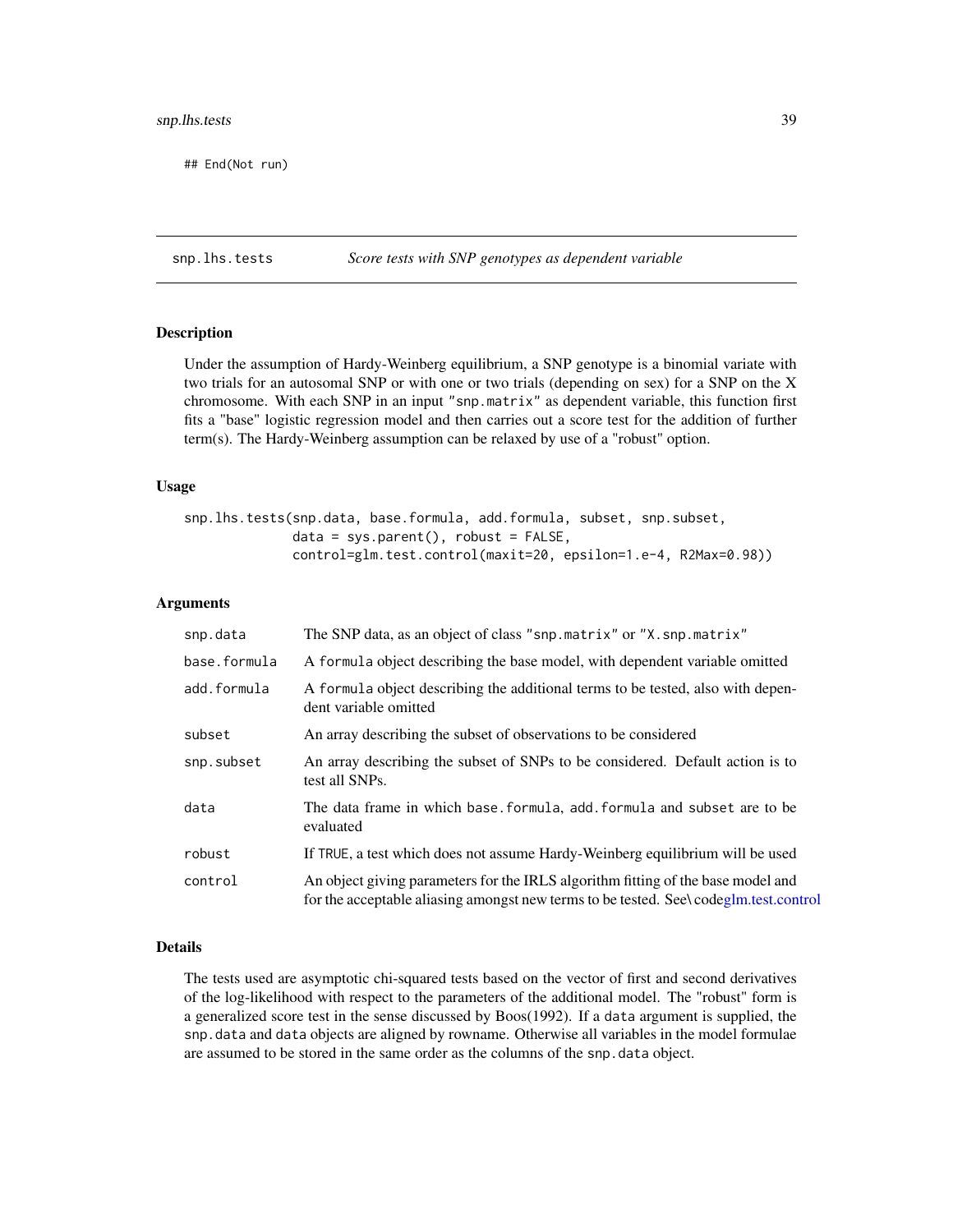```
## End(Not run)
```

## snp.lhs.tests — *Score tests with SNP genotypes as dependent variable*

### Description

Under the assumption of Hardy-Weinberg equilibrium, a SNP genotype is a binomial variate with two trials for an autosomal SNP or with one or two trials (depending on sex) for a SNP on the X chromosome. With each SNP in an input "snp.matrix" as dependent variable, this function first fits a "base" logistic regression model and then carries out a score test for the addition of further term(s). The Hardy-Weinberg assumption can be relaxed by use of a "robust" option.

### Usage

```
snp.lhs.tests(snp.data, base.formula, add.formula, subset, snp.subset,
              data = sys.parent(), robust = FALSE,
              control=glm.test.control(maxit=20, epsilon=1.e-4, R2Max=0.98))
```

### Arguments

| | |
|---|---|
| `snp.data` | The SNP data, as an object of class "snp.matrix" or "X.snp.matrix" |
| `base.formula` | A `formula` object describing the base model, with dependent variable omitted |
| `add.formula` | A `formula` object describing the additional terms to be tested, also with dependent variable omitted |
| `subset` | An array describing the subset of observations to be considered |
| `snp.subset` | An array describing the subset of SNPs to be considered. Default action is to test all SNPs. |
| `data` | The data frame in which `base.formula`, `add.formula` and `subset` are to be evaluated |
| `robust` | If `TRUE`, a test which does not assume Hardy-Weinberg equilibrium will be used |
| `control` | An object giving parameters for the IRLS algorithm fitting of the base model and for the acceptable aliasing amongst new terms to be tested. See\codeglm.test.control |

### Details

The tests used are asymptotic chi-squared tests based on the vector of first and second derivatives of the log-likelihood with respect to the parameters of the additional model. The "robust" form is a generalized score test in the sense discussed by Boos(1992). If a `data` argument is supplied, the `snp.data` and `data` objects are aligned by rowname. Otherwise all variables in the model formulae are assumed to be stored in the same order as the columns of the `snp.data` object.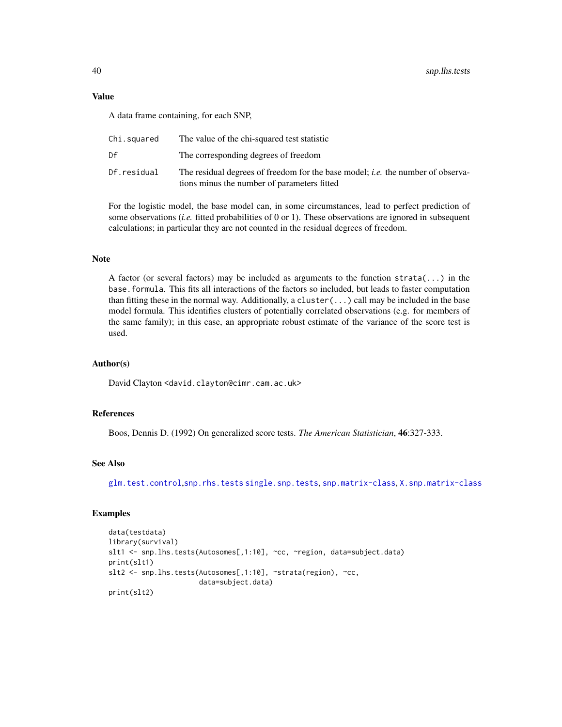### Value

A data frame containing, for each SNP,

| | |
|---|---|
| `Chi.squared` | The value of the chi-squared test statistic |
| `Df` | The corresponding degrees of freedom |
| `Df.residual` | The residual degrees of freedom for the base model; *i.e.* the number of observations minus the number of parameters fitted |

For the logistic model, the base model can, in some circumstances, lead to perfect prediction of some observations (*i.e.* fitted probabilities of 0 or 1). These observations are ignored in subsequent calculations; in particular they are not counted in the residual degrees of freedom.

### Note

A factor (or several factors) may be included as arguments to the function `strata(...)` in the `base.formula`. This fits all interactions of the factors so included, but leads to faster computation than fitting these in the normal way. Additionally, a `cluster(...)` call may be included in the base model formula. This identifies clusters of potentially correlated observations (e.g. for members of the same family); in this case, an appropriate robust estimate of the variance of the score test is used.

### Author(s)

David Clayton <david.clayton@cimr.cam.ac.uk>

### References

Boos, Dennis D. (1992) On generalized score tests. *The American Statistician*, **46**:327-333.

### See Also

`glm.test.control`,`snp.rhs.tests` `single.snp.tests`, `snp.matrix-class`, `X.snp.matrix-class`

### Examples

```
data(testdata)
library(survival)
slt1 <- snp.lhs.tests(Autosomes[,1:10], ~cc, ~region, data=subject.data)
print(slt1)
slt2 <- snp.lhs.tests(Autosomes[,1:10], ~strata(region), ~cc,
                      data=subject.data)
print(slt2)
```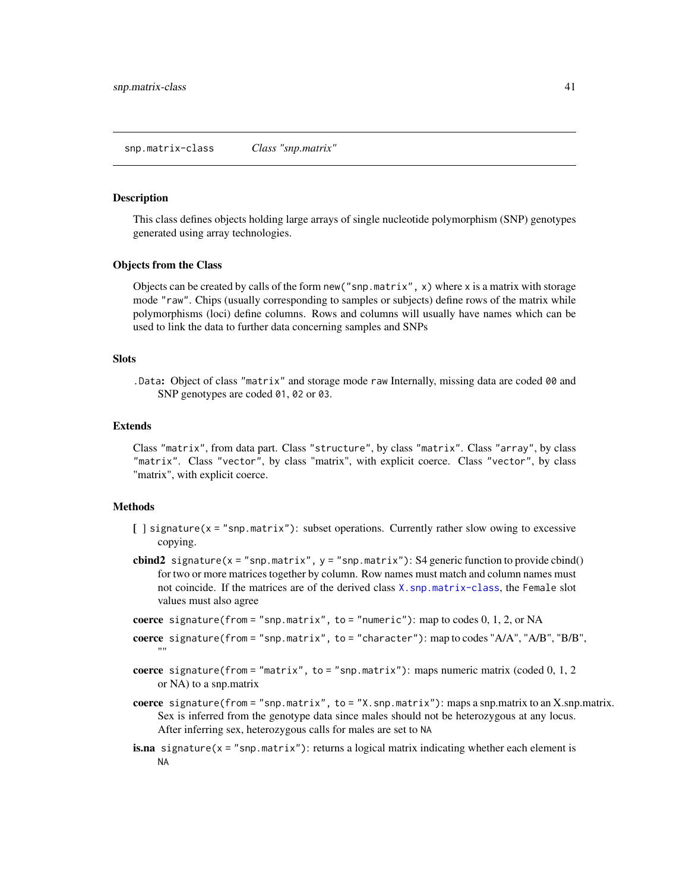snp.matrix-class *Class "snp.matrix"*

---

### Description

This class defines objects holding large arrays of single nucleotide polymorphism (SNP) genotypes generated using array technologies.

### Objects from the Class

Objects can be created by calls of the form `new("snp.matrix", x)` where `x` is a matrix with storage mode `"raw"`. Chips (usually corresponding to samples or subjects) define rows of the matrix while polymorphisms (loci) define columns. Rows and columns will usually have names which can be used to link the data to further data concerning samples and SNPs

### Slots

`.Data`**:** Object of class `"matrix"` and storage mode `raw` Internally, missing data are coded `00` and SNP genotypes are coded `01`, `02` or `03`.

### Extends

Class `"matrix"`, from data part. Class `"structure"`, by class `"matrix"`. Class `"array"`, by class `"matrix"`. Class `"vector"`, by class "matrix", with explicit coerce. Class `"vector"`, by class "matrix", with explicit coerce.

### Methods

- **[ ]** `signature(x = "snp.matrix")`: subset operations. Currently rather slow owing to excessive copying.
- **cbind2** `signature(x = "snp.matrix", y = "snp.matrix")`: S4 generic function to provide cbind() for two or more matrices together by column. Row names must match and column names must not coincide. If the matrices are of the derived class `X.snp.matrix-class`, the `Female` slot values must also agree
- **coerce** `signature(from = "snp.matrix", to = "numeric")`: map to codes 0, 1, 2, or NA
- **coerce** `signature(from = "snp.matrix", to = "character")`: map to codes "A/A", "A/B", "B/B", ""
- **coerce** `signature(from = "matrix", to = "snp.matrix")`: maps numeric matrix (coded 0, 1, 2 or NA) to a snp.matrix
- **coerce** `signature(from = "snp.matrix", to = "X.snp.matrix")`: maps a snp.matrix to an X.snp.matrix. Sex is inferred from the genotype data since males should not be heterozygous at any locus. After inferring sex, heterozygous calls for males are set to `NA`
- **is.na** `signature(x = "snp.matrix")`: returns a logical matrix indicating whether each element is `NA`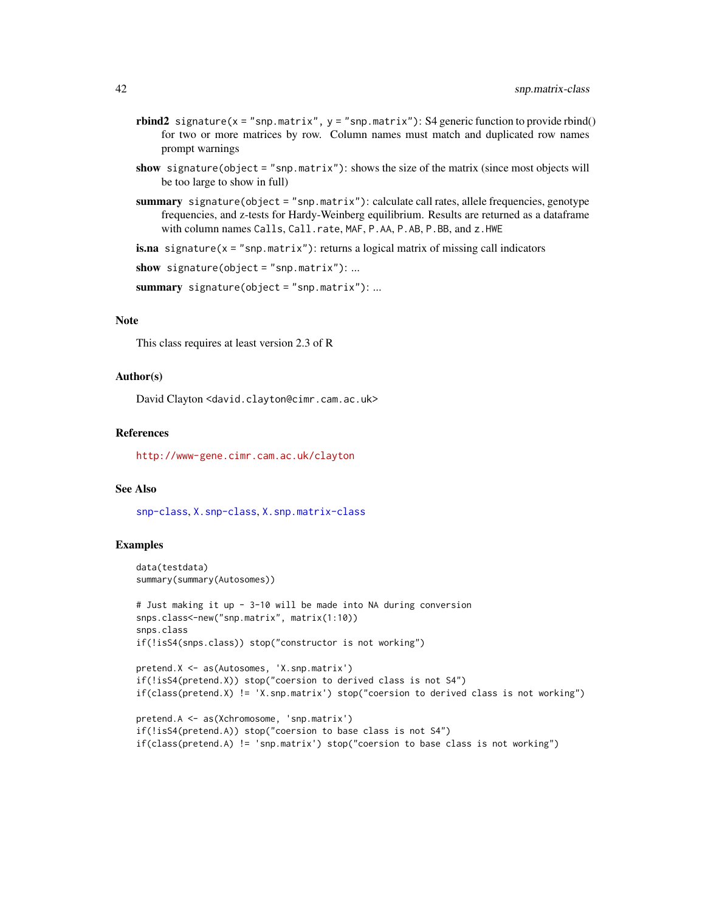**rbind2** `signature(x = "snp.matrix", y = "snp.matrix")`: S4 generic function to provide rbind() for two or more matrices by row. Column names must match and duplicated row names prompt warnings

**show** `signature(object = "snp.matrix")`: shows the size of the matrix (since most objects will be too large to show in full)

**summary** `signature(object = "snp.matrix")`: calculate call rates, allele frequencies, genotype frequencies, and z-tests for Hardy-Weinberg equilibrium. Results are returned as a dataframe with column names `Calls`, `Call.rate`, `MAF`, `P.AA`, `P.AB`, `P.BB`, and `z.HWE`

**is.na** `signature(x = "snp.matrix")`: returns a logical matrix of missing call indicators

**show** `signature(object = "snp.matrix")`: ...

**summary** `signature(object = "snp.matrix")`: ...

## Note

This class requires at least version 2.3 of R

## Author(s)

David Clayton <david.clayton@cimr.cam.ac.uk>

## References

http://www-gene.cimr.cam.ac.uk/clayton

## See Also

snp-class, X.snp-class, X.snp.matrix-class

## Examples

```
data(testdata)
summary(summary(Autosomes))

# Just making it up - 3-10 will be made into NA during conversion
snps.class<-new("snp.matrix", matrix(1:10))
snps.class
if(!isS4(snps.class)) stop("constructor is not working")

pretend.X <- as(Autosomes, 'X.snp.matrix')
if(!isS4(pretend.X)) stop("coersion to derived class is not S4")
if(class(pretend.X) != 'X.snp.matrix') stop("coersion to derived class is not working")

pretend.A <- as(Xchromosome, 'snp.matrix')
if(!isS4(pretend.A)) stop("coersion to base class is not S4")
if(class(pretend.A) != 'snp.matrix') stop("coersion to base class is not working")
```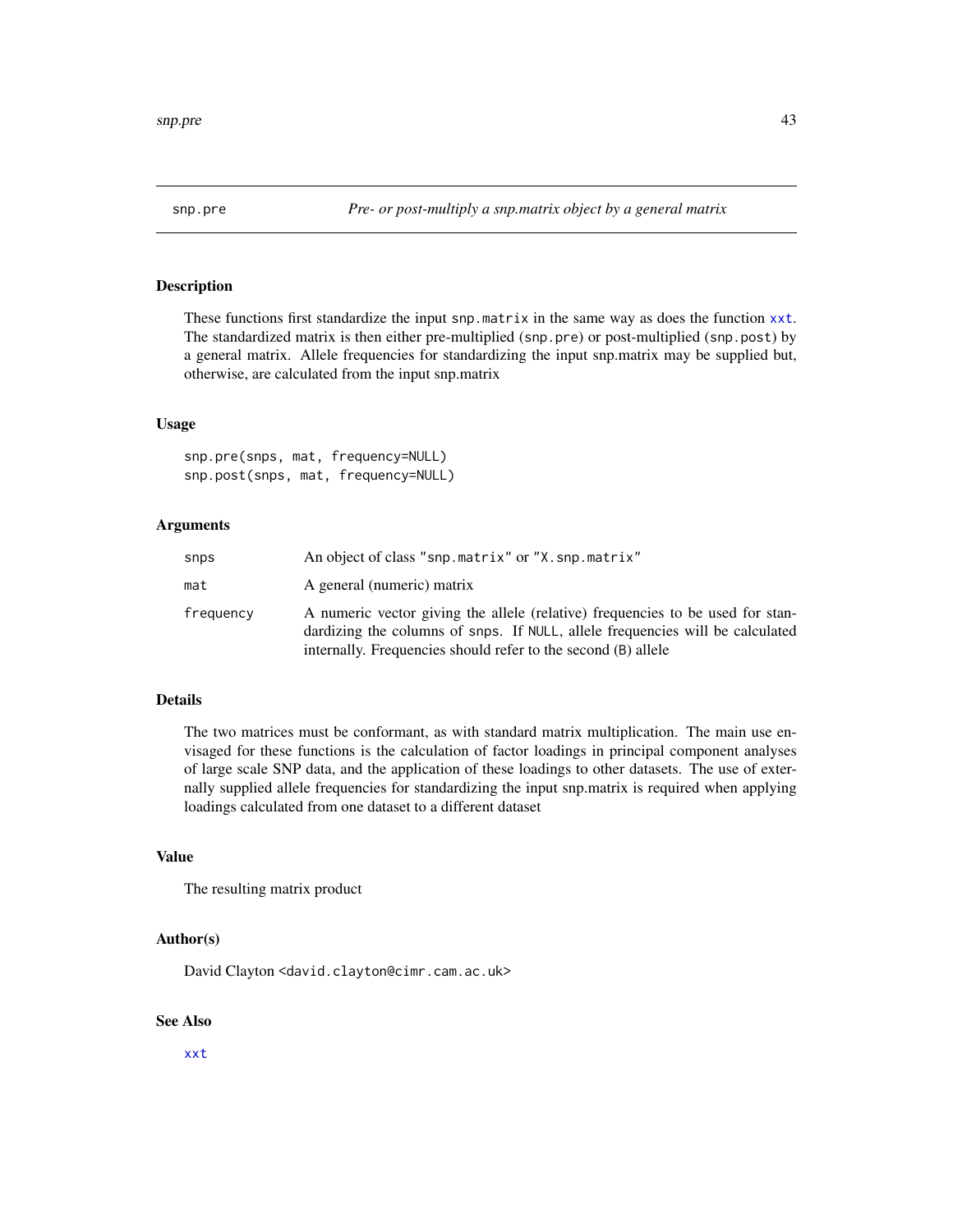snp.pre *Pre- or post-multiply a snp.matrix object by a general matrix*

## Description

These functions first standardize the input `snp.matrix` in the same way as does the function `xxt`. The standardized matrix is then either pre-multiplied (`snp.pre`) or post-multiplied (`snp.post`) by a general matrix. Allele frequencies for standardizing the input snp.matrix may be supplied but, otherwise, are calculated from the input snp.matrix

## Usage

```
snp.pre(snps, mat, frequency=NULL)
snp.post(snps, mat, frequency=NULL)
```

## Arguments

| | |
|---|---|
| `snps` | An object of class `"snp.matrix"` or `"X.snp.matrix"` |
| `mat` | A general (numeric) matrix |
| `frequency` | A numeric vector giving the allele (relative) frequencies to be used for standardizing the columns of `snps`. If `NULL`, allele frequencies will be calculated internally. Frequencies should refer to the second (`B`) allele |

## Details

The two matrices must be conformant, as with standard matrix multiplication. The main use envisaged for these functions is the calculation of factor loadings in principal component analyses of large scale SNP data, and the application of these loadings to other datasets. The use of externally supplied allele frequencies for standardizing the input snp.matrix is required when applying loadings calculated from one dataset to a different dataset

## Value

The resulting matrix product

## Author(s)

David Clayton <david.clayton@cimr.cam.ac.uk>

## See Also

`xxt`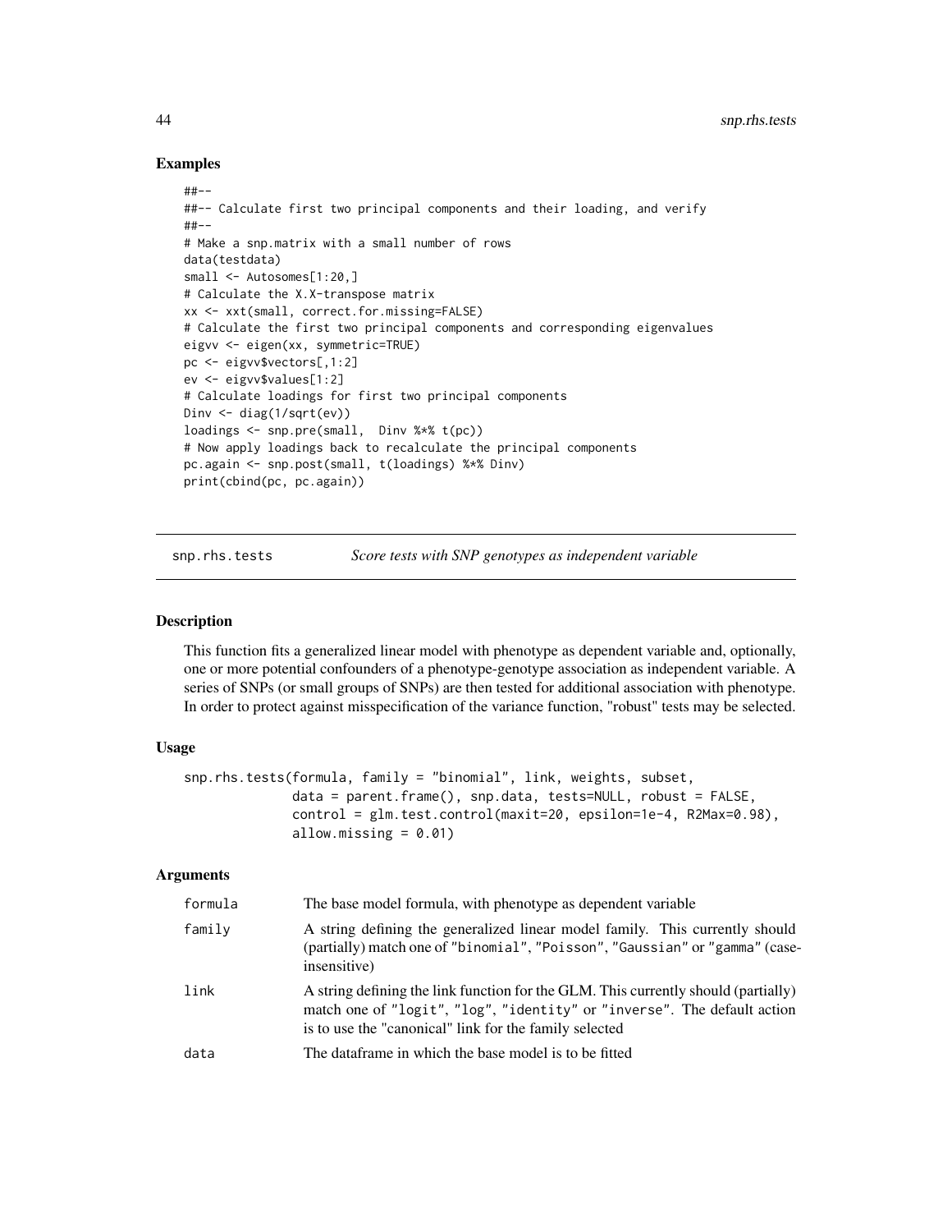## Examples

```
##--
##-- Calculate first two principal components and their loading, and verify
##--
# Make a snp.matrix with a small number of rows
data(testdata)
small <- Autosomes[1:20,]
# Calculate the X.X-transpose matrix
xx <- xxt(small, correct.for.missing=FALSE)
# Calculate the first two principal components and corresponding eigenvalues
eigvv <- eigen(xx, symmetric=TRUE)
pc <- eigvv$vectors[,1:2]
ev <- eigvv$values[1:2]
# Calculate loadings for first two principal components
Dinv <- diag(1/sqrt(ev))
loadings <- snp.pre(small,  Dinv %*% t(pc))
# Now apply loadings back to recalculate the principal components
pc.again <- snp.post(small, t(loadings) %*% Dinv)
print(cbind(pc, pc.again))
```

---

snp.rhs.tests *Score tests with SNP genotypes as independent variable*

---

## Description

This function fits a generalized linear model with phenotype as dependent variable and, optionally, one or more potential confounders of a phenotype-genotype association as independent variable. A series of SNPs (or small groups of SNPs) are then tested for additional association with phenotype. In order to protect against misspecification of the variance function, "robust" tests may be selected.

## Usage

```
snp.rhs.tests(formula, family = "binomial", link, weights, subset,
              data = parent.frame(), snp.data, tests=NULL, robust = FALSE,
              control = glm.test.control(maxit=20, epsilon=1e-4, R2Max=0.98),
              allow.missing = 0.01)
```

## Arguments

| | |
|---|---|
| `formula` | The base model formula, with phenotype as dependent variable |
| `family` | A string defining the generalized linear model family. This currently should (partially) match one of "binomial", "Poisson", "Gaussian" or "gamma" (case-insensitive) |
| `link` | A string defining the link function for the GLM. This currently should (partially) match one of "logit", "log", "identity" or "inverse". The default action is to use the "canonical" link for the family selected |
| `data` | The dataframe in which the base model is to be fitted |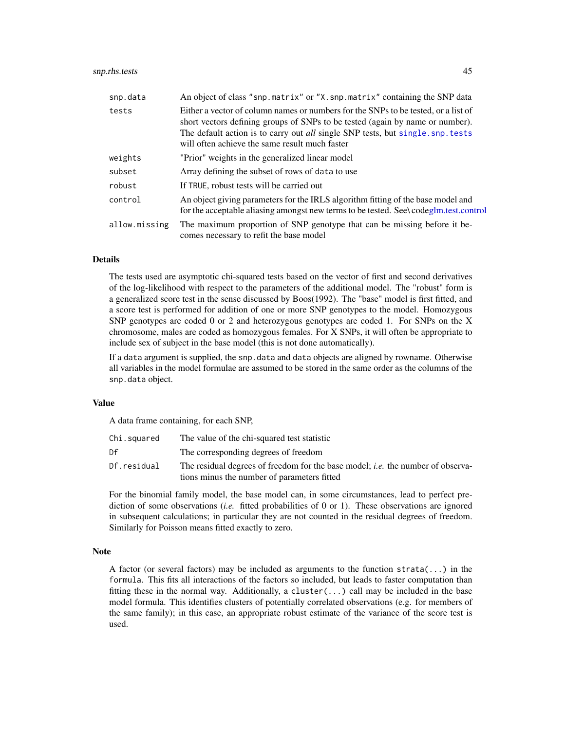| | |
|---|---|
| snp.data | An object of class "snp.matrix" or "X.snp.matrix" containing the SNP data |
| tests | Either a vector of column names or numbers for the SNPs to be tested, or a list of short vectors defining groups of SNPs to be tested (again by name or number). The default action is to carry out *all* single SNP tests, but single.snp.tests will often achieve the same result much faster |
| weights | "Prior" weights in the generalized linear model |
| subset | Array defining the subset of rows of data to use |
| robust | If TRUE, robust tests will be carried out |
| control | An object giving parameters for the IRLS algorithm fitting of the base model and for the acceptable aliasing amongst new terms to be tested. See\codeglm.test.control |
| allow.missing | The maximum proportion of SNP genotype that can be missing before it becomes necessary to refit the base model |

## Details

The tests used are asymptotic chi-squared tests based on the vector of first and second derivatives of the log-likelihood with respect to the parameters of the additional model. The "robust" form is a generalized score test in the sense discussed by Boos(1992). The "base" model is first fitted, and a score test is performed for addition of one or more SNP genotypes to the model. Homozygous SNP genotypes are coded 0 or 2 and heterozygous genotypes are coded 1. For SNPs on the X chromosome, males are coded as homozygous females. For X SNPs, it will often be appropriate to include sex of subject in the base model (this is not done automatically).

If a data argument is supplied, the snp.data and data objects are aligned by rowname. Otherwise all variables in the model formulae are assumed to be stored in the same order as the columns of the snp.data object.

## Value

A data frame containing, for each SNP,

| | |
|---|---|
| Chi.squared | The value of the chi-squared test statistic |
| Df | The corresponding degrees of freedom |
| Df.residual | The residual degrees of freedom for the base model; *i.e.* the number of observations minus the number of parameters fitted |

For the binomial family model, the base model can, in some circumstances, lead to perfect prediction of some observations (*i.e.* fitted probabilities of 0 or 1). These observations are ignored in subsequent calculations; in particular they are not counted in the residual degrees of freedom. Similarly for Poisson means fitted exactly to zero.

## Note

A factor (or several factors) may be included as arguments to the function strata(...) in the formula. This fits all interactions of the factors so included, but leads to faster computation than fitting these in the normal way. Additionally, a cluster(...) call may be included in the base model formula. This identifies clusters of potentially correlated observations (e.g. for members of the same family); in this case, an appropriate robust estimate of the variance of the score test is used.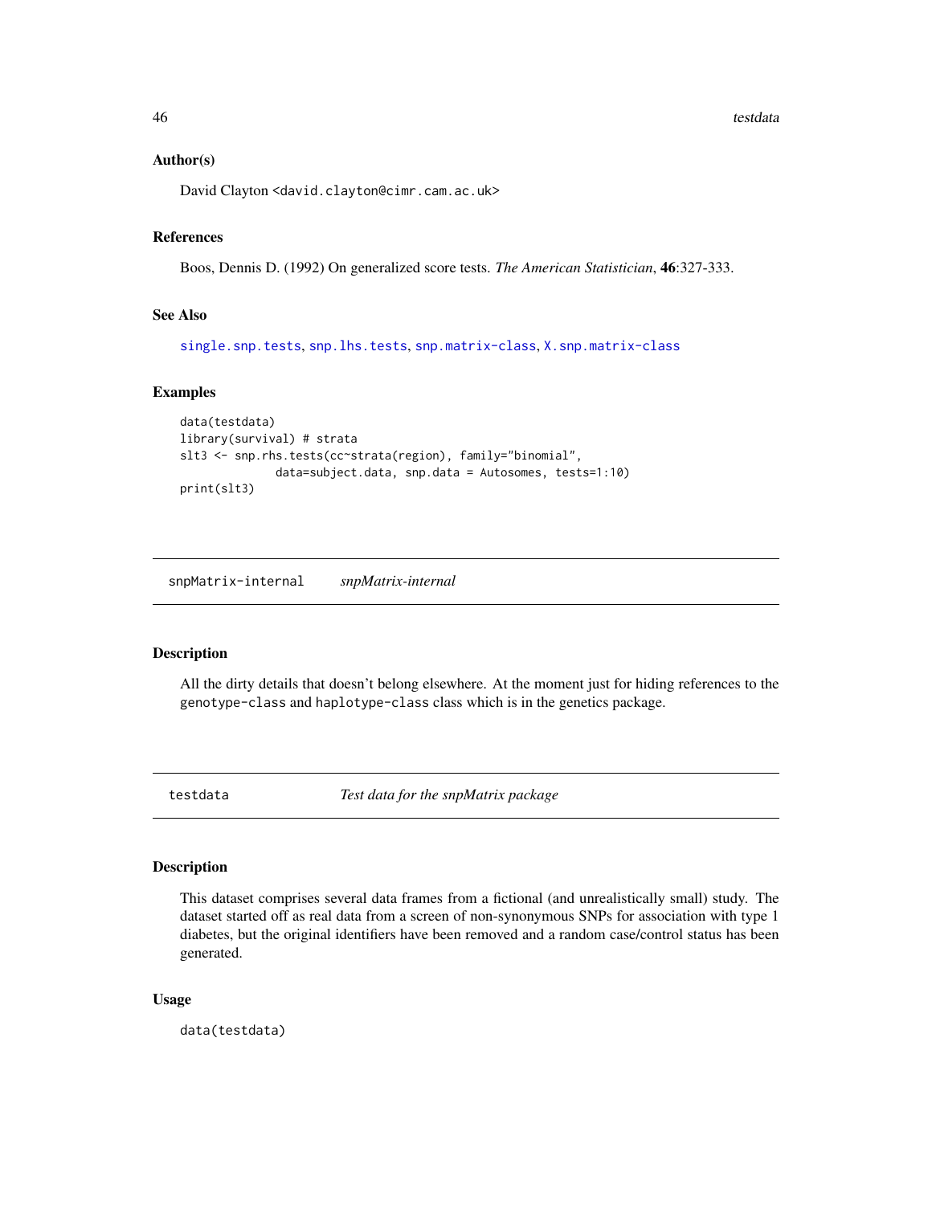### Author(s)

David Clayton <david.clayton@cimr.cam.ac.uk>

### References

Boos, Dennis D. (1992) On generalized score tests. *The American Statistician*, **46**:327-333.

### See Also

single.snp.tests, snp.lhs.tests, snp.matrix-class, X.snp.matrix-class

### Examples

```
data(testdata)
library(survival) # strata
slt3 <- snp.rhs.tests(cc~strata(region), family="binomial",
            data=subject.data, snp.data = Autosomes, tests=1:10)
print(slt3)
```

---

## snpMatrix-internal *snpMatrix-internal*

### Description

All the dirty details that doesn't belong elsewhere. At the moment just for hiding references to the genotype-class and haplotype-class class which is in the genetics package.

---

## testdata *Test data for the snpMatrix package*

### Description

This dataset comprises several data frames from a fictional (and unrealistically small) study. The dataset started off as real data from a screen of non-synonymous SNPs for association with type 1 diabetes, but the original identifiers have been removed and a random case/control status has been generated.

### Usage

```
data(testdata)
```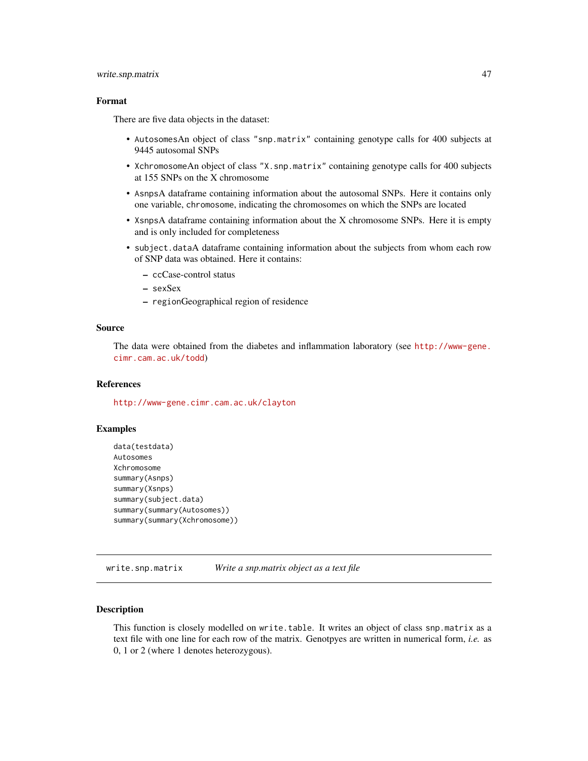### Format

There are five data objects in the dataset:

- `Autosomes`An object of class `"snp.matrix"` containing genotype calls for 400 subjects at 9445 autosomal SNPs
- `Xchromosome`An object of class `"X.snp.matrix"` containing genotype calls for 400 subjects at 155 SNPs on the X chromosome
- `Asnps`A dataframe containing information about the autosomal SNPs. Here it contains only one variable, `chromosome`, indicating the chromosomes on which the SNPs are located
- `Xsnps`A dataframe containing information about the X chromosome SNPs. Here it is empty and is only included for completeness
- `subject.data`A dataframe containing information about the subjects from whom each row of SNP data was obtained. Here it contains:
  - `cc`Case-control status
  - `sex`Sex
  - `region`Geographical region of residence

### Source

The data were obtained from the diabetes and inflammation laboratory (see http://www-gene.cimr.cam.ac.uk/todd)

### References

http://www-gene.cimr.cam.ac.uk/clayton

### Examples

```
data(testdata)
Autosomes
Xchromosome
summary(Asnps)
summary(Xsnps)
summary(subject.data)
summary(summary(Autosomes))
summary(summary(Xchromosome))
```

---

## write.snp.matrix *Write a snp.matrix object as a text file*

---

### Description

This function is closely modelled on `write.table`. It writes an object of class `snp.matrix` as a text file with one line for each row of the matrix. Genotpyes are written in numerical form, *i.e.* as 0, 1 or 2 (where 1 denotes heterozygous).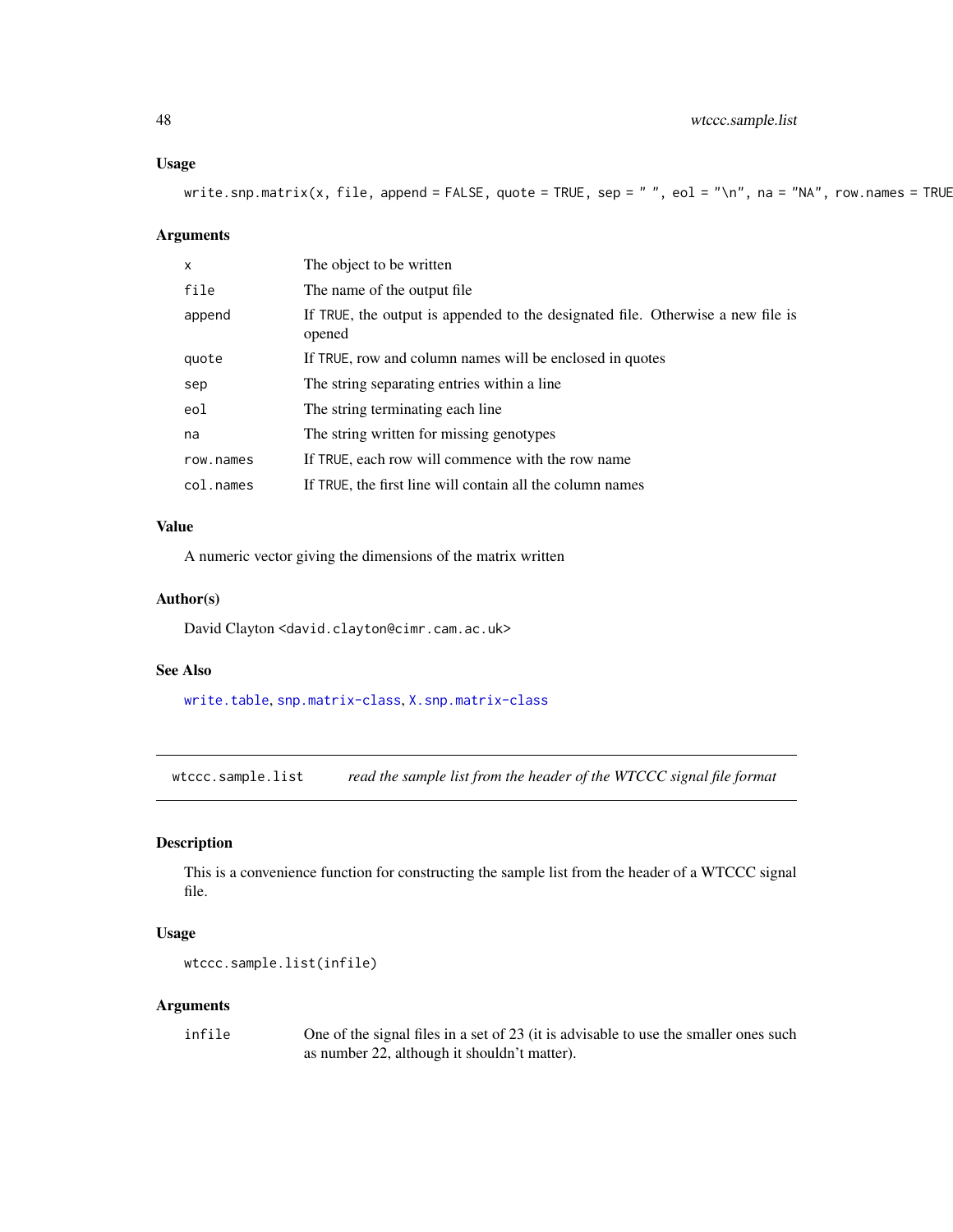### Usage

```
write.snp.matrix(x, file, append = FALSE, quote = TRUE, sep = " ", eol = "\n", na = "NA", row.names = TRUE
```

### Arguments

| | |
|---|---|
| `x` | The object to be written |
| `file` | The name of the output file |
| `append` | If TRUE, the output is appended to the designated file. Otherwise a new file is opened |
| `quote` | If TRUE, row and column names will be enclosed in quotes |
| `sep` | The string separating entries within a line |
| `eol` | The string terminating each line |
| `na` | The string written for missing genotypes |
| `row.names` | If TRUE, each row will commence with the row name |
| `col.names` | If TRUE, the first line will contain all the column names |

### Value

A numeric vector giving the dimensions of the matrix written

### Author(s)

David Clayton <david.clayton@cimr.cam.ac.uk>

### See Also

`write.table`, `snp.matrix-class`, `X.snp.matrix-class`

---

## wtccc.sample.list &nbsp;&nbsp;&nbsp; *read the sample list from the header of the WTCCC signal file format*

---

### Description

This is a convenience function for constructing the sample list from the header of a WTCCC signal file.

### Usage

```
wtccc.sample.list(infile)
```

### Arguments

| | |
|---|---|
| `infile` | One of the signal files in a set of 23 (it is advisable to use the smaller ones such as number 22, although it shouldn't matter). |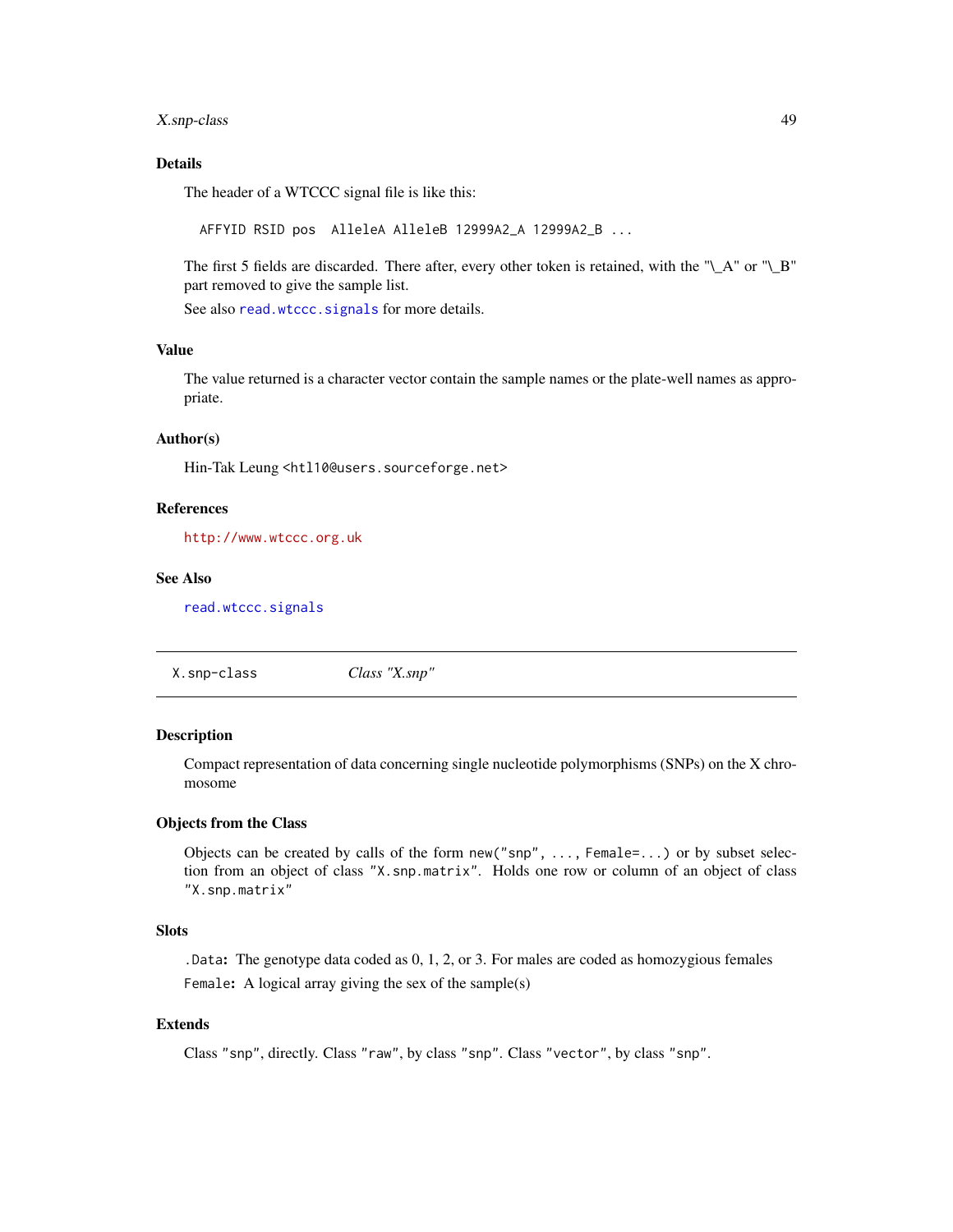### Details

The header of a WTCCC signal file is like this:

```
AFFYID RSID pos  AlleleA AlleleB 12999A2_A 12999A2_B ...
```

The first 5 fields are discarded. There after, every other token is retained, with the "\_A" or "\_B" part removed to give the sample list.

See also `read.wtccc.signals` for more details.

### Value

The value returned is a character vector contain the sample names or the plate-well names as appropriate.

### Author(s)

Hin-Tak Leung <htl10@users.sourceforge.net>

### References

http://www.wtccc.org.uk

### See Also

`read.wtccc.signals`

---

## X.snp-class — *Class "X.snp"*

### Description

Compact representation of data concerning single nucleotide polymorphisms (SNPs) on the X chromosome

### Objects from the Class

Objects can be created by calls of the form `new("snp", ..., Female=...)` or by subset selection from an object of class `"X.snp.matrix"`. Holds one row or column of an object of class `"X.snp.matrix"`

### Slots

`.Data`: The genotype data coded as 0, 1, 2, or 3. For males are coded as homozygious females

`Female`: A logical array giving the sex of the sample(s)

### Extends

Class `"snp"`, directly. Class `"raw"`, by class `"snp"`. Class `"vector"`, by class `"snp"`.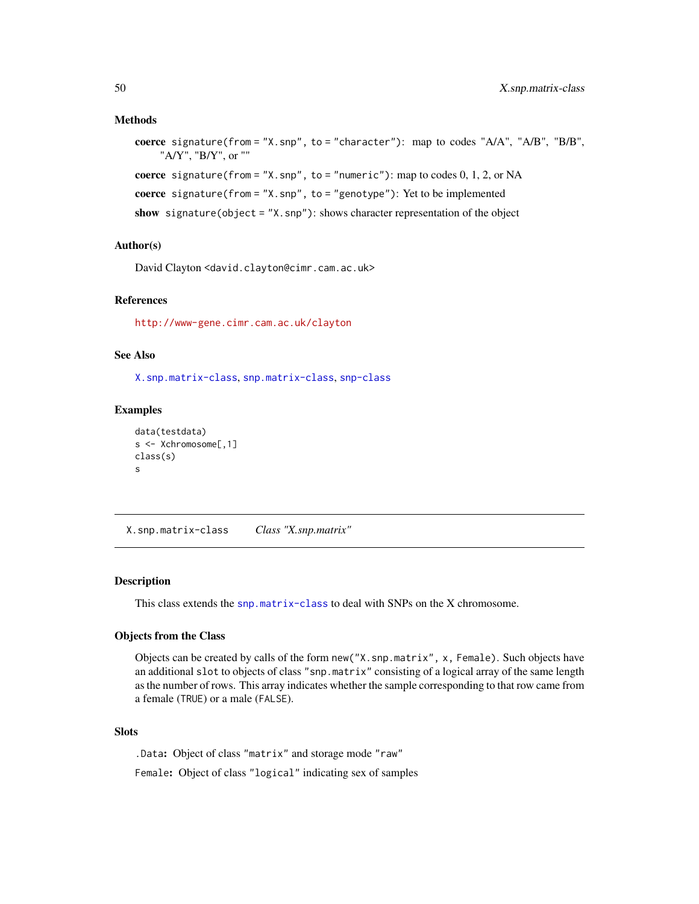### Methods

**coerce** `signature(from = "X.snp", to = "character")`: map to codes "A/A", "A/B", "B/B", "A/Y", "B/Y", or ""

**coerce** `signature(from = "X.snp", to = "numeric")`: map to codes 0, 1, 2, or NA

**coerce** `signature(from = "X.snp", to = "genotype")`: Yet to be implemented

**show** `signature(object = "X.snp")`: shows character representation of the object

### Author(s)

David Clayton <david.clayton@cimr.cam.ac.uk>

### References

http://www-gene.cimr.cam.ac.uk/clayton

### See Also

X.snp.matrix-class, snp.matrix-class, snp-class

### Examples

```
data(testdata)
s <- Xchromosome[,1]
class(s)
s
```

---

## X.snp.matrix-class *Class "X.snp.matrix"*

---

### Description

This class extends the snp.matrix-class to deal with SNPs on the X chromosome.

### Objects from the Class

Objects can be created by calls of the form `new("X.snp.matrix", x, Female)`. Such objects have an additional `slot` to objects of class `"snp.matrix"` consisting of a logical array of the same length as the number of rows. This array indicates whether the sample corresponding to that row came from a female (`TRUE`) or a male (`FALSE`).

### Slots

`.Data`: Object of class `"matrix"` and storage mode `"raw"`

`Female`: Object of class `"logical"` indicating sex of samples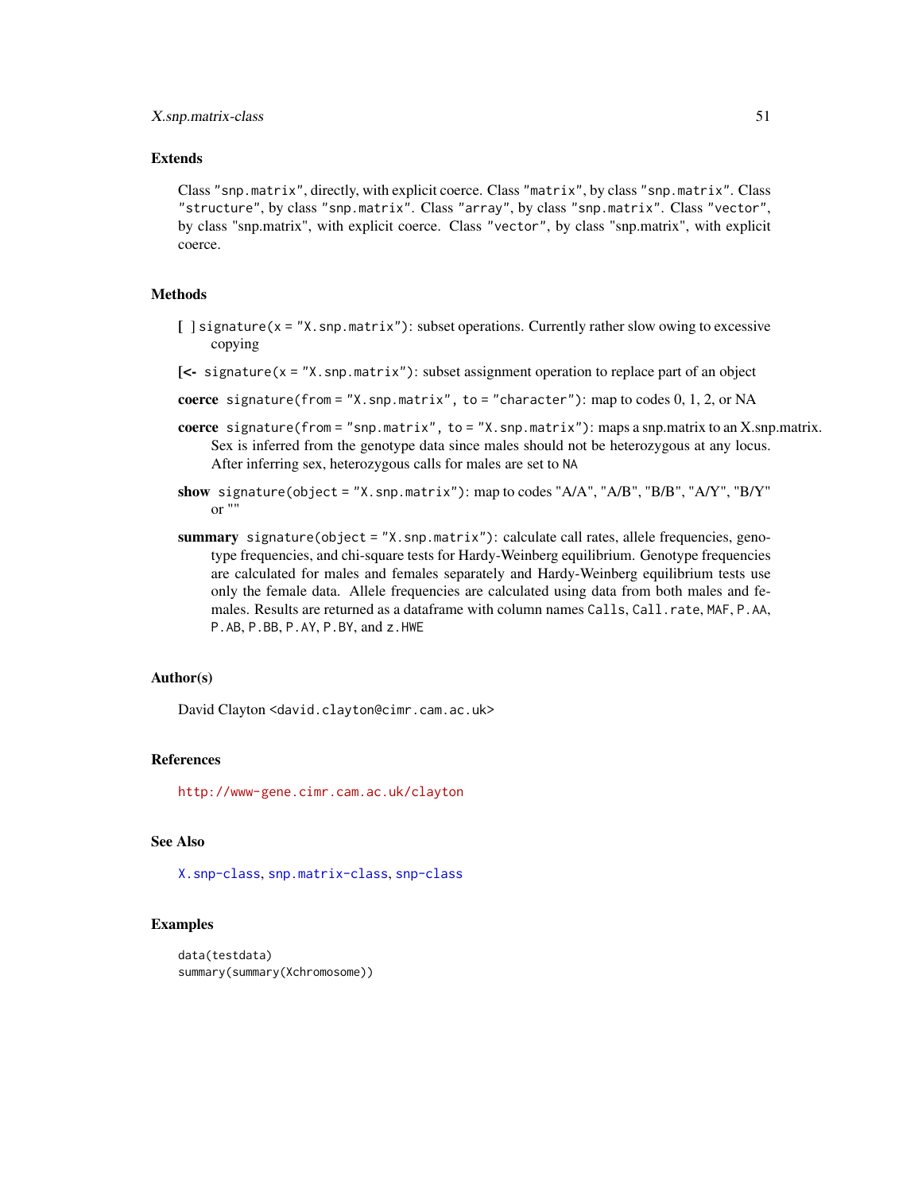## Extends

Class "snp.matrix", directly, with explicit coerce. Class "matrix", by class "snp.matrix". Class "structure", by class "snp.matrix". Class "array", by class "snp.matrix". Class "vector", by class "snp.matrix", with explicit coerce. Class "vector", by class "snp.matrix", with explicit coerce.

## Methods

**[ ]** `signature(x = "X.snp.matrix")`: subset operations. Currently rather slow owing to excessive copying

**[<-** `signature(x = "X.snp.matrix")`: subset assignment operation to replace part of an object

**coerce** `signature(from = "X.snp.matrix", to = "character")`: map to codes 0, 1, 2, or NA

**coerce** `signature(from = "snp.matrix", to = "X.snp.matrix")`: maps a snp.matrix to an X.snp.matrix. Sex is inferred from the genotype data since males should not be heterozygous at any locus. After inferring sex, heterozygous calls for males are set to `NA`

**show** `signature(object = "X.snp.matrix")`: map to codes "A/A", "A/B", "B/B", "A/Y", "B/Y" or ""

**summary** `signature(object = "X.snp.matrix")`: calculate call rates, allele frequencies, genotype frequencies, and chi-square tests for Hardy-Weinberg equilibrium. Genotype frequencies are calculated for males and females separately and Hardy-Weinberg equilibrium tests use only the female data. Allele frequencies are calculated using data from both males and females. Results are returned as a dataframe with column names `Calls`, `Call.rate`, `MAF`, `P.AA`, `P.AB`, `P.BB`, `P.AY`, `P.BY`, and `z.HWE`

## Author(s)

David Clayton <david.clayton@cimr.cam.ac.uk>

## References

http://www-gene.cimr.cam.ac.uk/clayton

## See Also

X.snp-class, snp.matrix-class, snp-class

## Examples

```
data(testdata)
summary(summary(Xchromosome))
```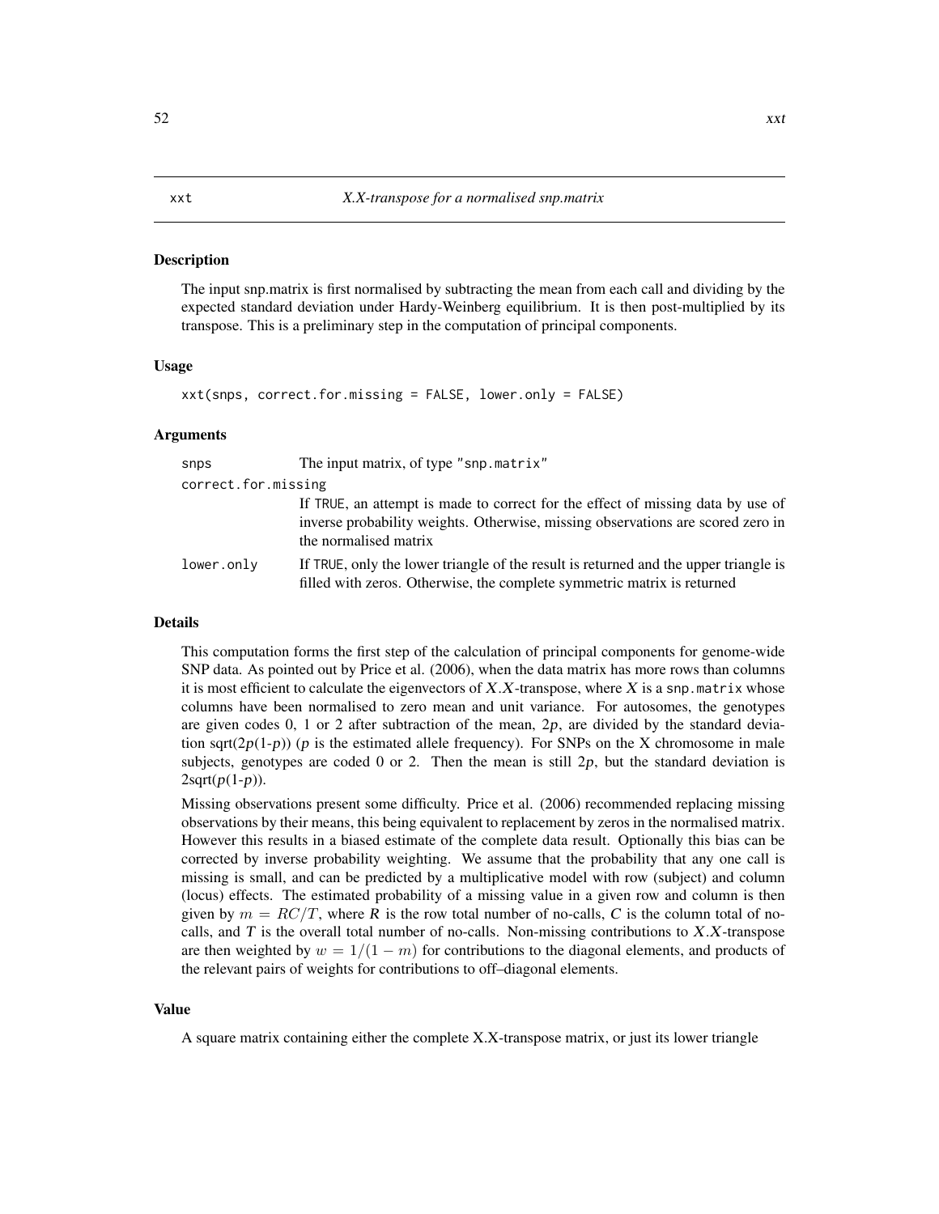# xxt    *X.X-transpose for a normalised snp.matrix*

## Description

The input snp.matrix is first normalised by subtracting the mean from each call and dividing by the expected standard deviation under Hardy-Weinberg equilibrium. It is then post-multiplied by its transpose. This is a preliminary step in the computation of principal components.

## Usage

```
xxt(snps, correct.for.missing = FALSE, lower.only = FALSE)
```

## Arguments

| | |
|---|---|
| snps | The input matrix, of type "snp.matrix" |
| correct.for.missing | If TRUE, an attempt is made to correct for the effect of missing data by use of inverse probability weights. Otherwise, missing observations are scored zero in the normalised matrix |
| lower.only | If TRUE, only the lower triangle of the result is returned and the upper triangle is filled with zeros. Otherwise, the complete symmetric matrix is returned |

## Details

This computation forms the first step of the calculation of principal components for genome-wide SNP data. As pointed out by Price et al. (2006), when the data matrix has more rows than columns it is most efficient to calculate the eigenvectors of $X.X$-transpose, where $X$ is a snp.matrix whose columns have been normalised to zero mean and unit variance. For autosomes, the genotypes are given codes 0, 1 or 2 after subtraction of the mean, $2p$, are divided by the standard deviation sqrt($2p$(1-$p$)) ($p$ is the estimated allele frequency). For SNPs on the X chromosome in male subjects, genotypes are coded 0 or 2. Then the mean is still $2p$, but the standard deviation is 2sqrt($p$(1-$p$)).

Missing observations present some difficulty. Price et al. (2006) recommended replacing missing observations by their means, this being equivalent to replacement by zeros in the normalised matrix. However this results in a biased estimate of the complete data result. Optionally this bias can be corrected by inverse probability weighting. We assume that the probability that any one call is missing is small, and can be predicted by a multiplicative model with row (subject) and column (locus) effects. The estimated probability of a missing value in a given row and column is then given by $m = RC/T$, where $R$ is the row total number of no-calls, $C$ is the column total of no-calls, and $T$ is the overall total number of no-calls. Non-missing contributions to $X.X$-transpose are then weighted by $w = 1/(1 - m)$ for contributions to the diagonal elements, and products of the relevant pairs of weights for contributions to off–diagonal elements.

## Value

A square matrix containing either the complete X.X-transpose matrix, or just its lower triangle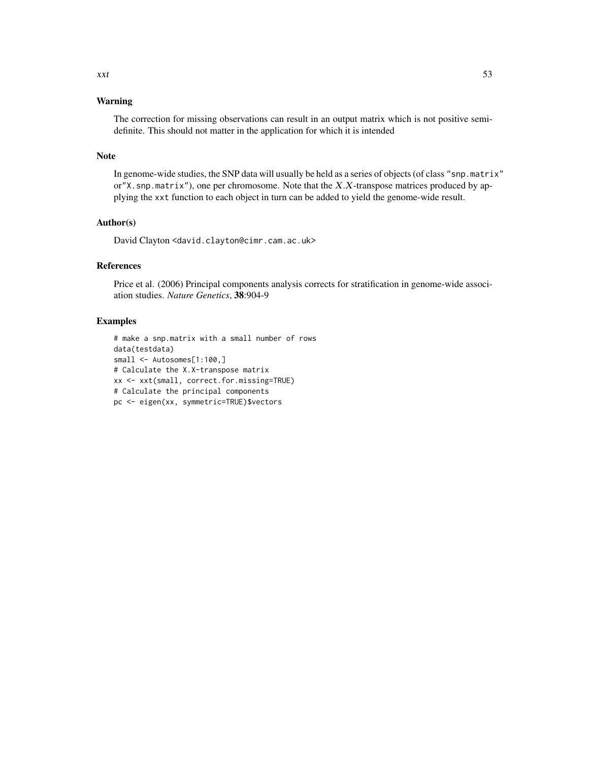## Warning

The correction for missing observations can result in an output matrix which is not positive semi-definite. This should not matter in the application for which it is intended

## Note

In genome-wide studies, the SNP data will usually be held as a series of objects (of class `"snp.matrix"` or`"X.snp.matrix"`), one per chromosome. Note that the $X.X$-transpose matrices produced by applying the `xxt` function to each object in turn can be added to yield the genome-wide result.

## Author(s)

David Clayton <david.clayton@cimr.cam.ac.uk>

## References

Price et al. (2006) Principal components analysis corrects for stratification in genome-wide association studies. *Nature Genetics*, **38**:904-9

## Examples

```
# make a snp.matrix with a small number of rows
data(testdata)
small <- Autosomes[1:100,]
# Calculate the X.X-transpose matrix
xx <- xxt(small, correct.for.missing=TRUE)
# Calculate the principal components
pc <- eigen(xx, symmetric=TRUE)$vectors
```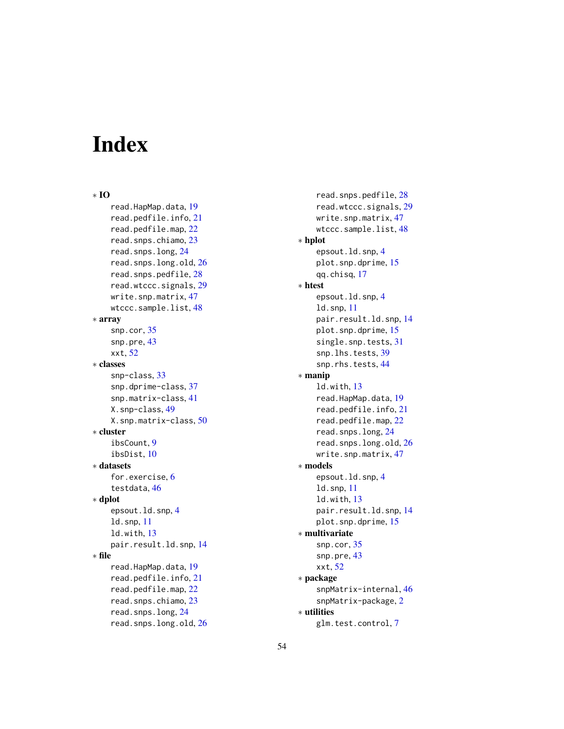# Index

∗ **IO**
- read.HapMap.data, 19
- read.pedfile.info, 21
- read.pedfile.map, 22
- read.snps.chiamo, 23
- read.snps.long, 24
- read.snps.long.old, 26
- read.snps.pedfile, 28
- read.wtccc.signals, 29
- write.snp.matrix, 47
- wtccc.sample.list, 48

∗ **array**
- snp.cor, 35
- snp.pre, 43
- xxt, 52

∗ **classes**
- snp-class, 33
- snp.dprime-class, 37
- snp.matrix-class, 41
- X.snp-class, 49
- X.snp.matrix-class, 50

∗ **cluster**
- ibsCount, 9
- ibsDist, 10

∗ **datasets**
- for.exercise, 6
- testdata, 46

∗ **dplot**
- epsout.ld.snp, 4
- ld.snp, 11
- ld.with, 13
- pair.result.ld.snp, 14

∗ **file**
- read.HapMap.data, 19
- read.pedfile.info, 21
- read.pedfile.map, 22
- read.snps.chiamo, 23
- read.snps.long, 24
- read.snps.long.old, 26
- read.snps.pedfile, 28
- read.wtccc.signals, 29
- write.snp.matrix, 47
- wtccc.sample.list, 48

∗ **hplot**
- epsout.ld.snp, 4
- plot.snp.dprime, 15
- qq.chisq, 17

∗ **htest**
- epsout.ld.snp, 4
- ld.snp, 11
- pair.result.ld.snp, 14
- plot.snp.dprime, 15
- single.snp.tests, 31
- snp.lhs.tests, 39
- snp.rhs.tests, 44

∗ **manip**
- ld.with, 13
- read.HapMap.data, 19
- read.pedfile.info, 21
- read.pedfile.map, 22
- read.snps.long, 24
- read.snps.long.old, 26
- write.snp.matrix, 47

∗ **models**
- epsout.ld.snp, 4
- ld.snp, 11
- ld.with, 13
- pair.result.ld.snp, 14
- plot.snp.dprime, 15

∗ **multivariate**
- snp.cor, 35
- snp.pre, 43
- xxt, 52

∗ **package**
- snpMatrix-internal, 46
- snpMatrix-package, 2

∗ **utilities**
- glm.test.control, 7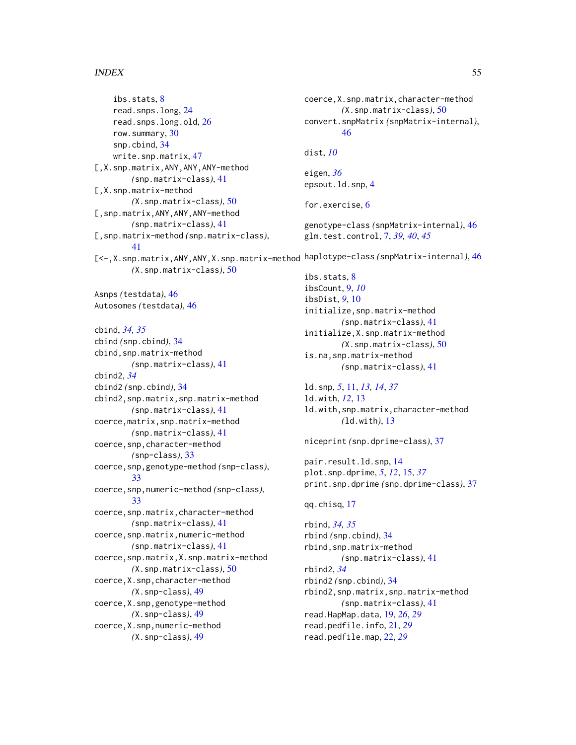ibs.stats, 8
read.snps.long, 24
read.snps.long.old, 26
row.summary, 30
snp.cbind, 34
write.snp.matrix, 47
[,X.snp.matrix,ANY,ANY,ANY-method *(snp.matrix-class)*, 41
[,X.snp.matrix-method *(X.snp.matrix-class)*, 50
[,snp.matrix,ANY,ANY,ANY-method *(snp.matrix-class)*, 41
[,snp.matrix-method *(snp.matrix-class)*, 41
[<-,X.snp.matrix,ANY,ANY,X.snp.matrix-method *(X.snp.matrix-class)*, 50

Asnps *(testdata)*, 46
Autosomes *(testdata)*, 46

cbind, *34, 35*
cbind *(snp.cbind)*, 34
cbind,snp.matrix-method *(snp.matrix-class)*, 41
cbind2, *34*
cbind2 *(snp.cbind)*, 34
cbind2,snp.matrix,snp.matrix-method *(snp.matrix-class)*, 41
coerce,matrix,snp.matrix-method *(snp.matrix-class)*, 41
coerce,snp,character-method *(snp-class)*, 33
coerce,snp,genotype-method *(snp-class)*, 33
coerce,snp,numeric-method *(snp-class)*, 33
coerce,snp.matrix,character-method *(snp.matrix-class)*, 41
coerce,snp.matrix,numeric-method *(snp.matrix-class)*, 41
coerce,snp.matrix,X.snp.matrix-method *(X.snp.matrix-class)*, 50
coerce,X.snp,character-method *(X.snp-class)*, 49
coerce,X.snp,genotype-method *(X.snp-class)*, 49
coerce,X.snp,numeric-method *(X.snp-class)*, 49
coerce,X.snp.matrix,character-method *(X.snp.matrix-class)*, 50
convert.snpMatrix *(snpMatrix-internal)*, 46

dist, *10*

eigen, *36*
epsout.ld.snp, 4

for.exercise, 6

genotype-class *(snpMatrix-internal)*, 46
glm.test.control, 7, *39, 40*, *45*

haplotype-class *(snpMatrix-internal)*, 46

ibs.stats, 8
ibsCount, 9, *10*
ibsDist, *9*, 10
initialize,snp.matrix-method *(snp.matrix-class)*, 41
initialize,X.snp.matrix-method *(X.snp.matrix-class)*, 50
is.na,snp.matrix-method *(snp.matrix-class)*, 41

ld.snp, *5*, 11, *13, 14*, *37*
ld.with, *12*, 13
ld.with,snp.matrix,character-method *(ld.with)*, 13

niceprint *(snp.dprime-class)*, 37

pair.result.ld.snp, 14
plot.snp.dprime, *5*, *12*, 15, *37*
print.snp.dprime *(snp.dprime-class)*, 37

qq.chisq, 17

rbind, *34, 35*
rbind *(snp.cbind)*, 34
rbind,snp.matrix-method *(snp.matrix-class)*, 41
rbind2, *34*
rbind2 *(snp.cbind)*, 34
rbind2,snp.matrix,snp.matrix-method *(snp.matrix-class)*, 41
read.HapMap.data, 19, *26*, *29*
read.pedfile.info, 21, *29*
read.pedfile.map, 22, *29*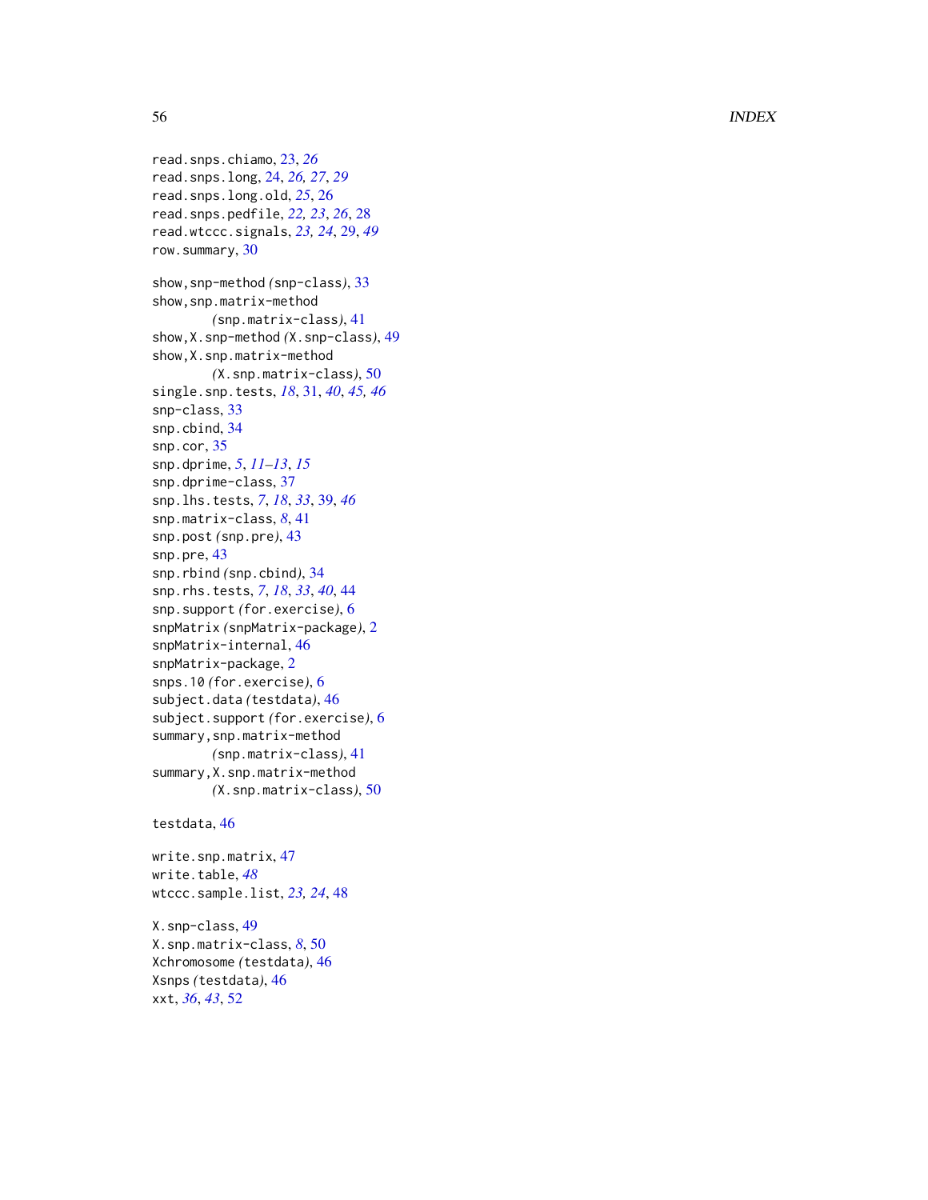read.snps.chiamo, 23, *26*
read.snps.long, 24, *26, 27*, *29*
read.snps.long.old, *25*, 26
read.snps.pedfile, *22, 23*, *26*, 28
read.wtccc.signals, *23, 24*, 29, *49*
row.summary, 30

show,snp-method *(*snp-class*)*, 33
show,snp.matrix-method
        *(*snp.matrix-class*)*, 41
show,X.snp-method *(*X.snp-class*)*, 49
show,X.snp.matrix-method
        *(*X.snp.matrix-class*)*, 50
single.snp.tests, *18*, 31, *40*, *45, 46*
snp-class, 33
snp.cbind, 34
snp.cor, 35
snp.dprime, *5*, *11–13*, *15*
snp.dprime-class, 37
snp.lhs.tests, *7*, *18*, *33*, 39, *46*
snp.matrix-class, *8*, 41
snp.post *(*snp.pre*)*, 43
snp.pre, 43
snp.rbind *(*snp.cbind*)*, 34
snp.rhs.tests, *7*, *18*, *33*, *40*, 44
snp.support *(*for.exercise*)*, 6
snpMatrix *(*snpMatrix-package*)*, 2
snpMatrix-internal, 46
snpMatrix-package, 2
snps.10 *(*for.exercise*)*, 6
subject.data *(*testdata*)*, 46
subject.support *(*for.exercise*)*, 6
summary,snp.matrix-method
        *(*snp.matrix-class*)*, 41
summary,X.snp.matrix-method
        *(*X.snp.matrix-class*)*, 50

testdata, 46

write.snp.matrix, 47
write.table, *48*
wtccc.sample.list, *23, 24*, 48

X.snp-class, 49
X.snp.matrix-class, *8*, 50
Xchromosome *(*testdata*)*, 46
Xsnps *(*testdata*)*, 46
xxt, *36*, *43*, 52